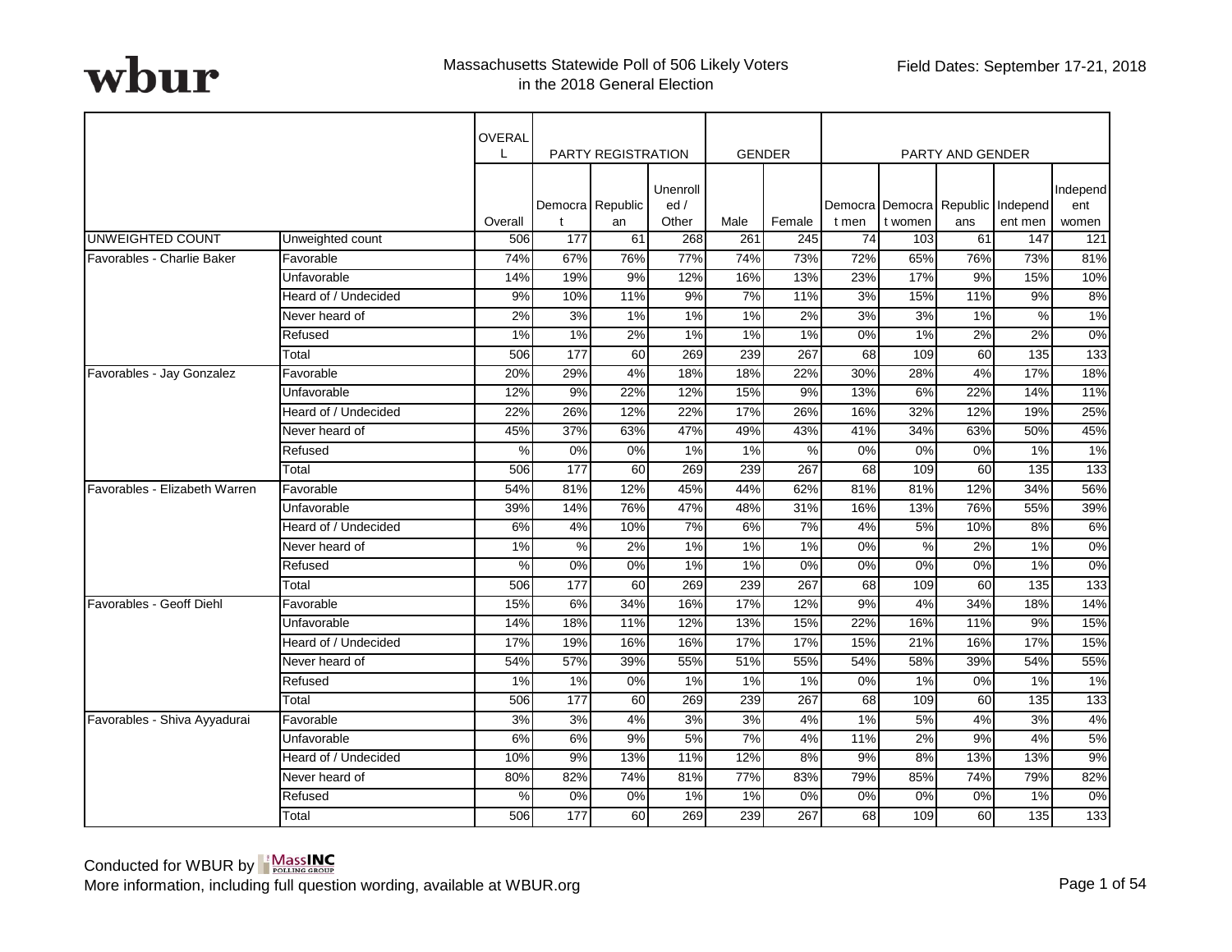wbur

Massachusetts Statewide Poll of 506 Likely Voters in the 2018 General Election

Field Dates: September 17-21, 2018

| | | OVERALL | PARTY REGISTRATION | | | GENDER | | PARTY AND GENDER | | | | |
|---|---|---|---|---|---|---|---|---|---|---|---|---|
| | | Overall | Democrat | Republican | Unenrolled / Other | Male | Female | Democrat men | Democrat women | Republicans | Independent men | Independent women |
| UNWEIGHTED COUNT | Unweighted count | 506 | 177 | 61 | 268 | 261 | 245 | 74 | 103 | 61 | 147 | 121 |
| Favorables - Charlie Baker | Favorable | 74% | 67% | 76% | 77% | 74% | 73% | 72% | 65% | 76% | 73% | 81% |
| | Unfavorable | 14% | 19% | 9% | 12% | 16% | 13% | 23% | 17% | 9% | 15% | 10% |
| | Heard of / Undecided | 9% | 10% | 11% | 9% | 7% | 11% | 3% | 15% | 11% | 9% | 8% |
| | Never heard of | 2% | 3% | 1% | 1% | 1% | 2% | 3% | 3% | 1% | % | 1% |
| | Refused | 1% | 1% | 2% | 1% | 1% | 1% | 0% | 1% | 2% | 2% | 0% |
| | Total | 506 | 177 | 60 | 269 | 239 | 267 | 68 | 109 | 60 | 135 | 133 |
| Favorables - Jay Gonzalez | Favorable | 20% | 29% | 4% | 18% | 18% | 22% | 30% | 28% | 4% | 17% | 18% |
| | Unfavorable | 12% | 9% | 22% | 12% | 15% | 9% | 13% | 6% | 22% | 14% | 11% |
| | Heard of / Undecided | 22% | 26% | 12% | 22% | 17% | 26% | 16% | 32% | 12% | 19% | 25% |
| | Never heard of | 45% | 37% | 63% | 47% | 49% | 43% | 41% | 34% | 63% | 50% | 45% |
| | Refused | % | 0% | 0% | 1% | 1% | % | 0% | 0% | 0% | 1% | 1% |
| | Total | 506 | 177 | 60 | 269 | 239 | 267 | 68 | 109 | 60 | 135 | 133 |
| Favorables - Elizabeth Warren | Favorable | 54% | 81% | 12% | 45% | 44% | 62% | 81% | 81% | 12% | 34% | 56% |
| | Unfavorable | 39% | 14% | 76% | 47% | 48% | 31% | 16% | 13% | 76% | 55% | 39% |
| | Heard of / Undecided | 6% | 4% | 10% | 7% | 6% | 7% | 4% | 5% | 10% | 8% | 6% |
| | Never heard of | 1% | % | 2% | 1% | 1% | 1% | 0% | % | 2% | 1% | 0% |
| | Refused | % | 0% | 0% | 1% | 1% | 0% | 0% | 0% | 0% | 1% | 0% |
| | Total | 506 | 177 | 60 | 269 | 239 | 267 | 68 | 109 | 60 | 135 | 133 |
| Favorables - Geoff Diehl | Favorable | 15% | 6% | 34% | 16% | 17% | 12% | 9% | 4% | 34% | 18% | 14% |
| | Unfavorable | 14% | 18% | 11% | 12% | 13% | 15% | 22% | 16% | 11% | 9% | 15% |
| | Heard of / Undecided | 17% | 19% | 16% | 16% | 17% | 17% | 15% | 21% | 16% | 17% | 15% |
| | Never heard of | 54% | 57% | 39% | 55% | 51% | 55% | 54% | 58% | 39% | 54% | 55% |
| | Refused | 1% | 1% | 0% | 1% | 1% | 1% | 0% | 1% | 0% | 1% | 1% |
| | Total | 506 | 177 | 60 | 269 | 239 | 267 | 68 | 109 | 60 | 135 | 133 |
| Favorables - Shiva Ayyadurai | Favorable | 3% | 3% | 4% | 3% | 3% | 4% | 1% | 5% | 4% | 3% | 4% |
| | Unfavorable | 6% | 6% | 9% | 5% | 7% | 4% | 11% | 2% | 9% | 4% | 5% |
| | Heard of / Undecided | 10% | 9% | 13% | 11% | 12% | 8% | 9% | 8% | 13% | 13% | 9% |
| | Never heard of | 80% | 82% | 74% | 81% | 77% | 83% | 79% | 85% | 74% | 79% | 82% |
| | Refused | % | 0% | 0% | 1% | 1% | 0% | 0% | 0% | 0% | 1% | 0% |
| | Total | 506 | 177 | 60 | 269 | 239 | 267 | 68 | 109 | 60 | 135 | 133 |

Conducted for WBUR by MassINC Polling Group
More information, including full question wording, available at WBUR.org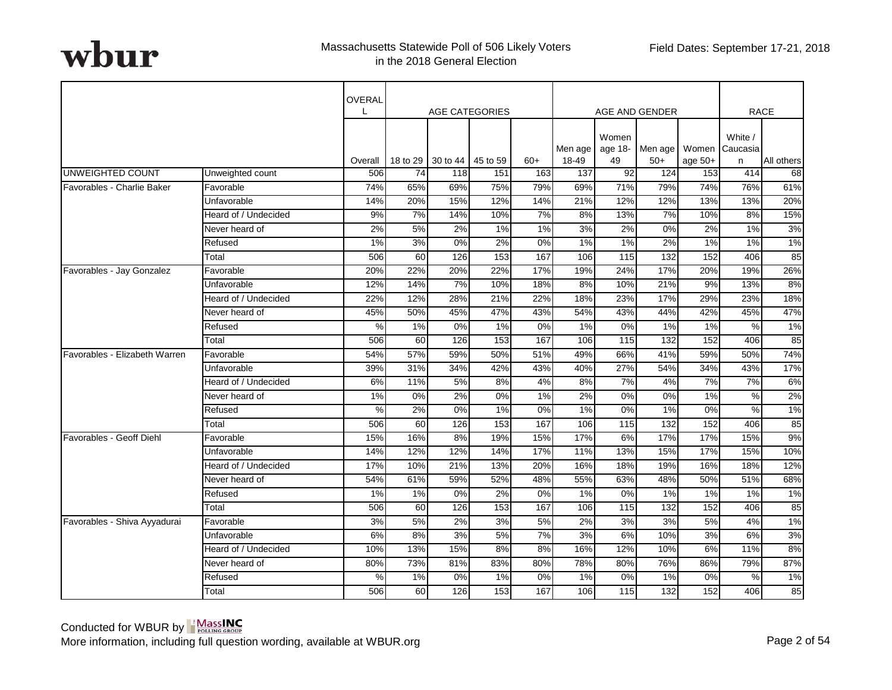Massachusetts Statewide Poll of 506 Likely Voters in the 2018 General Election

Field Dates: September 17-21, 2018

| | | OVERALL | AGE CATEGORIES | | | | AGE AND GENDER | | | | RACE | |
|---|---|---|---|---|---|---|---|---|---|---|---|---|
| | | Overall | 18 to 29 | 30 to 44 | 45 to 59 | 60+ | Men age 18-49 | Women age 18-49 | Men age 50+ | Women age 50+ | White / Caucasian | All others |
| UNWEIGHTED COUNT | Unweighted count | 506 | 74 | 118 | 151 | 163 | 137 | 92 | 124 | 153 | 414 | 68 |
| Favorables - Charlie Baker | Favorable | 74% | 65% | 69% | 75% | 79% | 69% | 71% | 79% | 74% | 76% | 61% |
| | Unfavorable | 14% | 20% | 15% | 12% | 14% | 21% | 12% | 12% | 13% | 13% | 20% |
| | Heard of / Undecided | 9% | 7% | 14% | 10% | 7% | 8% | 13% | 7% | 10% | 8% | 15% |
| | Never heard of | 2% | 5% | 2% | 1% | 1% | 3% | 2% | 0% | 2% | 1% | 3% |
| | Refused | 1% | 3% | 0% | 2% | 0% | 1% | 1% | 2% | 1% | 1% | 1% |
| | Total | 506 | 60 | 126 | 153 | 167 | 106 | 115 | 132 | 152 | 406 | 85 |
| Favorables - Jay Gonzalez | Favorable | 20% | 22% | 20% | 22% | 17% | 19% | 24% | 17% | 20% | 19% | 26% |
| | Unfavorable | 12% | 14% | 7% | 10% | 18% | 8% | 10% | 21% | 9% | 13% | 8% |
| | Heard of / Undecided | 22% | 12% | 28% | 21% | 22% | 18% | 23% | 17% | 29% | 23% | 18% |
| | Never heard of | 45% | 50% | 45% | 47% | 43% | 54% | 43% | 44% | 42% | 45% | 47% |
| | Refused | % | 1% | 0% | 1% | 0% | 1% | 0% | 1% | 1% | % | 1% |
| | Total | 506 | 60 | 126 | 153 | 167 | 106 | 115 | 132 | 152 | 406 | 85 |
| Favorables - Elizabeth Warren | Favorable | 54% | 57% | 59% | 50% | 51% | 49% | 66% | 41% | 59% | 50% | 74% |
| | Unfavorable | 39% | 31% | 34% | 42% | 43% | 40% | 27% | 54% | 34% | 43% | 17% |
| | Heard of / Undecided | 6% | 11% | 5% | 8% | 4% | 8% | 7% | 4% | 7% | 7% | 6% |
| | Never heard of | 1% | 0% | 2% | 0% | 1% | 2% | 0% | 0% | 1% | % | 2% |
| | Refused | % | 2% | 0% | 1% | 0% | 1% | 0% | 1% | 0% | % | 1% |
| | Total | 506 | 60 | 126 | 153 | 167 | 106 | 115 | 132 | 152 | 406 | 85 |
| Favorables - Geoff Diehl | Favorable | 15% | 16% | 8% | 19% | 15% | 17% | 6% | 17% | 17% | 15% | 9% |
| | Unfavorable | 14% | 12% | 12% | 14% | 17% | 11% | 13% | 15% | 17% | 15% | 10% |
| | Heard of / Undecided | 17% | 10% | 21% | 13% | 20% | 16% | 18% | 19% | 16% | 18% | 12% |
| | Never heard of | 54% | 61% | 59% | 52% | 48% | 55% | 63% | 48% | 50% | 51% | 68% |
| | Refused | 1% | 1% | 0% | 2% | 0% | 1% | 0% | 1% | 1% | 1% | 1% |
| | Total | 506 | 60 | 126 | 153 | 167 | 106 | 115 | 132 | 152 | 406 | 85 |
| Favorables - Shiva Ayyadurai | Favorable | 3% | 5% | 2% | 3% | 5% | 2% | 3% | 3% | 5% | 4% | 1% |
| | Unfavorable | 6% | 8% | 3% | 5% | 7% | 3% | 6% | 10% | 3% | 6% | 3% |
| | Heard of / Undecided | 10% | 13% | 15% | 8% | 8% | 16% | 12% | 10% | 6% | 11% | 8% |
| | Never heard of | 80% | 73% | 81% | 83% | 80% | 78% | 80% | 76% | 86% | 79% | 87% |
| | Refused | % | 1% | 0% | 1% | 0% | 1% | 0% | 1% | 0% | % | 1% |
| | Total | 506 | 60 | 126 | 153 | 167 | 106 | 115 | 132 | 152 | 406 | 85 |

Conducted for WBUR by MassINC Polling Group

More information, including full question wording, available at WBUR.org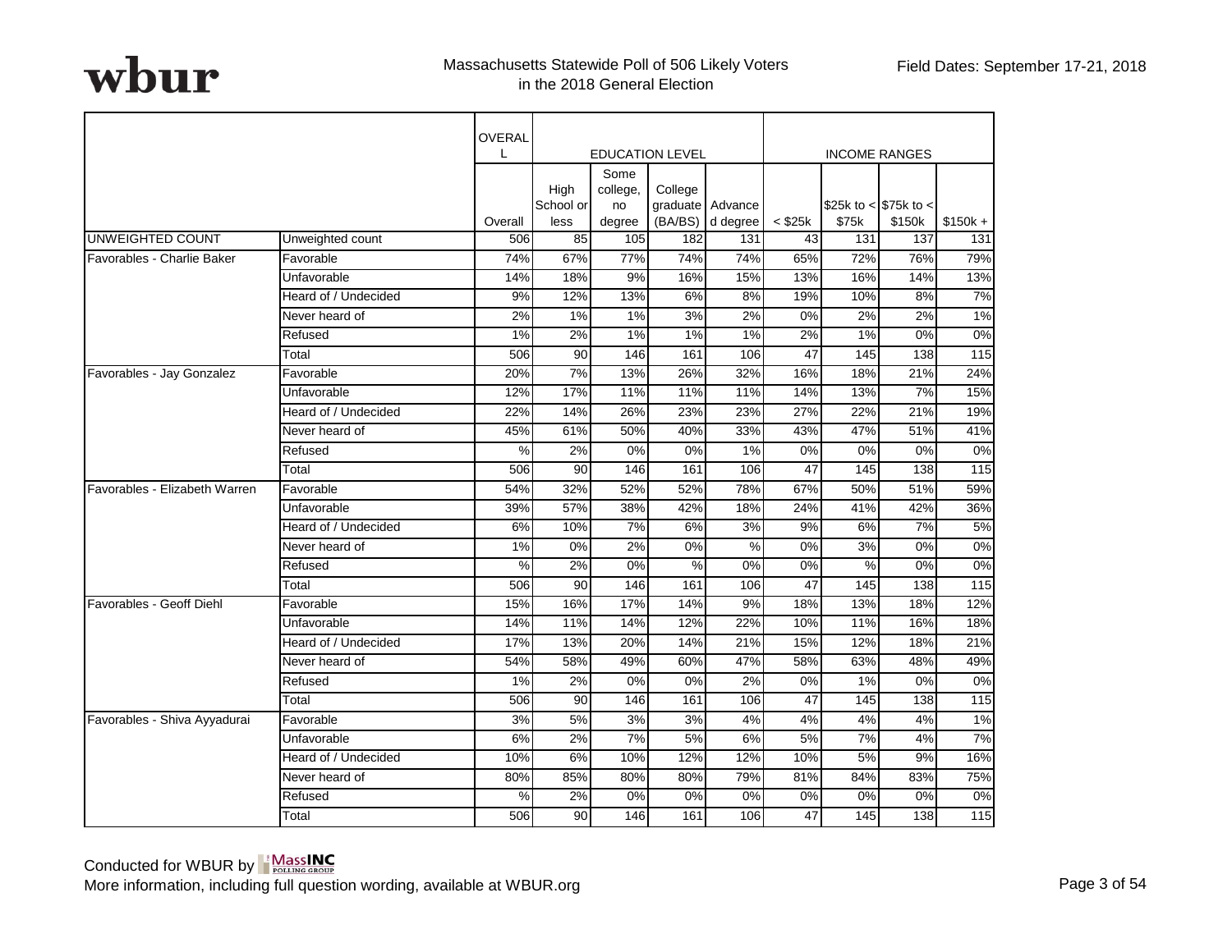Massachusetts Statewide Poll of 506 Likely Voters in the 2018 General Election

Field Dates: September 17-21, 2018

| | | OVERALL | EDUCATION LEVEL | | | | INCOME RANGES | | | |
|---|---|---|---|---|---|---|---|---|---|---|
| | | Overall | High School or less | Some college, no degree | College graduate (BA/BS) | Advanced degree | < $25k | $25k to < $75k | $75k to < $150k | $150k + |
| UNWEIGHTED COUNT | Unweighted count | 506 | 85 | 105 | 182 | 131 | 43 | 131 | 137 | 131 |
| Favorables - Charlie Baker | Favorable | 74% | 67% | 77% | 74% | 74% | 65% | 72% | 76% | 79% |
| | Unfavorable | 14% | 18% | 9% | 16% | 15% | 13% | 16% | 14% | 13% |
| | Heard of / Undecided | 9% | 12% | 13% | 6% | 8% | 19% | 10% | 8% | 7% |
| | Never heard of | 2% | 1% | 1% | 3% | 2% | 0% | 2% | 2% | 1% |
| | Refused | 1% | 2% | 1% | 1% | 1% | 2% | 1% | 0% | 0% |
| | Total | 506 | 90 | 146 | 161 | 106 | 47 | 145 | 138 | 115 |
| Favorables - Jay Gonzalez | Favorable | 20% | 7% | 13% | 26% | 32% | 16% | 18% | 21% | 24% |
| | Unfavorable | 12% | 17% | 11% | 11% | 11% | 14% | 13% | 7% | 15% |
| | Heard of / Undecided | 22% | 14% | 26% | 23% | 23% | 27% | 22% | 21% | 19% |
| | Never heard of | 45% | 61% | 50% | 40% | 33% | 43% | 47% | 51% | 41% |
| | Refused | % | 2% | 0% | 0% | 1% | 0% | 0% | 0% | 0% |
| | Total | 506 | 90 | 146 | 161 | 106 | 47 | 145 | 138 | 115 |
| Favorables - Elizabeth Warren | Favorable | 54% | 32% | 52% | 52% | 78% | 67% | 50% | 51% | 59% |
| | Unfavorable | 39% | 57% | 38% | 42% | 18% | 24% | 41% | 42% | 36% |
| | Heard of / Undecided | 6% | 10% | 7% | 6% | 3% | 9% | 6% | 7% | 5% |
| | Never heard of | 1% | 0% | 2% | 0% | % | 0% | 3% | 0% | 0% |
| | Refused | % | 2% | 0% | % | 0% | 0% | % | 0% | 0% |
| | Total | 506 | 90 | 146 | 161 | 106 | 47 | 145 | 138 | 115 |
| Favorables - Geoff Diehl | Favorable | 15% | 16% | 17% | 14% | 9% | 18% | 13% | 18% | 12% |
| | Unfavorable | 14% | 11% | 14% | 12% | 22% | 10% | 11% | 16% | 18% |
| | Heard of / Undecided | 17% | 13% | 20% | 14% | 21% | 15% | 12% | 18% | 21% |
| | Never heard of | 54% | 58% | 49% | 60% | 47% | 58% | 63% | 48% | 49% |
| | Refused | 1% | 2% | 0% | 0% | 2% | 0% | 1% | 0% | 0% |
| | Total | 506 | 90 | 146 | 161 | 106 | 47 | 145 | 138 | 115 |
| Favorables - Shiva Ayyadurai | Favorable | 3% | 5% | 3% | 3% | 4% | 4% | 4% | 4% | 1% |
| | Unfavorable | 6% | 2% | 7% | 5% | 6% | 5% | 7% | 4% | 7% |
| | Heard of / Undecided | 10% | 6% | 10% | 12% | 12% | 10% | 5% | 9% | 16% |
| | Never heard of | 80% | 85% | 80% | 80% | 79% | 81% | 84% | 83% | 75% |
| | Refused | % | 2% | 0% | 0% | 0% | 0% | 0% | 0% | 0% |
| | Total | 506 | 90 | 146 | 161 | 106 | 47 | 145 | 138 | 115 |

Conducted for WBUR by MassINC Polling Group

More information, including full question wording, available at WBUR.org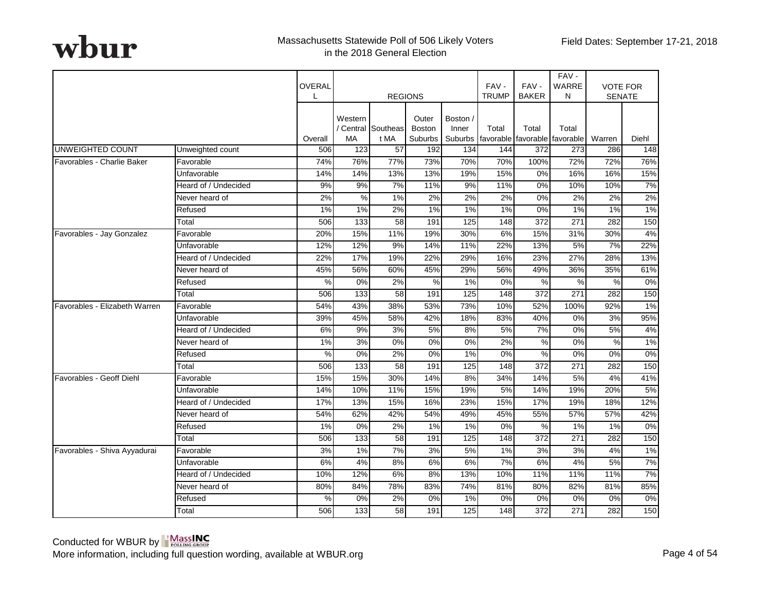Massachusetts Statewide Poll of 506 Likely Voters in the 2018 General Election

Field Dates: September 17-21, 2018

| | | OVERALL | REGIONS | | | | FAV - TRUMP | FAV - BAKER | FAV - WARREN | VOTE FOR SENATE | |
|---|---|---|---|---|---|---|---|---|---|---|---|
| | | Overall | Western / Central MA | Southeast MA | Outer Boston Suburbs | Boston / Inner Suburbs | Total favorable | Total favorable | Total favorable | Warren | Diehl |
| UNWEIGHTED COUNT | Unweighted count | 506 | 123 | 57 | 192 | 134 | 144 | 372 | 273 | 286 | 148 |
| Favorables - Charlie Baker | Favorable | 74% | 76% | 77% | 73% | 70% | 70% | 100% | 72% | 72% | 76% |
| | Unfavorable | 14% | 14% | 13% | 13% | 19% | 15% | 0% | 16% | 16% | 15% |
| | Heard of / Undecided | 9% | 9% | 7% | 11% | 9% | 11% | 0% | 10% | 10% | 7% |
| | Never heard of | 2% | % | 1% | 2% | 2% | 2% | 0% | 2% | 2% | 2% |
| | Refused | 1% | 1% | 2% | 1% | 1% | 1% | 0% | 1% | 1% | 1% |
| | Total | 506 | 133 | 58 | 191 | 125 | 148 | 372 | 271 | 282 | 150 |
| Favorables - Jay Gonzalez | Favorable | 20% | 15% | 11% | 19% | 30% | 6% | 15% | 31% | 30% | 4% |
| | Unfavorable | 12% | 12% | 9% | 14% | 11% | 22% | 13% | 5% | 7% | 22% |
| | Heard of / Undecided | 22% | 17% | 19% | 22% | 29% | 16% | 23% | 27% | 28% | 13% |
| | Never heard of | 45% | 56% | 60% | 45% | 29% | 56% | 49% | 36% | 35% | 61% |
| | Refused | % | 0% | 2% | % | 1% | 0% | % | % | % | 0% |
| | Total | 506 | 133 | 58 | 191 | 125 | 148 | 372 | 271 | 282 | 150 |
| Favorables - Elizabeth Warren | Favorable | 54% | 43% | 38% | 53% | 73% | 10% | 52% | 100% | 92% | 1% |
| | Unfavorable | 39% | 45% | 58% | 42% | 18% | 83% | 40% | 0% | 3% | 95% |
| | Heard of / Undecided | 6% | 9% | 3% | 5% | 8% | 5% | 7% | 0% | 5% | 4% |
| | Never heard of | 1% | 3% | 0% | 0% | 0% | 2% | % | 0% | % | 1% |
| | Refused | % | 0% | 2% | 0% | 1% | 0% | % | 0% | 0% | 0% |
| | Total | 506 | 133 | 58 | 191 | 125 | 148 | 372 | 271 | 282 | 150 |
| Favorables - Geoff Diehl | Favorable | 15% | 15% | 30% | 14% | 8% | 34% | 14% | 5% | 4% | 41% |
| | Unfavorable | 14% | 10% | 11% | 15% | 19% | 5% | 14% | 19% | 20% | 5% |
| | Heard of / Undecided | 17% | 13% | 15% | 16% | 23% | 15% | 17% | 19% | 18% | 12% |
| | Never heard of | 54% | 62% | 42% | 54% | 49% | 45% | 55% | 57% | 57% | 42% |
| | Refused | 1% | 0% | 2% | 1% | 1% | 0% | % | 1% | 1% | 0% |
| | Total | 506 | 133 | 58 | 191 | 125 | 148 | 372 | 271 | 282 | 150 |
| Favorables - Shiva Ayyadurai | Favorable | 3% | 1% | 7% | 3% | 5% | 1% | 3% | 3% | 4% | 1% |
| | Unfavorable | 6% | 4% | 8% | 6% | 6% | 7% | 6% | 4% | 5% | 7% |
| | Heard of / Undecided | 10% | 12% | 6% | 8% | 13% | 10% | 11% | 11% | 11% | 7% |
| | Never heard of | 80% | 84% | 78% | 83% | 74% | 81% | 80% | 82% | 81% | 85% |
| | Refused | % | 0% | 2% | 0% | 1% | 0% | 0% | 0% | 0% | 0% |
| | Total | 506 | 133 | 58 | 191 | 125 | 148 | 372 | 271 | 282 | 150 |

Conducted for WBUR by MassINC Polling Group

More information, including full question wording, available at WBUR.org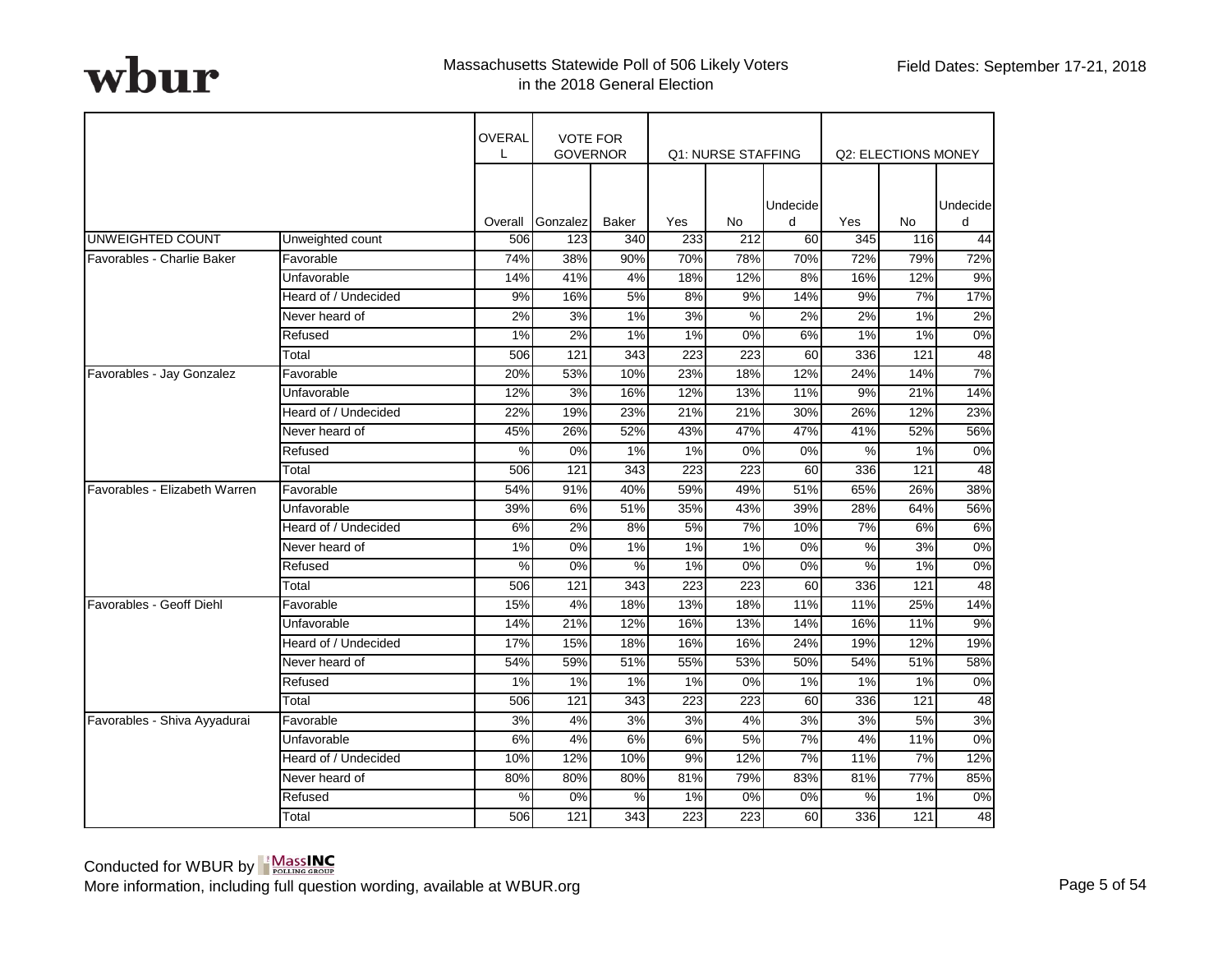wbur

Massachusetts Statewide Poll of 506 Likely Voters in the 2018 General Election

Field Dates: September 17-21, 2018

| | | OVERALL | VOTE FOR GOVERNOR | | Q1: NURSE STAFFING | | | Q2: ELECTIONS MONEY | | |
|---|---|---|---|---|---|---|---|---|---|---|
| | | Overall | Gonzalez | Baker | Yes | No | Undecided | Yes | No | Undecided |
| UNWEIGHTED COUNT | Unweighted count | 506 | 123 | 340 | 233 | 212 | 60 | 345 | 116 | 44 |
| Favorables - Charlie Baker | Favorable | 74% | 38% | 90% | 70% | 78% | 70% | 72% | 79% | 72% |
| | Unfavorable | 14% | 41% | 4% | 18% | 12% | 8% | 16% | 12% | 9% |
| | Heard of / Undecided | 9% | 16% | 5% | 8% | 9% | 14% | 9% | 7% | 17% |
| | Never heard of | 2% | 3% | 1% | 3% | % | 2% | 2% | 1% | 2% |
| | Refused | 1% | 2% | 1% | 1% | 0% | 6% | 1% | 1% | 0% |
| | Total | 506 | 121 | 343 | 223 | 223 | 60 | 336 | 121 | 48 |
| Favorables - Jay Gonzalez | Favorable | 20% | 53% | 10% | 23% | 18% | 12% | 24% | 14% | 7% |
| | Unfavorable | 12% | 3% | 16% | 12% | 13% | 11% | 9% | 21% | 14% |
| | Heard of / Undecided | 22% | 19% | 23% | 21% | 21% | 30% | 26% | 12% | 23% |
| | Never heard of | 45% | 26% | 52% | 43% | 47% | 47% | 41% | 52% | 56% |
| | Refused | % | 0% | 1% | 1% | 0% | 0% | % | 1% | 0% |
| | Total | 506 | 121 | 343 | 223 | 223 | 60 | 336 | 121 | 48 |
| Favorables - Elizabeth Warren | Favorable | 54% | 91% | 40% | 59% | 49% | 51% | 65% | 26% | 38% |
| | Unfavorable | 39% | 6% | 51% | 35% | 43% | 39% | 28% | 64% | 56% |
| | Heard of / Undecided | 6% | 2% | 8% | 5% | 7% | 10% | 7% | 6% | 6% |
| | Never heard of | 1% | 0% | 1% | 1% | 1% | 0% | % | 3% | 0% |
| | Refused | % | 0% | % | 1% | 0% | 0% | % | 1% | 0% |
| | Total | 506 | 121 | 343 | 223 | 223 | 60 | 336 | 121 | 48 |
| Favorables - Geoff Diehl | Favorable | 15% | 4% | 18% | 13% | 18% | 11% | 11% | 25% | 14% |
| | Unfavorable | 14% | 21% | 12% | 16% | 13% | 14% | 16% | 11% | 9% |
| | Heard of / Undecided | 17% | 15% | 18% | 16% | 16% | 24% | 19% | 12% | 19% |
| | Never heard of | 54% | 59% | 51% | 55% | 53% | 50% | 54% | 51% | 58% |
| | Refused | 1% | 1% | 1% | 1% | 0% | 1% | 1% | 1% | 0% |
| | Total | 506 | 121 | 343 | 223 | 223 | 60 | 336 | 121 | 48 |
| Favorables - Shiva Ayyadurai | Favorable | 3% | 4% | 3% | 3% | 4% | 3% | 3% | 5% | 3% |
| | Unfavorable | 6% | 4% | 6% | 6% | 5% | 7% | 4% | 11% | 0% |
| | Heard of / Undecided | 10% | 12% | 10% | 9% | 12% | 7% | 11% | 7% | 12% |
| | Never heard of | 80% | 80% | 80% | 81% | 79% | 83% | 81% | 77% | 85% |
| | Refused | % | 0% | % | 1% | 0% | 0% | % | 1% | 0% |
| | Total | 506 | 121 | 343 | 223 | 223 | 60 | 336 | 121 | 48 |

Conducted for WBUR by MassINC Polling Group

More information, including full question wording, available at WBUR.org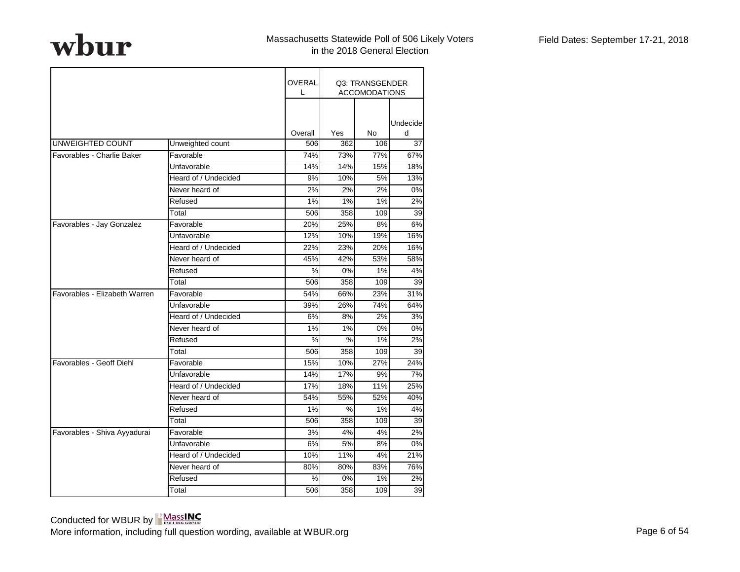Massachusetts Statewide Poll of 506 Likely Voters in the 2018 General Election

Field Dates: September 17-21, 2018

| | | OVERALL | Q3: TRANSGENDER ACCOMODATIONS | | |
|---|---|---|---|---|---|
| | | Overall | Yes | No | Undecided |
| UNWEIGHTED COUNT | Unweighted count | 506 | 362 | 106 | 37 |
| Favorables - Charlie Baker | Favorable | 74% | 73% | 77% | 67% |
| | Unfavorable | 14% | 14% | 15% | 18% |
| | Heard of / Undecided | 9% | 10% | 5% | 13% |
| | Never heard of | 2% | 2% | 2% | 0% |
| | Refused | 1% | 1% | 1% | 2% |
| | Total | 506 | 358 | 109 | 39 |
| Favorables - Jay Gonzalez | Favorable | 20% | 25% | 8% | 6% |
| | Unfavorable | 12% | 10% | 19% | 16% |
| | Heard of / Undecided | 22% | 23% | 20% | 16% |
| | Never heard of | 45% | 42% | 53% | 58% |
| | Refused | % | 0% | 1% | 4% |
| | Total | 506 | 358 | 109 | 39 |
| Favorables - Elizabeth Warren | Favorable | 54% | 66% | 23% | 31% |
| | Unfavorable | 39% | 26% | 74% | 64% |
| | Heard of / Undecided | 6% | 8% | 2% | 3% |
| | Never heard of | 1% | 1% | 0% | 0% |
| | Refused | % | % | 1% | 2% |
| | Total | 506 | 358 | 109 | 39 |
| Favorables - Geoff Diehl | Favorable | 15% | 10% | 27% | 24% |
| | Unfavorable | 14% | 17% | 9% | 7% |
| | Heard of / Undecided | 17% | 18% | 11% | 25% |
| | Never heard of | 54% | 55% | 52% | 40% |
| | Refused | 1% | % | 1% | 4% |
| | Total | 506 | 358 | 109 | 39 |
| Favorables - Shiva Ayyadurai | Favorable | 3% | 4% | 4% | 2% |
| | Unfavorable | 6% | 5% | 8% | 0% |
| | Heard of / Undecided | 10% | 11% | 4% | 21% |
| | Never heard of | 80% | 80% | 83% | 76% |
| | Refused | % | 0% | 1% | 2% |
| | Total | 506 | 358 | 109 | 39 |

Conducted for WBUR by MassINC Polling Group

More information, including full question wording, available at WBUR.org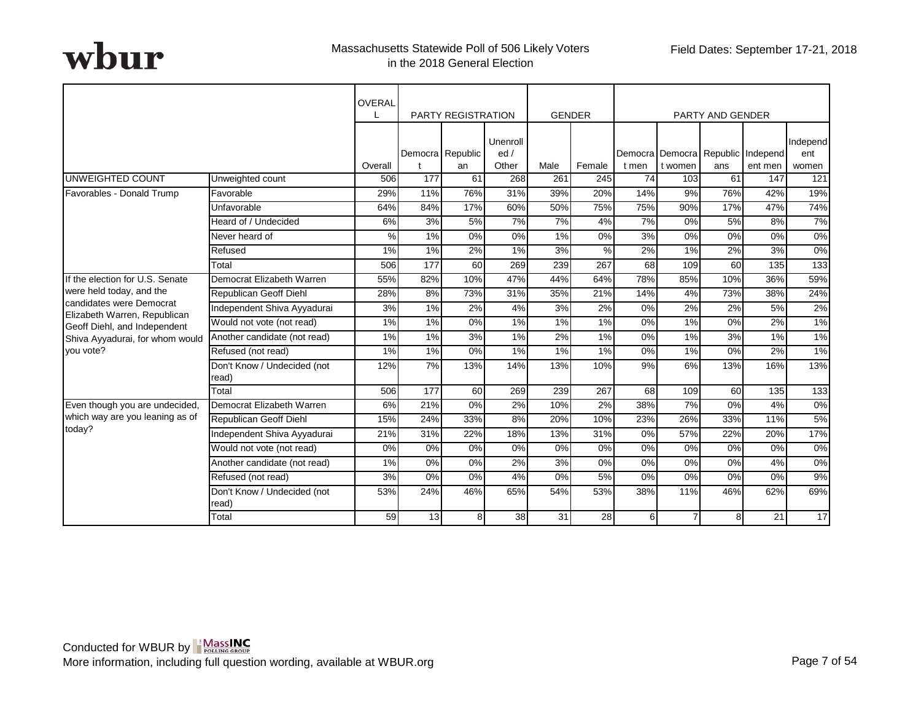wbur

Massachusetts Statewide Poll of 506 Likely Voters in the 2018 General Election

Field Dates: September 17-21, 2018

| | | OVERALL | PARTY REGISTRATION | | | GENDER | | PARTY AND GENDER | | | | |
|---|---|---|---|---|---|---|---|---|---|---|---|---|
| | | Overall | Democrat | Republican | Unenrolled / Other | Male | Female | Democrat men | Democrat women | Republicans | Independent men | Independent women |
| UNWEIGHTED COUNT | Unweighted count | 506 | 177 | 61 | 268 | 261 | 245 | 74 | 103 | 61 | 147 | 121 |
| Favorables - Donald Trump | Favorable | 29% | 11% | 76% | 31% | 39% | 20% | 14% | 9% | 76% | 42% | 19% |
| | Unfavorable | 64% | 84% | 17% | 60% | 50% | 75% | 75% | 90% | 17% | 47% | 74% |
| | Heard of / Undecided | 6% | 3% | 5% | 7% | 7% | 4% | 7% | 0% | 5% | 8% | 7% |
| | Never heard of | % | 1% | 0% | 0% | 1% | 0% | 3% | 0% | 0% | 0% | 0% |
| | Refused | 1% | 1% | 2% | 1% | 3% | % | 2% | 1% | 2% | 3% | 0% |
| | Total | 506 | 177 | 60 | 269 | 239 | 267 | 68 | 109 | 60 | 135 | 133 |
| If the election for U.S. Senate were held today, and the candidates were Democrat Elizabeth Warren, Republican Geoff Diehl, and Independent Shiva Ayyadurai, for whom would you vote? | Democrat Elizabeth Warren | 55% | 82% | 10% | 47% | 44% | 64% | 78% | 85% | 10% | 36% | 59% |
| | Republican Geoff Diehl | 28% | 8% | 73% | 31% | 35% | 21% | 14% | 4% | 73% | 38% | 24% |
| | Independent Shiva Ayyadurai | 3% | 1% | 2% | 4% | 3% | 2% | 0% | 2% | 2% | 5% | 2% |
| | Would not vote (not read) | 1% | 1% | 0% | 1% | 1% | 1% | 0% | 1% | 0% | 2% | 1% |
| | Another candidate (not read) | 1% | 1% | 3% | 1% | 2% | 1% | 0% | 1% | 3% | 1% | 1% |
| | Refused (not read) | 1% | 1% | 0% | 1% | 1% | 1% | 0% | 1% | 0% | 2% | 1% |
| | Don't Know / Undecided (not read) | 12% | 7% | 13% | 14% | 13% | 10% | 9% | 6% | 13% | 16% | 13% |
| | Total | 506 | 177 | 60 | 269 | 239 | 267 | 68 | 109 | 60 | 135 | 133 |
| Even though you are undecided, which way are you leaning as of today? | Democrat Elizabeth Warren | 6% | 21% | 0% | 2% | 10% | 2% | 38% | 7% | 0% | 4% | 0% |
| | Republican Geoff Diehl | 15% | 24% | 33% | 8% | 20% | 10% | 23% | 26% | 33% | 11% | 5% |
| | Independent Shiva Ayyadurai | 21% | 31% | 22% | 18% | 13% | 31% | 0% | 57% | 22% | 20% | 17% |
| | Would not vote (not read) | 0% | 0% | 0% | 0% | 0% | 0% | 0% | 0% | 0% | 0% | 0% |
| | Another candidate (not read) | 1% | 0% | 0% | 2% | 3% | 0% | 0% | 0% | 0% | 4% | 0% |
| | Refused (not read) | 3% | 0% | 0% | 4% | 0% | 5% | 0% | 0% | 0% | 0% | 9% |
| | Don't Know / Undecided (not read) | 53% | 24% | 46% | 65% | 54% | 53% | 38% | 11% | 46% | 62% | 69% |
| | Total | 59 | 13 | 8 | 38 | 31 | 28 | 6 | 7 | 8 | 21 | 17 |

Conducted for WBUR by MassINC Polling Group

More information, including full question wording, available at WBUR.org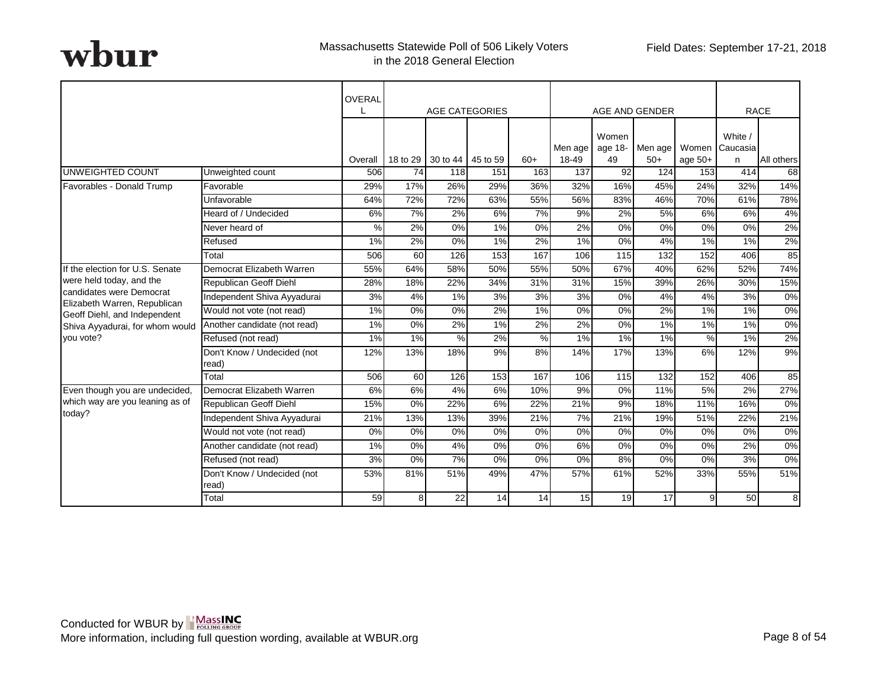wbur

Massachusetts Statewide Poll of 506 Likely Voters in the 2018 General Election

Field Dates: September 17-21, 2018

| | | OVERALL | AGE CATEGORIES | | | | AGE AND GENDER | | | | RACE | |
|---|---|---|---|---|---|---|---|---|---|---|---|---|
| | | Overall | 18 to 29 | 30 to 44 | 45 to 59 | 60+ | Men age 18-49 | Women age 18-49 | Men age 50+ | Women age 50+ | White / Caucasian | All others |
| UNWEIGHTED COUNT | Unweighted count | 506 | 74 | 118 | 151 | 163 | 137 | 92 | 124 | 153 | 414 | 68 |
| Favorables - Donald Trump | Favorable | 29% | 17% | 26% | 29% | 36% | 32% | 16% | 45% | 24% | 32% | 14% |
| | Unfavorable | 64% | 72% | 72% | 63% | 55% | 56% | 83% | 46% | 70% | 61% | 78% |
| | Heard of / Undecided | 6% | 7% | 2% | 6% | 7% | 9% | 2% | 5% | 6% | 6% | 4% |
| | Never heard of | % | 2% | 0% | 1% | 0% | 2% | 0% | 0% | 0% | 0% | 2% |
| | Refused | 1% | 2% | 0% | 1% | 2% | 1% | 0% | 4% | 1% | 1% | 2% |
| | Total | 506 | 60 | 126 | 153 | 167 | 106 | 115 | 132 | 152 | 406 | 85 |
| If the election for U.S. Senate were held today, and the candidates were Democrat Elizabeth Warren, Republican Geoff Diehl, and Independent Shiva Ayyadurai, for whom would you vote? | Democrat Elizabeth Warren | 55% | 64% | 58% | 50% | 55% | 50% | 67% | 40% | 62% | 52% | 74% |
| | Republican Geoff Diehl | 28% | 18% | 22% | 34% | 31% | 31% | 15% | 39% | 26% | 30% | 15% |
| | Independent Shiva Ayyadurai | 3% | 4% | 1% | 3% | 3% | 3% | 0% | 4% | 4% | 3% | 0% |
| | Would not vote (not read) | 1% | 0% | 0% | 2% | 1% | 0% | 0% | 2% | 1% | 1% | 0% |
| | Another candidate (not read) | 1% | 0% | 2% | 1% | 2% | 2% | 0% | 1% | 1% | 1% | 0% |
| | Refused (not read) | 1% | 1% | % | 2% | % | 1% | 1% | 1% | % | 1% | 2% |
| | Don't Know / Undecided (not read) | 12% | 13% | 18% | 9% | 8% | 14% | 17% | 13% | 6% | 12% | 9% |
| | Total | 506 | 60 | 126 | 153 | 167 | 106 | 115 | 132 | 152 | 406 | 85 |
| Even though you are undecided, which way are you leaning as of today? | Democrat Elizabeth Warren | 6% | 6% | 4% | 6% | 10% | 9% | 0% | 11% | 5% | 2% | 27% |
| | Republican Geoff Diehl | 15% | 0% | 22% | 6% | 22% | 21% | 9% | 18% | 11% | 16% | 0% |
| | Independent Shiva Ayyadurai | 21% | 13% | 13% | 39% | 21% | 7% | 21% | 19% | 51% | 22% | 21% |
| | Would not vote (not read) | 0% | 0% | 0% | 0% | 0% | 0% | 0% | 0% | 0% | 0% | 0% |
| | Another candidate (not read) | 1% | 0% | 4% | 0% | 0% | 6% | 0% | 0% | 0% | 2% | 0% |
| | Refused (not read) | 3% | 0% | 7% | 0% | 0% | 0% | 8% | 0% | 0% | 3% | 0% |
| | Don't Know / Undecided (not read) | 53% | 81% | 51% | 49% | 47% | 57% | 61% | 52% | 33% | 55% | 51% |
| | Total | 59 | 8 | 22 | 14 | 14 | 15 | 19 | 17 | 9 | 50 | 8 |

Conducted for WBUR by MassINC Polling Group
More information, including full question wording, available at WBUR.org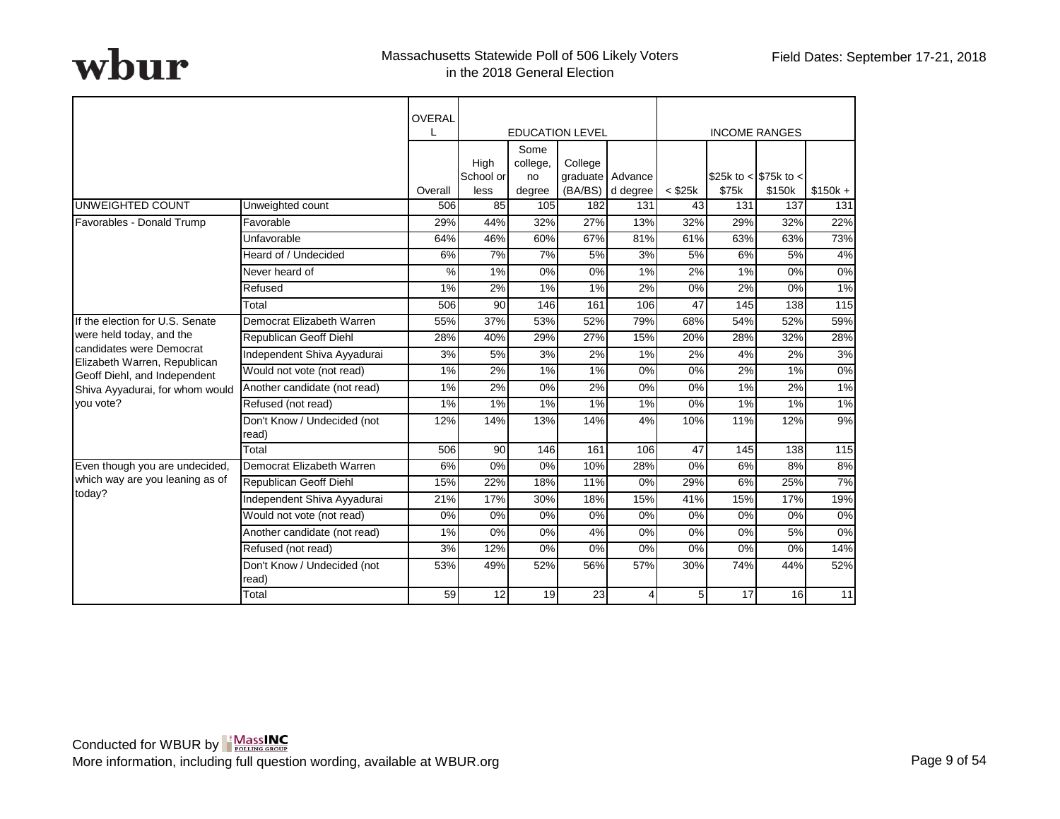Massachusetts Statewide Poll of 506 Likely Voters in the 2018 General Election

Field Dates: September 17-21, 2018

| | | OVERALL | EDUCATION LEVEL | | | | INCOME RANGES | | | |
|---|---|---|---|---|---|---|---|---|---|---|
| | | Overall | High School or less | Some college, no degree | College graduate (BA/BS) | Advanced degree | < $25k | $25k to < $75k | $75k to < $150k | $150k + |
| UNWEIGHTED COUNT | Unweighted count | 506 | 85 | 105 | 182 | 131 | 43 | 131 | 137 | 131 |
| Favorables - Donald Trump | Favorable | 29% | 44% | 32% | 27% | 13% | 32% | 29% | 32% | 22% |
| | Unfavorable | 64% | 46% | 60% | 67% | 81% | 61% | 63% | 63% | 73% |
| | Heard of / Undecided | 6% | 7% | 7% | 5% | 3% | 5% | 6% | 5% | 4% |
| | Never heard of | % | 1% | 0% | 0% | 1% | 2% | 1% | 0% | 0% |
| | Refused | 1% | 2% | 1% | 1% | 2% | 0% | 2% | 0% | 1% |
| | Total | 506 | 90 | 146 | 161 | 106 | 47 | 145 | 138 | 115 |
| If the election for U.S. Senate were held today, and the candidates were Democrat Elizabeth Warren, Republican Geoff Diehl, and Independent Shiva Ayyadurai, for whom would you vote? | Democrat Elizabeth Warren | 55% | 37% | 53% | 52% | 79% | 68% | 54% | 52% | 59% |
| | Republican Geoff Diehl | 28% | 40% | 29% | 27% | 15% | 20% | 28% | 32% | 28% |
| | Independent Shiva Ayyadurai | 3% | 5% | 3% | 2% | 1% | 2% | 4% | 2% | 3% |
| | Would not vote (not read) | 1% | 2% | 1% | 1% | 0% | 0% | 2% | 1% | 0% |
| | Another candidate (not read) | 1% | 2% | 0% | 2% | 0% | 0% | 1% | 2% | 1% |
| | Refused (not read) | 1% | 1% | 1% | 1% | 1% | 0% | 1% | 1% | 1% |
| | Don't Know / Undecided (not read) | 12% | 14% | 13% | 14% | 4% | 10% | 11% | 12% | 9% |
| | Total | 506 | 90 | 146 | 161 | 106 | 47 | 145 | 138 | 115 |
| Even though you are undecided, which way are you leaning as of today? | Democrat Elizabeth Warren | 6% | 0% | 0% | 10% | 28% | 0% | 6% | 8% | 8% |
| | Republican Geoff Diehl | 15% | 22% | 18% | 11% | 0% | 29% | 6% | 25% | 7% |
| | Independent Shiva Ayyadurai | 21% | 17% | 30% | 18% | 15% | 41% | 15% | 17% | 19% |
| | Would not vote (not read) | 0% | 0% | 0% | 0% | 0% | 0% | 0% | 0% | 0% |
| | Another candidate (not read) | 1% | 0% | 0% | 4% | 0% | 0% | 0% | 5% | 0% |
| | Refused (not read) | 3% | 12% | 0% | 0% | 0% | 0% | 0% | 0% | 14% |
| | Don't Know / Undecided (not read) | 53% | 49% | 52% | 56% | 57% | 30% | 74% | 44% | 52% |
| | Total | 59 | 12 | 19 | 23 | 4 | 5 | 17 | 16 | 11 |

Conducted for WBUR by MassINC Polling Group
More information, including full question wording, available at WBUR.org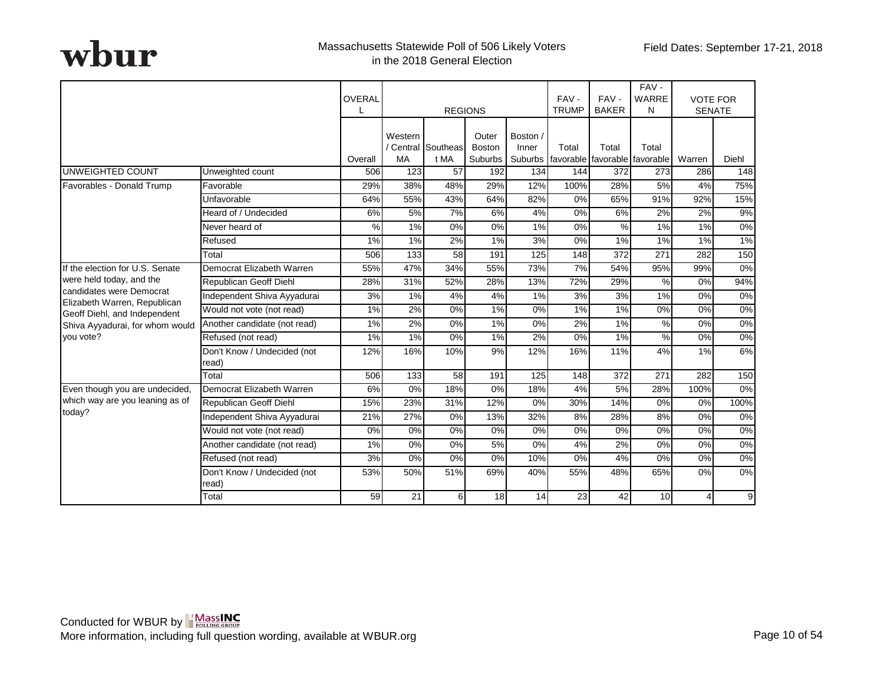Massachusetts Statewide Poll of 506 Likely Voters in the 2018 General Election

Field Dates: September 17-21, 2018

| | | OVERALL | REGIONS | | | | FAV - TRUMP | FAV - BAKER | FAV - WARREN | VOTE FOR SENATE | |
|---|---|---|---|---|---|---|---|---|---|---|---|
| | | Overall | Western / Central MA | Southeast MA | Outer Boston Suburbs | Boston / Inner Suburbs | Total favorable | Total favorable | Total favorable | Warren | Diehl |
| UNWEIGHTED COUNT | Unweighted count | 506 | 123 | 57 | 192 | 134 | 144 | 372 | 273 | 286 | 148 |
| Favorables - Donald Trump | Favorable | 29% | 38% | 48% | 29% | 12% | 100% | 28% | 5% | 4% | 75% |
| | Unfavorable | 64% | 55% | 43% | 64% | 82% | 0% | 65% | 91% | 92% | 15% |
| | Heard of / Undecided | 6% | 5% | 7% | 6% | 4% | 0% | 6% | 2% | 2% | 9% |
| | Never heard of | % | 1% | 0% | 0% | 1% | 0% | % | 1% | 1% | 0% |
| | Refused | 1% | 1% | 2% | 1% | 3% | 0% | 1% | 1% | 1% | 1% |
| | Total | 506 | 133 | 58 | 191 | 125 | 148 | 372 | 271 | 282 | 150 |
| If the election for U.S. Senate were held today, and the candidates were Democrat Elizabeth Warren, Republican Geoff Diehl, and Independent Shiva Ayyadurai, for whom would you vote? | Democrat Elizabeth Warren | 55% | 47% | 34% | 55% | 73% | 7% | 54% | 95% | 99% | 0% |
| | Republican Geoff Diehl | 28% | 31% | 52% | 28% | 13% | 72% | 29% | % | 0% | 94% |
| | Independent Shiva Ayyadurai | 3% | 1% | 4% | 4% | 1% | 3% | 3% | 1% | 0% | 0% |
| | Would not vote (not read) | 1% | 2% | 0% | 1% | 0% | 1% | 1% | 0% | 0% | 0% |
| | Another candidate (not read) | 1% | 2% | 0% | 1% | 0% | 2% | 1% | % | 0% | 0% |
| | Refused (not read) | 1% | 1% | 0% | 1% | 2% | 0% | 1% | % | 0% | 0% |
| | Don't Know / Undecided (not read) | 12% | 16% | 10% | 9% | 12% | 16% | 11% | 4% | 1% | 6% |
| | Total | 506 | 133 | 58 | 191 | 125 | 148 | 372 | 271 | 282 | 150 |
| Even though you are undecided, which way are you leaning as of today? | Democrat Elizabeth Warren | 6% | 0% | 18% | 0% | 18% | 4% | 5% | 28% | 100% | 0% |
| | Republican Geoff Diehl | 15% | 23% | 31% | 12% | 0% | 30% | 14% | 0% | 0% | 100% |
| | Independent Shiva Ayyadurai | 21% | 27% | 0% | 13% | 32% | 8% | 28% | 8% | 0% | 0% |
| | Would not vote (not read) | 0% | 0% | 0% | 0% | 0% | 0% | 0% | 0% | 0% | 0% |
| | Another candidate (not read) | 1% | 0% | 0% | 5% | 0% | 4% | 2% | 0% | 0% | 0% |
| | Refused (not read) | 3% | 0% | 0% | 0% | 10% | 0% | 4% | 0% | 0% | 0% |
| | Don't Know / Undecided (not read) | 53% | 50% | 51% | 69% | 40% | 55% | 48% | 65% | 0% | 0% |
| | Total | 59 | 21 | 6 | 18 | 14 | 23 | 42 | 10 | 4 | 9 |

Conducted for WBUR by MassINC Polling Group

More information, including full question wording, available at WBUR.org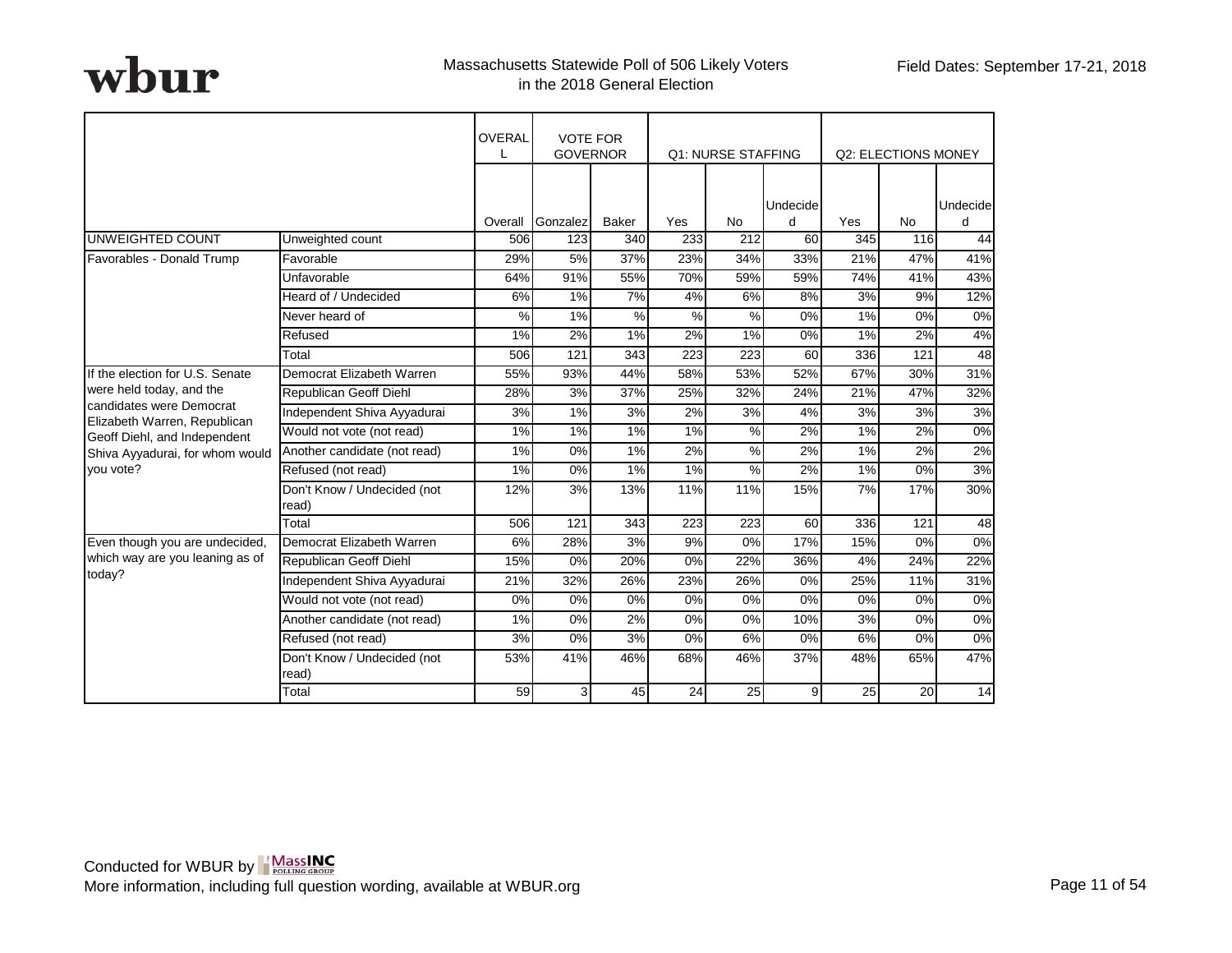Massachusetts Statewide Poll of 506 Likely Voters in the 2018 General Election

Field Dates: September 17-21, 2018

| | | OVERALL | VOTE FOR GOVERNOR | | Q1: NURSE STAFFING | | | Q2: ELECTIONS MONEY | | |
|---|---|---|---|---|---|---|---|---|---|---|
| | | Overall | Gonzalez | Baker | Yes | No | Undecided | Yes | No | Undecided |
| UNWEIGHTED COUNT | Unweighted count | 506 | 123 | 340 | 233 | 212 | 60 | 345 | 116 | 44 |
| Favorables - Donald Trump | Favorable | 29% | 5% | 37% | 23% | 34% | 33% | 21% | 47% | 41% |
| | Unfavorable | 64% | 91% | 55% | 70% | 59% | 59% | 74% | 41% | 43% |
| | Heard of / Undecided | 6% | 1% | 7% | 4% | 6% | 8% | 3% | 9% | 12% |
| | Never heard of | % | 1% | % | % | % | 0% | 1% | 0% | 0% |
| | Refused | 1% | 2% | 1% | 2% | 1% | 0% | 1% | 2% | 4% |
| | Total | 506 | 121 | 343 | 223 | 223 | 60 | 336 | 121 | 48 |
| If the election for U.S. Senate were held today, and the candidates were Democrat Elizabeth Warren, Republican Geoff Diehl, and Independent Shiva Ayyadurai, for whom would you vote? | Democrat Elizabeth Warren | 55% | 93% | 44% | 58% | 53% | 52% | 67% | 30% | 31% |
| | Republican Geoff Diehl | 28% | 3% | 37% | 25% | 32% | 24% | 21% | 47% | 32% |
| | Independent Shiva Ayyadurai | 3% | 1% | 3% | 2% | 3% | 4% | 3% | 3% | 3% |
| | Would not vote (not read) | 1% | 1% | 1% | 1% | % | 2% | 1% | 2% | 0% |
| | Another candidate (not read) | 1% | 0% | 1% | 2% | % | 2% | 1% | 2% | 2% |
| | Refused (not read) | 1% | 0% | 1% | 1% | % | 2% | 1% | 0% | 3% |
| | Don't Know / Undecided (not read) | 12% | 3% | 13% | 11% | 11% | 15% | 7% | 17% | 30% |
| | Total | 506 | 121 | 343 | 223 | 223 | 60 | 336 | 121 | 48 |
| Even though you are undecided, which way are you leaning as of today? | Democrat Elizabeth Warren | 6% | 28% | 3% | 9% | 0% | 17% | 15% | 0% | 0% |
| | Republican Geoff Diehl | 15% | 0% | 20% | 0% | 22% | 36% | 4% | 24% | 22% |
| | Independent Shiva Ayyadurai | 21% | 32% | 26% | 23% | 26% | 0% | 25% | 11% | 31% |
| | Would not vote (not read) | 0% | 0% | 0% | 0% | 0% | 0% | 0% | 0% | 0% |
| | Another candidate (not read) | 1% | 0% | 2% | 0% | 0% | 10% | 3% | 0% | 0% |
| | Refused (not read) | 3% | 0% | 3% | 0% | 6% | 0% | 6% | 0% | 0% |
| | Don't Know / Undecided (not read) | 53% | 41% | 46% | 68% | 46% | 37% | 48% | 65% | 47% |
| | Total | 59 | 3 | 45 | 24 | 25 | 9 | 25 | 20 | 14 |

Conducted for WBUR by MassINC Polling Group

More information, including full question wording, available at WBUR.org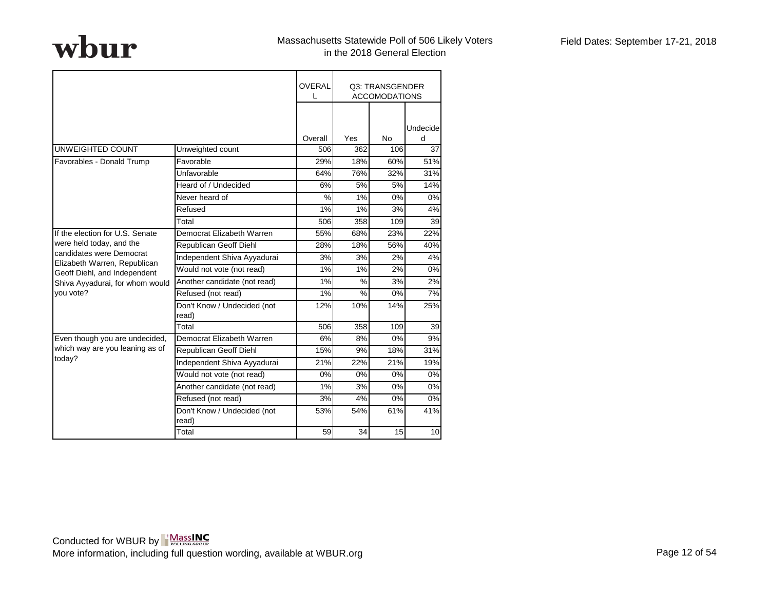wbur

Massachusetts Statewide Poll of 506 Likely Voters in the 2018 General Election

Field Dates: September 17-21, 2018

| | | OVERALL | Q3: TRANSGENDER ACCOMODATIONS | | |
|---|---|---|---|---|---|
| | | Overall | Yes | No | Undecided |
| UNWEIGHTED COUNT | Unweighted count | 506 | 362 | 106 | 37 |
| Favorables - Donald Trump | Favorable | 29% | 18% | 60% | 51% |
| | Unfavorable | 64% | 76% | 32% | 31% |
| | Heard of / Undecided | 6% | 5% | 5% | 14% |
| | Never heard of | % | 1% | 0% | 0% |
| | Refused | 1% | 1% | 3% | 4% |
| | Total | 506 | 358 | 109 | 39 |
| If the election for U.S. Senate were held today, and the candidates were Democrat Elizabeth Warren, Republican Geoff Diehl, and Independent Shiva Ayyadurai, for whom would you vote? | Democrat Elizabeth Warren | 55% | 68% | 23% | 22% |
| | Republican Geoff Diehl | 28% | 18% | 56% | 40% |
| | Independent Shiva Ayyadurai | 3% | 3% | 2% | 4% |
| | Would not vote (not read) | 1% | 1% | 2% | 0% |
| | Another candidate (not read) | 1% | % | 3% | 2% |
| | Refused (not read) | 1% | % | 0% | 7% |
| | Don't Know / Undecided (not read) | 12% | 10% | 14% | 25% |
| | Total | 506 | 358 | 109 | 39 |
| Even though you are undecided, which way are you leaning as of today? | Democrat Elizabeth Warren | 6% | 8% | 0% | 9% |
| | Republican Geoff Diehl | 15% | 9% | 18% | 31% |
| | Independent Shiva Ayyadurai | 21% | 22% | 21% | 19% |
| | Would not vote (not read) | 0% | 0% | 0% | 0% |
| | Another candidate (not read) | 1% | 3% | 0% | 0% |
| | Refused (not read) | 3% | 4% | 0% | 0% |
| | Don't Know / Undecided (not read) | 53% | 54% | 61% | 41% |
| | Total | 59 | 34 | 15 | 10 |

Conducted for WBUR by MassINC Polling Group
More information, including full question wording, available at WBUR.org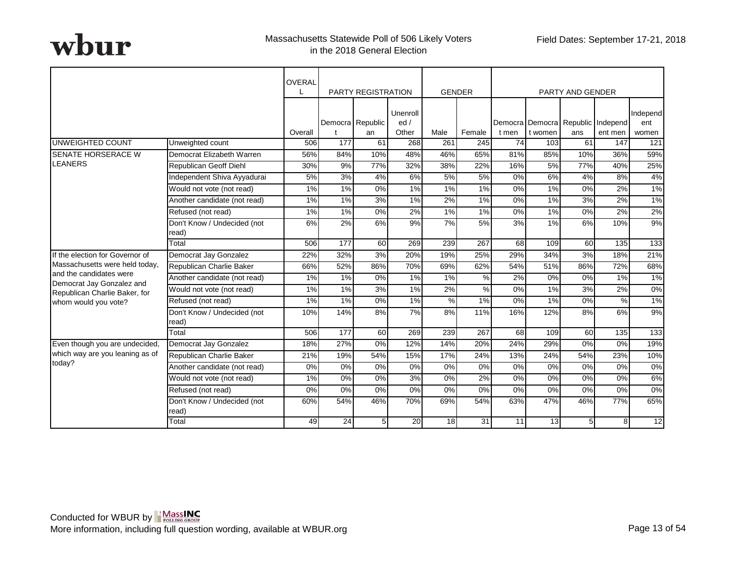wbur

Massachusetts Statewide Poll of 506 Likely Voters in the 2018 General Election

Field Dates: September 17-21, 2018

| | | OVERALL | PARTY REGISTRATION | | | GENDER | | PARTY AND GENDER | | | | |
|---|---|---|---|---|---|---|---|---|---|---|---|---|
| | | Overall | Democrat | Republican | Unenrolled / Other | Male | Female | Democrat men | Democrat women | Republicans | Independent men | Independent women |
| UNWEIGHTED COUNT | Unweighted count | 506 | 177 | 61 | 268 | 261 | 245 | 74 | 103 | 61 | 147 | 121 |
| SENATE HORSERACE W LEANERS | Democrat Elizabeth Warren | 56% | 84% | 10% | 48% | 46% | 65% | 81% | 85% | 10% | 36% | 59% |
| | Republican Geoff Diehl | 30% | 9% | 77% | 32% | 38% | 22% | 16% | 5% | 77% | 40% | 25% |
| | Independent Shiva Ayyadurai | 5% | 3% | 4% | 6% | 5% | 5% | 0% | 6% | 4% | 8% | 4% |
| | Would not vote (not read) | 1% | 1% | 0% | 1% | 1% | 1% | 0% | 1% | 0% | 2% | 1% |
| | Another candidate (not read) | 1% | 1% | 3% | 1% | 2% | 1% | 0% | 1% | 3% | 2% | 1% |
| | Refused (not read) | 1% | 1% | 0% | 2% | 1% | 1% | 0% | 1% | 0% | 2% | 2% |
| | Don't Know / Undecided (not read) | 6% | 2% | 6% | 9% | 7% | 5% | 3% | 1% | 6% | 10% | 9% |
| | Total | 506 | 177 | 60 | 269 | 239 | 267 | 68 | 109 | 60 | 135 | 133 |
| If the election for Governor of Massachusetts were held today, and the candidates were Democrat Jay Gonzalez and Republican Charlie Baker, for whom would you vote? | Democrat Jay Gonzalez | 22% | 32% | 3% | 20% | 19% | 25% | 29% | 34% | 3% | 18% | 21% |
| | Republican Charlie Baker | 66% | 52% | 86% | 70% | 69% | 62% | 54% | 51% | 86% | 72% | 68% |
| | Another candidate (not read) | 1% | 1% | 0% | 1% | 1% | % | 2% | 0% | 0% | 1% | 1% |
| | Would not vote (not read) | 1% | 1% | 3% | 1% | 2% | % | 0% | 1% | 3% | 2% | 0% |
| | Refused (not read) | 1% | 1% | 0% | 1% | % | 1% | 0% | 1% | 0% | % | 1% |
| | Don't Know / Undecided (not read) | 10% | 14% | 8% | 7% | 8% | 11% | 16% | 12% | 8% | 6% | 9% |
| | Total | 506 | 177 | 60 | 269 | 239 | 267 | 68 | 109 | 60 | 135 | 133 |
| Even though you are undecided, which way are you leaning as of today? | Democrat Jay Gonzalez | 18% | 27% | 0% | 12% | 14% | 20% | 24% | 29% | 0% | 0% | 19% |
| | Republican Charlie Baker | 21% | 19% | 54% | 15% | 17% | 24% | 13% | 24% | 54% | 23% | 10% |
| | Another candidate (not read) | 0% | 0% | 0% | 0% | 0% | 0% | 0% | 0% | 0% | 0% | 0% |
| | Would not vote (not read) | 1% | 0% | 0% | 3% | 0% | 2% | 0% | 0% | 0% | 0% | 6% |
| | Refused (not read) | 0% | 0% | 0% | 0% | 0% | 0% | 0% | 0% | 0% | 0% | 0% |
| | Don't Know / Undecided (not read) | 60% | 54% | 46% | 70% | 69% | 54% | 63% | 47% | 46% | 77% | 65% |
| | Total | 49 | 24 | 5 | 20 | 18 | 31 | 11 | 13 | 5 | 8 | 12 |

Conducted for WBUR by MassINC Polling Group
More information, including full question wording, available at WBUR.org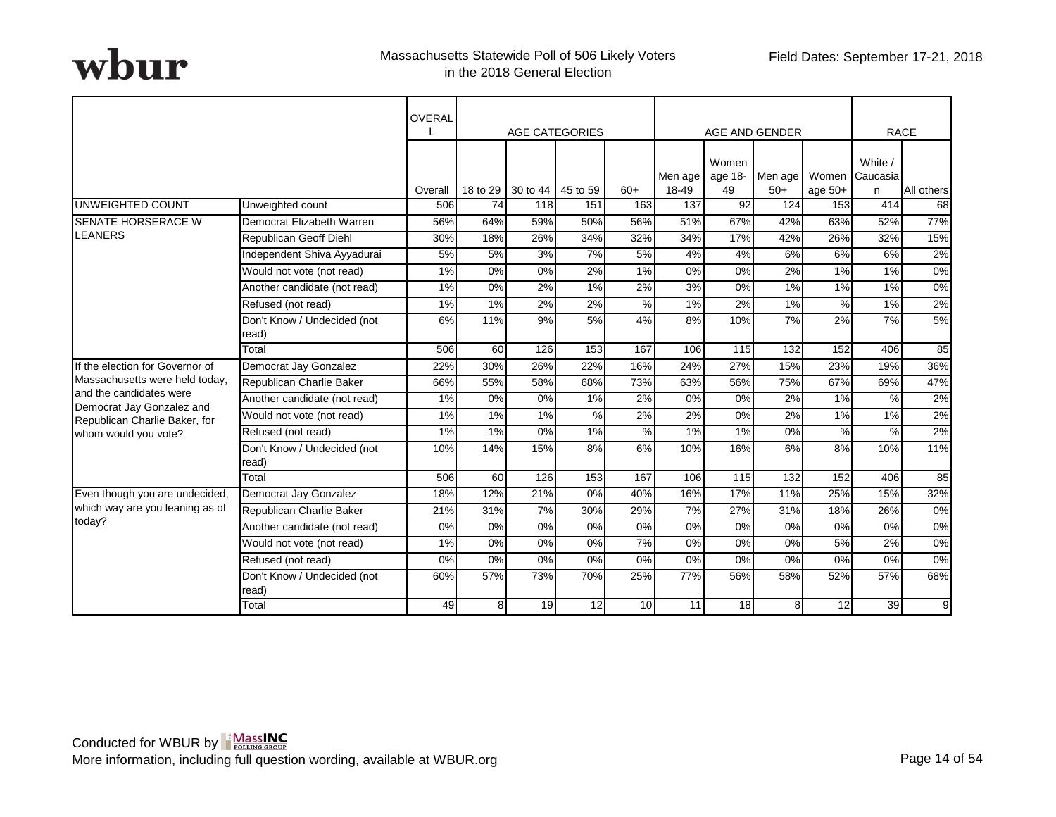Massachusetts Statewide Poll of 506 Likely Voters in the 2018 General Election

Field Dates: September 17-21, 2018

| | | OVERALL | AGE CATEGORIES | | | | AGE AND GENDER | | | | RACE | |
|---|---|---|---|---|---|---|---|---|---|---|---|---|
| | | Overall | 18 to 29 | 30 to 44 | 45 to 59 | 60+ | Men age 18-49 | Women age 18-49 | Men age 50+ | Women age 50+ | White / Caucasian | All others |
| UNWEIGHTED COUNT | Unweighted count | 506 | 74 | 118 | 151 | 163 | 137 | 92 | 124 | 153 | 414 | 68 |
| SENATE HORSERACE W LEANERS | Democrat Elizabeth Warren | 56% | 64% | 59% | 50% | 56% | 51% | 67% | 42% | 63% | 52% | 77% |
| | Republican Geoff Diehl | 30% | 18% | 26% | 34% | 32% | 34% | 17% | 42% | 26% | 32% | 15% |
| | Independent Shiva Ayyadurai | 5% | 5% | 3% | 7% | 5% | 4% | 4% | 6% | 6% | 6% | 2% |
| | Would not vote (not read) | 1% | 0% | 0% | 2% | 1% | 0% | 0% | 2% | 1% | 1% | 0% |
| | Another candidate (not read) | 1% | 0% | 2% | 1% | 2% | 3% | 0% | 1% | 1% | 1% | 0% |
| | Refused (not read) | 1% | 1% | 2% | 2% | % | 1% | 2% | 1% | % | 1% | 2% |
| | Don't Know / Undecided (not read) | 6% | 11% | 9% | 5% | 4% | 8% | 10% | 7% | 2% | 7% | 5% |
| | Total | 506 | 60 | 126 | 153 | 167 | 106 | 115 | 132 | 152 | 406 | 85 |
| If the election for Governor of Massachusetts were held today, and the candidates were Democrat Jay Gonzalez and Republican Charlie Baker, for whom would you vote? | Democrat Jay Gonzalez | 22% | 30% | 26% | 22% | 16% | 24% | 27% | 15% | 23% | 19% | 36% |
| | Republican Charlie Baker | 66% | 55% | 58% | 68% | 73% | 63% | 56% | 75% | 67% | 69% | 47% |
| | Another candidate (not read) | 1% | 0% | 0% | 1% | 2% | 0% | 0% | 2% | 1% | % | 2% |
| | Would not vote (not read) | 1% | 1% | 1% | % | 2% | 2% | 0% | 2% | 1% | 1% | 2% |
| | Refused (not read) | 1% | 1% | 0% | 1% | % | 1% | 1% | 0% | % | % | 2% |
| | Don't Know / Undecided (not read) | 10% | 14% | 15% | 8% | 6% | 10% | 16% | 6% | 8% | 10% | 11% |
| | Total | 506 | 60 | 126 | 153 | 167 | 106 | 115 | 132 | 152 | 406 | 85 |
| Even though you are undecided, which way are you leaning as of today? | Democrat Jay Gonzalez | 18% | 12% | 21% | 0% | 40% | 16% | 17% | 11% | 25% | 15% | 32% |
| | Republican Charlie Baker | 21% | 31% | 7% | 30% | 29% | 7% | 27% | 31% | 18% | 26% | 0% |
| | Another candidate (not read) | 0% | 0% | 0% | 0% | 0% | 0% | 0% | 0% | 0% | 0% | 0% |
| | Would not vote (not read) | 1% | 0% | 0% | 0% | 7% | 0% | 0% | 0% | 5% | 2% | 0% |
| | Refused (not read) | 0% | 0% | 0% | 0% | 0% | 0% | 0% | 0% | 0% | 0% | 0% |
| | Don't Know / Undecided (not read) | 60% | 57% | 73% | 70% | 25% | 77% | 56% | 58% | 52% | 57% | 68% |
| | Total | 49 | 8 | 19 | 12 | 10 | 11 | 18 | 8 | 12 | 39 | 9 |

Conducted for WBUR by MassINC Polling Group
More information, including full question wording, available at WBUR.org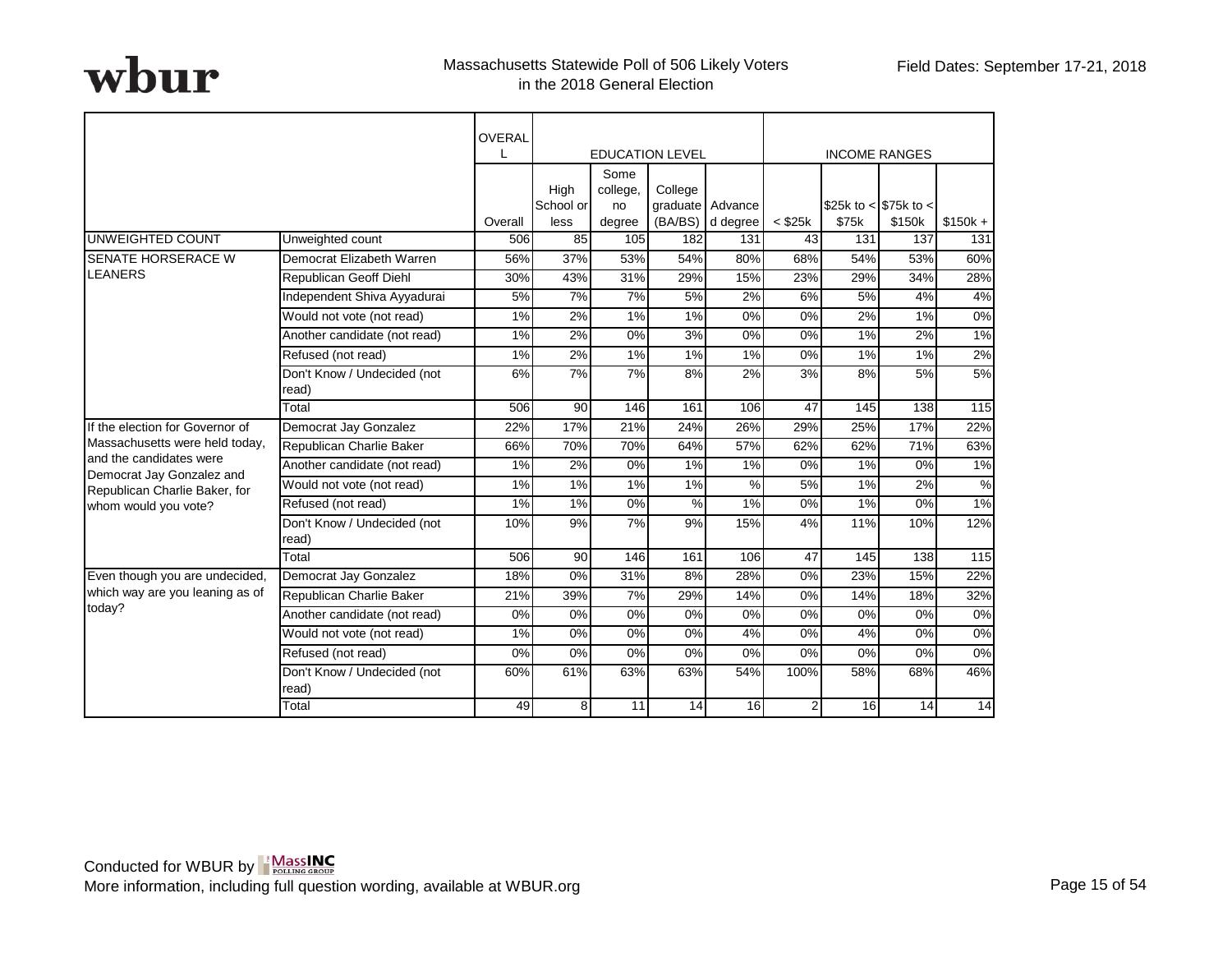wbur

Massachusetts Statewide Poll of 506 Likely Voters in the 2018 General Election

Field Dates: September 17-21, 2018

| | | OVERALL | EDUCATION LEVEL | | | | INCOME RANGES | | | |
|---|---|---|---|---|---|---|---|---|---|---|
| | | Overall | High School or less | Some college, no degree | College graduate (BA/BS) | Advanced degree | < $25k | $25k to < $75k | $75k to < $150k | $150k + |
| UNWEIGHTED COUNT | Unweighted count | 506 | 85 | 105 | 182 | 131 | 43 | 131 | 137 | 131 |
| SENATE HORSERACE W LEANERS | Democrat Elizabeth Warren | 56% | 37% | 53% | 54% | 80% | 68% | 54% | 53% | 60% |
| | Republican Geoff Diehl | 30% | 43% | 31% | 29% | 15% | 23% | 29% | 34% | 28% |
| | Independent Shiva Ayyadurai | 5% | 7% | 7% | 5% | 2% | 6% | 5% | 4% | 4% |
| | Would not vote (not read) | 1% | 2% | 1% | 1% | 0% | 0% | 2% | 1% | 0% |
| | Another candidate (not read) | 1% | 2% | 0% | 3% | 0% | 0% | 1% | 2% | 1% |
| | Refused (not read) | 1% | 2% | 1% | 1% | 1% | 0% | 1% | 1% | 2% |
| | Don't Know / Undecided (not read) | 6% | 7% | 7% | 8% | 2% | 3% | 8% | 5% | 5% |
| | Total | 506 | 90 | 146 | 161 | 106 | 47 | 145 | 138 | 115 |
| If the election for Governor of Massachusetts were held today, and the candidates were Democrat Jay Gonzalez and Republican Charlie Baker, for whom would you vote? | Democrat Jay Gonzalez | 22% | 17% | 21% | 24% | 26% | 29% | 25% | 17% | 22% |
| | Republican Charlie Baker | 66% | 70% | 70% | 64% | 57% | 62% | 62% | 71% | 63% |
| | Another candidate (not read) | 1% | 2% | 0% | 1% | 1% | 0% | 1% | 0% | 1% |
| | Would not vote (not read) | 1% | 1% | 1% | 1% | % | 5% | 1% | 2% | % |
| | Refused (not read) | 1% | 1% | 0% | % | 1% | 0% | 1% | 0% | 1% |
| | Don't Know / Undecided (not read) | 10% | 9% | 7% | 9% | 15% | 4% | 11% | 10% | 12% |
| | Total | 506 | 90 | 146 | 161 | 106 | 47 | 145 | 138 | 115 |
| Even though you are undecided, which way are you leaning as of today? | Democrat Jay Gonzalez | 18% | 0% | 31% | 8% | 28% | 0% | 23% | 15% | 22% |
| | Republican Charlie Baker | 21% | 39% | 7% | 29% | 14% | 0% | 14% | 18% | 32% |
| | Another candidate (not read) | 0% | 0% | 0% | 0% | 0% | 0% | 0% | 0% | 0% |
| | Would not vote (not read) | 1% | 0% | 0% | 0% | 4% | 0% | 4% | 0% | 0% |
| | Refused (not read) | 0% | 0% | 0% | 0% | 0% | 0% | 0% | 0% | 0% |
| | Don't Know / Undecided (not read) | 60% | 61% | 63% | 63% | 54% | 100% | 58% | 68% | 46% |
| | Total | 49 | 8 | 11 | 14 | 16 | 2 | 16 | 14 | 14 |

Conducted for WBUR by MassINC Polling Group
More information, including full question wording, available at WBUR.org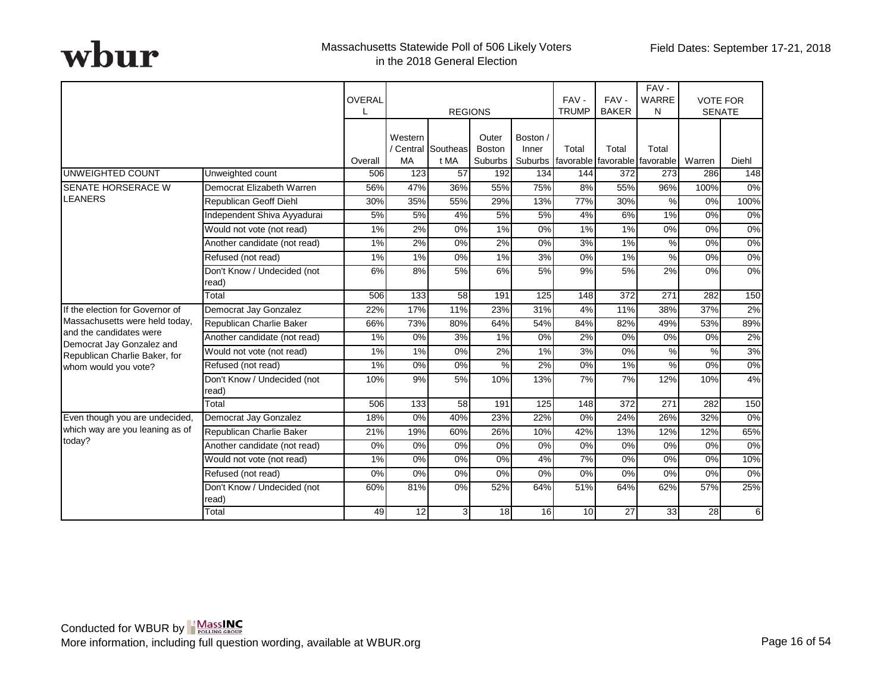Massachusetts Statewide Poll of 506 Likely Voters in the 2018 General Election

Field Dates: September 17-21, 2018

| | | OVERALL | REGIONS | | | | FAV - TRUMP | FAV - BAKER | FAV - WARREN | VOTE FOR SENATE | |
|---|---|---|---|---|---|---|---|---|---|---|---|
| | | Overall | Western / Central MA | Southeast MA | Outer Boston Suburbs | Boston / Inner Suburbs | Total favorable | Total favorable | Total favorable | Warren | Diehl |
| UNWEIGHTED COUNT | Unweighted count | 506 | 123 | 57 | 192 | 134 | 144 | 372 | 273 | 286 | 148 |
| SENATE HORSERACE W LEANERS | Democrat Elizabeth Warren | 56% | 47% | 36% | 55% | 75% | 8% | 55% | 96% | 100% | 0% |
| | Republican Geoff Diehl | 30% | 35% | 55% | 29% | 13% | 77% | 30% | % | 0% | 100% |
| | Independent Shiva Ayyadurai | 5% | 5% | 4% | 5% | 5% | 4% | 6% | 1% | 0% | 0% |
| | Would not vote (not read) | 1% | 2% | 0% | 1% | 0% | 1% | 1% | 0% | 0% | 0% |
| | Another candidate (not read) | 1% | 2% | 0% | 2% | 0% | 3% | 1% | % | 0% | 0% |
| | Refused (not read) | 1% | 1% | 0% | 1% | 3% | 0% | 1% | % | 0% | 0% |
| | Don't Know / Undecided (not read) | 6% | 8% | 5% | 6% | 5% | 9% | 5% | 2% | 0% | 0% |
| | Total | 506 | 133 | 58 | 191 | 125 | 148 | 372 | 271 | 282 | 150 |
| If the election for Governor of Massachusetts were held today, and the candidates were Democrat Jay Gonzalez and Republican Charlie Baker, for whom would you vote? | Democrat Jay Gonzalez | 22% | 17% | 11% | 23% | 31% | 4% | 11% | 38% | 37% | 2% |
| | Republican Charlie Baker | 66% | 73% | 80% | 64% | 54% | 84% | 82% | 49% | 53% | 89% |
| | Another candidate (not read) | 1% | 0% | 3% | 1% | 0% | 2% | 0% | 0% | 0% | 2% |
| | Would not vote (not read) | 1% | 1% | 0% | 2% | 1% | 3% | 0% | % | % | 3% |
| | Refused (not read) | 1% | 0% | 0% | % | 2% | 0% | 1% | % | 0% | 0% |
| | Don't Know / Undecided (not read) | 10% | 9% | 5% | 10% | 13% | 7% | 7% | 12% | 10% | 4% |
| | Total | 506 | 133 | 58 | 191 | 125 | 148 | 372 | 271 | 282 | 150 |
| Even though you are undecided, which way are you leaning as of today? | Democrat Jay Gonzalez | 18% | 0% | 40% | 23% | 22% | 0% | 24% | 26% | 32% | 0% |
| | Republican Charlie Baker | 21% | 19% | 60% | 26% | 10% | 42% | 13% | 12% | 12% | 65% |
| | Another candidate (not read) | 0% | 0% | 0% | 0% | 0% | 0% | 0% | 0% | 0% | 0% |
| | Would not vote (not read) | 1% | 0% | 0% | 0% | 4% | 7% | 0% | 0% | 0% | 10% |
| | Refused (not read) | 0% | 0% | 0% | 0% | 0% | 0% | 0% | 0% | 0% | 0% |
| | Don't Know / Undecided (not read) | 60% | 81% | 0% | 52% | 64% | 51% | 64% | 62% | 57% | 25% |
| | Total | 49 | 12 | 3 | 18 | 16 | 10 | 27 | 33 | 28 | 6 |

Conducted for WBUR by MassINC Polling Group

More information, including full question wording, available at WBUR.org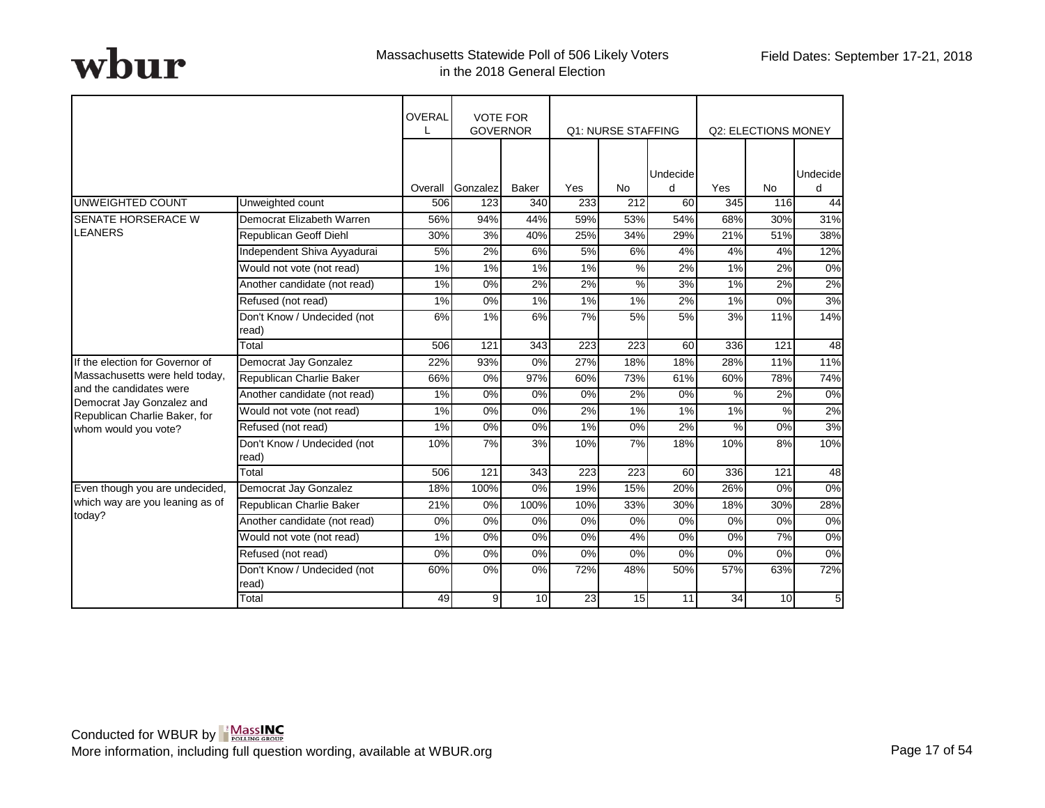wbur

Massachusetts Statewide Poll of 506 Likely Voters in the 2018 General Election

Field Dates: September 17-21, 2018

| | | OVERALL | VOTE FOR GOVERNOR | | Q1: NURSE STAFFING | | | Q2: ELECTIONS MONEY | | |
|---|---|---|---|---|---|---|---|---|---|---|
| | | Overall | Gonzalez | Baker | Yes | No | Undecided | Yes | No | Undecided |
| UNWEIGHTED COUNT | Unweighted count | 506 | 123 | 340 | 233 | 212 | 60 | 345 | 116 | 44 |
| SENATE HORSERACE W LEANERS | Democrat Elizabeth Warren | 56% | 94% | 44% | 59% | 53% | 54% | 68% | 30% | 31% |
| | Republican Geoff Diehl | 30% | 3% | 40% | 25% | 34% | 29% | 21% | 51% | 38% |
| | Independent Shiva Ayyadurai | 5% | 2% | 6% | 5% | 6% | 4% | 4% | 4% | 12% |
| | Would not vote (not read) | 1% | 1% | 1% | 1% | % | 2% | 1% | 2% | 0% |
| | Another candidate (not read) | 1% | 0% | 2% | 2% | % | 3% | 1% | 2% | 2% |
| | Refused (not read) | 1% | 0% | 1% | 1% | 1% | 2% | 1% | 0% | 3% |
| | Don't Know / Undecided (not read) | 6% | 1% | 6% | 7% | 5% | 5% | 3% | 11% | 14% |
| | Total | 506 | 121 | 343 | 223 | 223 | 60 | 336 | 121 | 48 |
| If the election for Governor of Massachusetts were held today, and the candidates were Democrat Jay Gonzalez and Republican Charlie Baker, for whom would you vote? | Democrat Jay Gonzalez | 22% | 93% | 0% | 27% | 18% | 18% | 28% | 11% | 11% |
| | Republican Charlie Baker | 66% | 0% | 97% | 60% | 73% | 61% | 60% | 78% | 74% |
| | Another candidate (not read) | 1% | 0% | 0% | 0% | 2% | 0% | % | 2% | 0% |
| | Would not vote (not read) | 1% | 0% | 0% | 2% | 1% | 1% | 1% | % | 2% |
| | Refused (not read) | 1% | 0% | 0% | 1% | 0% | 2% | % | 0% | 3% |
| | Don't Know / Undecided (not read) | 10% | 7% | 3% | 10% | 7% | 18% | 10% | 8% | 10% |
| | Total | 506 | 121 | 343 | 223 | 223 | 60 | 336 | 121 | 48 |
| Even though you are undecided, which way are you leaning as of today? | Democrat Jay Gonzalez | 18% | 100% | 0% | 19% | 15% | 20% | 26% | 0% | 0% |
| | Republican Charlie Baker | 21% | 0% | 100% | 10% | 33% | 30% | 18% | 30% | 28% |
| | Another candidate (not read) | 0% | 0% | 0% | 0% | 0% | 0% | 0% | 0% | 0% |
| | Would not vote (not read) | 1% | 0% | 0% | 0% | 4% | 0% | 0% | 7% | 0% |
| | Refused (not read) | 0% | 0% | 0% | 0% | 0% | 0% | 0% | 0% | 0% |
| | Don't Know / Undecided (not read) | 60% | 0% | 0% | 72% | 48% | 50% | 57% | 63% | 72% |
| | Total | 49 | 9 | 10 | 23 | 15 | 11 | 34 | 10 | 5 |

Conducted for WBUR by MassINC Polling Group
More information, including full question wording, available at WBUR.org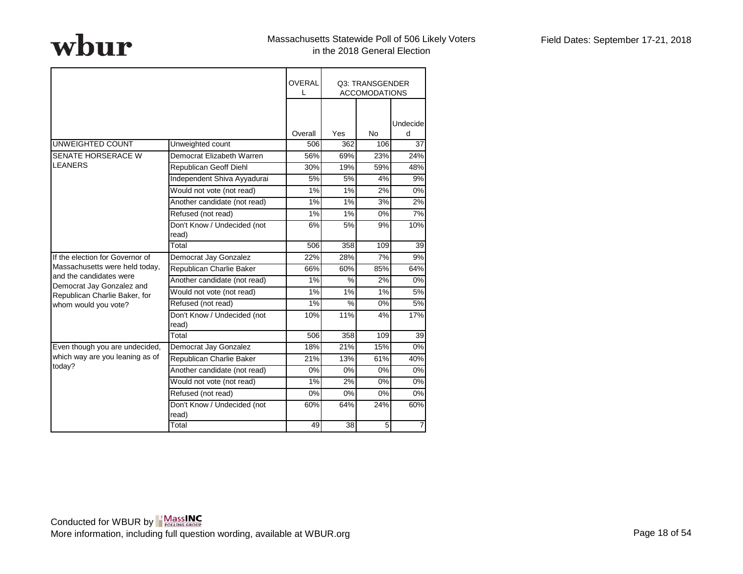Massachusetts Statewide Poll of 506 Likely Voters in the 2018 General Election

Field Dates: September 17-21, 2018

| | | OVERALL | Q3: TRANSGENDER ACCOMODATIONS | | |
|---|---|---|---|---|---|
| | | Overall | Yes | No | Undecided |
| UNWEIGHTED COUNT | Unweighted count | 506 | 362 | 106 | 37 |
| SENATE HORSERACE W LEANERS | Democrat Elizabeth Warren | 56% | 69% | 23% | 24% |
| | Republican Geoff Diehl | 30% | 19% | 59% | 48% |
| | Independent Shiva Ayyadurai | 5% | 5% | 4% | 9% |
| | Would not vote (not read) | 1% | 1% | 2% | 0% |
| | Another candidate (not read) | 1% | 1% | 3% | 2% |
| | Refused (not read) | 1% | 1% | 0% | 7% |
| | Don't Know / Undecided (not read) | 6% | 5% | 9% | 10% |
| | Total | 506 | 358 | 109 | 39 |
| If the election for Governor of Massachusetts were held today, and the candidates were Democrat Jay Gonzalez and Republican Charlie Baker, for whom would you vote? | Democrat Jay Gonzalez | 22% | 28% | 7% | 9% |
| | Republican Charlie Baker | 66% | 60% | 85% | 64% |
| | Another candidate (not read) | 1% | % | 2% | 0% |
| | Would not vote (not read) | 1% | 1% | 1% | 5% |
| | Refused (not read) | 1% | % | 0% | 5% |
| | Don't Know / Undecided (not read) | 10% | 11% | 4% | 17% |
| | Total | 506 | 358 | 109 | 39 |
| Even though you are undecided, which way are you leaning as of today? | Democrat Jay Gonzalez | 18% | 21% | 15% | 0% |
| | Republican Charlie Baker | 21% | 13% | 61% | 40% |
| | Another candidate (not read) | 0% | 0% | 0% | 0% |
| | Would not vote (not read) | 1% | 2% | 0% | 0% |
| | Refused (not read) | 0% | 0% | 0% | 0% |
| | Don't Know / Undecided (not read) | 60% | 64% | 24% | 60% |
| | Total | 49 | 38 | 5 | 7 |

Conducted for WBUR by MassINC Polling Group
More information, including full question wording, available at WBUR.org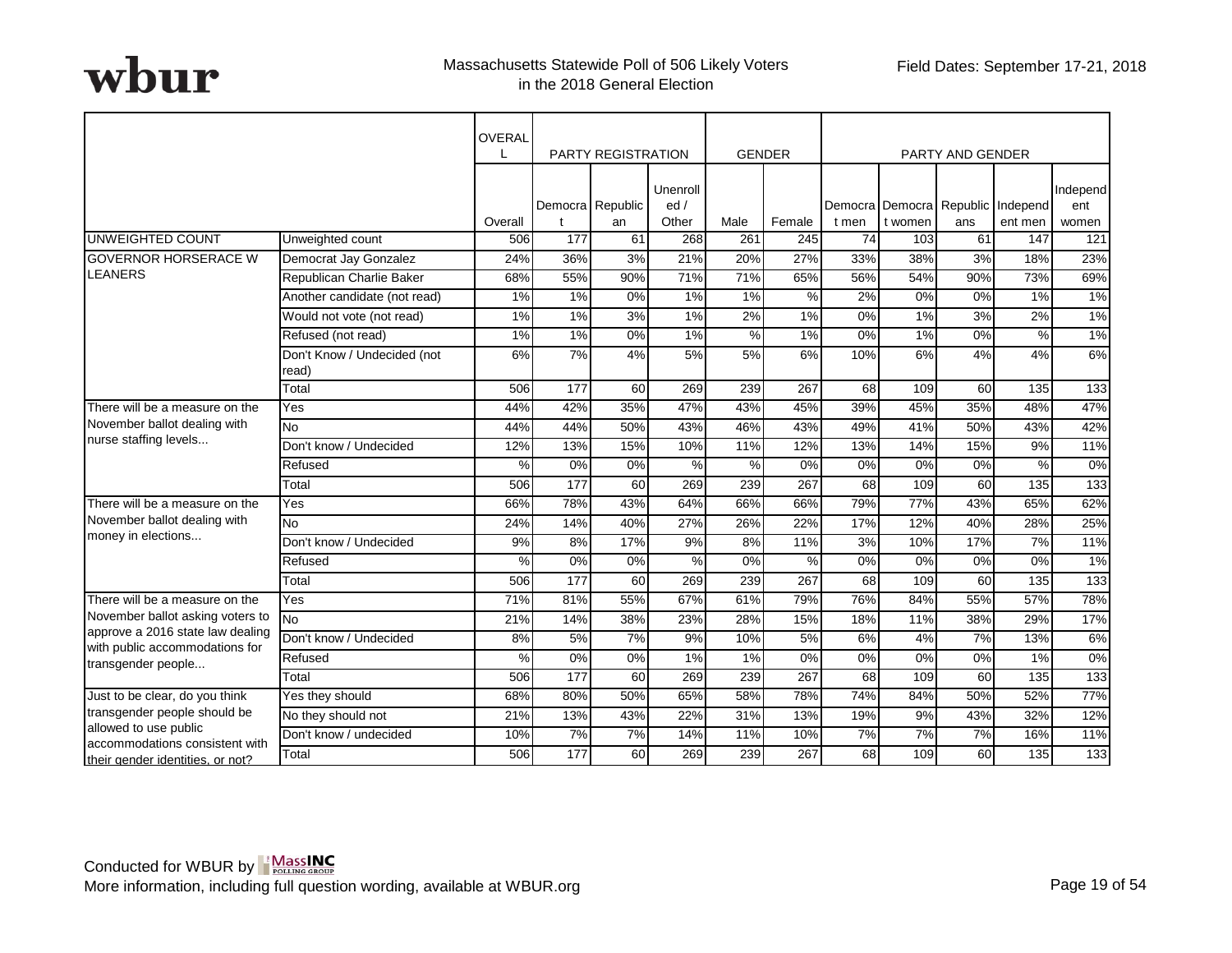wbur

Massachusetts Statewide Poll of 506 Likely Voters in the 2018 General Election

Field Dates: September 17-21, 2018

| | | OVERALL | PARTY REGISTRATION | | | GENDER | | PARTY AND GENDER | | | | |
|---|---|---|---|---|---|---|---|---|---|---|---|---|
| | | Overall | Democrat | Republican | Unenrolled / Other | Male | Female | Democrat men | Democrat women | Republicans | Independent men | Independent women |
| UNWEIGHTED COUNT | Unweighted count | 506 | 177 | 61 | 268 | 261 | 245 | 74 | 103 | 61 | 147 | 121 |
| GOVERNOR HORSERACE W LEANERS | Democrat Jay Gonzalez | 24% | 36% | 3% | 21% | 20% | 27% | 33% | 38% | 3% | 18% | 23% |
| | Republican Charlie Baker | 68% | 55% | 90% | 71% | 71% | 65% | 56% | 54% | 90% | 73% | 69% |
| | Another candidate (not read) | 1% | 1% | 0% | 1% | 1% | % | 2% | 0% | 0% | 1% | 1% |
| | Would not vote (not read) | 1% | 1% | 3% | 1% | 2% | 1% | 0% | 1% | 3% | 2% | 1% |
| | Refused (not read) | 1% | 1% | 0% | 1% | % | 1% | 0% | 1% | 0% | % | 1% |
| | Don't Know / Undecided (not read) | 6% | 7% | 4% | 5% | 5% | 6% | 10% | 6% | 4% | 4% | 6% |
| | Total | 506 | 177 | 60 | 269 | 239 | 267 | 68 | 109 | 60 | 135 | 133 |
| There will be a measure on the November ballot dealing with nurse staffing levels... | Yes | 44% | 42% | 35% | 47% | 43% | 45% | 39% | 45% | 35% | 48% | 47% |
| | No | 44% | 44% | 50% | 43% | 46% | 43% | 49% | 41% | 50% | 43% | 42% |
| | Don't know / Undecided | 12% | 13% | 15% | 10% | 11% | 12% | 13% | 14% | 15% | 9% | 11% |
| | Refused | % | 0% | 0% | % | % | 0% | 0% | 0% | 0% | % | 0% |
| | Total | 506 | 177 | 60 | 269 | 239 | 267 | 68 | 109 | 60 | 135 | 133 |
| There will be a measure on the November ballot dealing with money in elections... | Yes | 66% | 78% | 43% | 64% | 66% | 66% | 79% | 77% | 43% | 65% | 62% |
| | No | 24% | 14% | 40% | 27% | 26% | 22% | 17% | 12% | 40% | 28% | 25% |
| | Don't know / Undecided | 9% | 8% | 17% | 9% | 8% | 11% | 3% | 10% | 17% | 7% | 11% |
| | Refused | % | 0% | 0% | % | 0% | % | 0% | 0% | 0% | 0% | 1% |
| | Total | 506 | 177 | 60 | 269 | 239 | 267 | 68 | 109 | 60 | 135 | 133 |
| There will be a measure on the November ballot asking voters to approve a 2016 state law dealing with public accommodations for transgender people... | Yes | 71% | 81% | 55% | 67% | 61% | 79% | 76% | 84% | 55% | 57% | 78% |
| | No | 21% | 14% | 38% | 23% | 28% | 15% | 18% | 11% | 38% | 29% | 17% |
| | Don't know / Undecided | 8% | 5% | 7% | 9% | 10% | 5% | 6% | 4% | 7% | 13% | 6% |
| | Refused | % | 0% | 0% | 1% | 1% | 0% | 0% | 0% | 0% | 1% | 0% |
| | Total | 506 | 177 | 60 | 269 | 239 | 267 | 68 | 109 | 60 | 135 | 133 |
| Just to be clear, do you think transgender people should be allowed to use public accommodations consistent with their gender identities, or not? | Yes they should | 68% | 80% | 50% | 65% | 58% | 78% | 74% | 84% | 50% | 52% | 77% |
| | No they should not | 21% | 13% | 43% | 22% | 31% | 13% | 19% | 9% | 43% | 32% | 12% |
| | Don't know / undecided | 10% | 7% | 7% | 14% | 11% | 10% | 7% | 7% | 7% | 16% | 11% |
| | Total | 506 | 177 | 60 | 269 | 239 | 267 | 68 | 109 | 60 | 135 | 133 |

Conducted for WBUR by MassINC Polling Group
More information, including full question wording, available at WBUR.org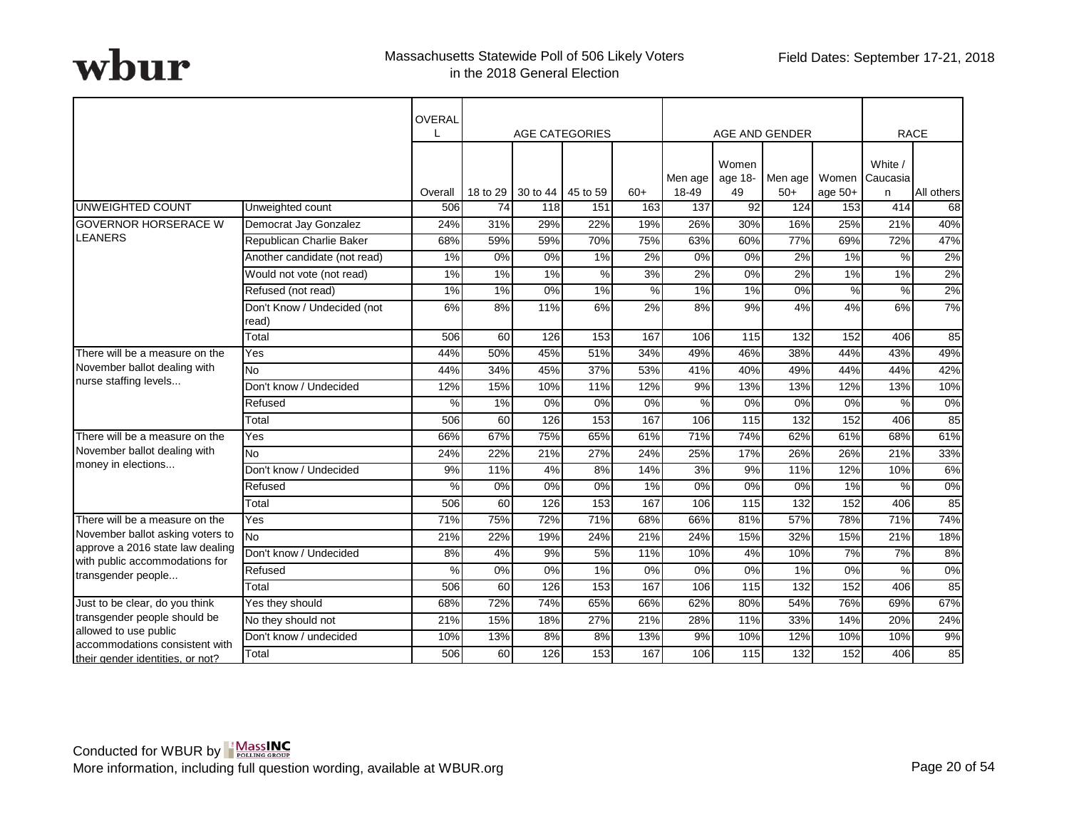wbur

Massachusetts Statewide Poll of 506 Likely Voters in the 2018 General Election

Field Dates: September 17-21, 2018

| | | OVERALL | AGE CATEGORIES | | | | AGE AND GENDER | | | | RACE | |
|---|---|---|---|---|---|---|---|---|---|---|---|---|
| | | Overall | 18 to 29 | 30 to 44 | 45 to 59 | 60+ | Men age 18-49 | Women age 18-49 | Men age 50+ | Women age 50+ | White / Caucasian | All others |
| UNWEIGHTED COUNT | Unweighted count | 506 | 74 | 118 | 151 | 163 | 137 | 92 | 124 | 153 | 414 | 68 |
| GOVERNOR HORSERACE W LEANERS | Democrat Jay Gonzalez | 24% | 31% | 29% | 22% | 19% | 26% | 30% | 16% | 25% | 21% | 40% |
| | Republican Charlie Baker | 68% | 59% | 59% | 70% | 75% | 63% | 60% | 77% | 69% | 72% | 47% |
| | Another candidate (not read) | 1% | 0% | 0% | 1% | 2% | 0% | 0% | 2% | 1% | % | 2% |
| | Would not vote (not read) | 1% | 1% | 1% | % | 3% | 2% | 0% | 2% | 1% | 1% | 2% |
| | Refused (not read) | 1% | 1% | 0% | 1% | % | 1% | 1% | 0% | % | % | 2% |
| | Don't Know / Undecided (not read) | 6% | 8% | 11% | 6% | 2% | 8% | 9% | 4% | 4% | 6% | 7% |
| | Total | 506 | 60 | 126 | 153 | 167 | 106 | 115 | 132 | 152 | 406 | 85 |
| There will be a measure on the November ballot dealing with nurse staffing levels... | Yes | 44% | 50% | 45% | 51% | 34% | 49% | 46% | 38% | 44% | 43% | 49% |
| | No | 44% | 34% | 45% | 37% | 53% | 41% | 40% | 49% | 44% | 44% | 42% |
| | Don't know / Undecided | 12% | 15% | 10% | 11% | 12% | 9% | 13% | 13% | 12% | 13% | 10% |
| | Refused | % | 1% | 0% | 0% | 0% | % | 0% | 0% | 0% | % | 0% |
| | Total | 506 | 60 | 126 | 153 | 167 | 106 | 115 | 132 | 152 | 406 | 85 |
| There will be a measure on the November ballot dealing with money in elections... | Yes | 66% | 67% | 75% | 65% | 61% | 71% | 74% | 62% | 61% | 68% | 61% |
| | No | 24% | 22% | 21% | 27% | 24% | 25% | 17% | 26% | 26% | 21% | 33% |
| | Don't know / Undecided | 9% | 11% | 4% | 8% | 14% | 3% | 9% | 11% | 12% | 10% | 6% |
| | Refused | % | 0% | 0% | 0% | 1% | 0% | 0% | 0% | 1% | % | 0% |
| | Total | 506 | 60 | 126 | 153 | 167 | 106 | 115 | 132 | 152 | 406 | 85 |
| There will be a measure on the November ballot asking voters to approve a 2016 state law dealing with public accommodations for transgender people... | Yes | 71% | 75% | 72% | 71% | 68% | 66% | 81% | 57% | 78% | 71% | 74% |
| | No | 21% | 22% | 19% | 24% | 21% | 24% | 15% | 32% | 15% | 21% | 18% |
| | Don't know / Undecided | 8% | 4% | 9% | 5% | 11% | 10% | 4% | 10% | 7% | 7% | 8% |
| | Refused | % | 0% | 0% | 1% | 0% | 0% | 0% | 1% | 0% | % | 0% |
| | Total | 506 | 60 | 126 | 153 | 167 | 106 | 115 | 132 | 152 | 406 | 85 |
| Just to be clear, do you think transgender people should be allowed to use public accommodations consistent with their gender identities, or not? | Yes they should | 68% | 72% | 74% | 65% | 66% | 62% | 80% | 54% | 76% | 69% | 67% |
| | No they should not | 21% | 15% | 18% | 27% | 21% | 28% | 11% | 33% | 14% | 20% | 24% |
| | Don't know / undecided | 10% | 13% | 8% | 8% | 13% | 9% | 10% | 12% | 10% | 10% | 9% |
| | Total | 506 | 60 | 126 | 153 | 167 | 106 | 115 | 132 | 152 | 406 | 85 |

Conducted for WBUR by MassINC Polling Group

More information, including full question wording, available at WBUR.org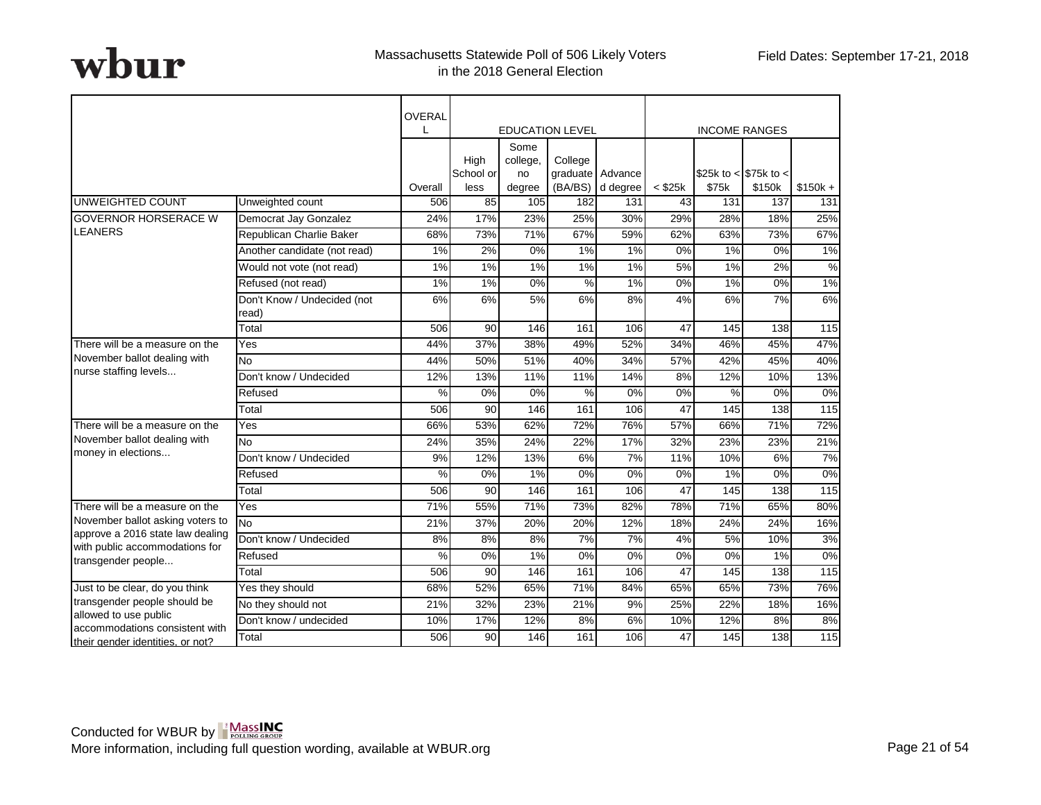wbur

Massachusetts Statewide Poll of 506 Likely Voters in the 2018 General Election

Field Dates: September 17-21, 2018

| | | OVERALL | EDUCATION LEVEL | | | | INCOME RANGES | | | |
|---|---|---|---|---|---|---|---|---|---|---|
| | | Overall | High School or less | Some college, no degree | College graduate (BA/BS) | Advanced degree | < $25k | $25k to < $75k | $75k to < $150k | $150k + |
| UNWEIGHTED COUNT | Unweighted count | 506 | 85 | 105 | 182 | 131 | 43 | 131 | 137 | 131 |
| GOVERNOR HORSERACE W LEANERS | Democrat Jay Gonzalez | 24% | 17% | 23% | 25% | 30% | 29% | 28% | 18% | 25% |
| | Republican Charlie Baker | 68% | 73% | 71% | 67% | 59% | 62% | 63% | 73% | 67% |
| | Another candidate (not read) | 1% | 2% | 0% | 1% | 1% | 0% | 1% | 0% | 1% |
| | Would not vote (not read) | 1% | 1% | 1% | 1% | 1% | 5% | 1% | 2% | % |
| | Refused (not read) | 1% | 1% | 0% | % | 1% | 0% | 1% | 0% | 1% |
| | Don't Know / Undecided (not read) | 6% | 6% | 5% | 6% | 8% | 4% | 6% | 7% | 6% |
| | Total | 506 | 90 | 146 | 161 | 106 | 47 | 145 | 138 | 115 |
| There will be a measure on the November ballot dealing with nurse staffing levels... | Yes | 44% | 37% | 38% | 49% | 52% | 34% | 46% | 45% | 47% |
| | No | 44% | 50% | 51% | 40% | 34% | 57% | 42% | 45% | 40% |
| | Don't know / Undecided | 12% | 13% | 11% | 11% | 14% | 8% | 12% | 10% | 13% |
| | Refused | % | 0% | 0% | % | 0% | 0% | % | 0% | 0% |
| | Total | 506 | 90 | 146 | 161 | 106 | 47 | 145 | 138 | 115 |
| There will be a measure on the November ballot dealing with money in elections... | Yes | 66% | 53% | 62% | 72% | 76% | 57% | 66% | 71% | 72% |
| | No | 24% | 35% | 24% | 22% | 17% | 32% | 23% | 23% | 21% |
| | Don't know / Undecided | 9% | 12% | 13% | 6% | 7% | 11% | 10% | 6% | 7% |
| | Refused | % | 0% | 1% | 0% | 0% | 0% | 1% | 0% | 0% |
| | Total | 506 | 90 | 146 | 161 | 106 | 47 | 145 | 138 | 115 |
| There will be a measure on the November ballot asking voters to approve a 2016 state law dealing with public accommodations for transgender people... | Yes | 71% | 55% | 71% | 73% | 82% | 78% | 71% | 65% | 80% |
| | No | 21% | 37% | 20% | 20% | 12% | 18% | 24% | 24% | 16% |
| | Don't know / Undecided | 8% | 8% | 8% | 7% | 7% | 4% | 5% | 10% | 3% |
| | Refused | % | 0% | 1% | 0% | 0% | 0% | 0% | 1% | 0% |
| | Total | 506 | 90 | 146 | 161 | 106 | 47 | 145 | 138 | 115 |
| Just to be clear, do you think transgender people should be allowed to use public accommodations consistent with their gender identities, or not? | Yes they should | 68% | 52% | 65% | 71% | 84% | 65% | 65% | 73% | 76% |
| | No they should not | 21% | 32% | 23% | 21% | 9% | 25% | 22% | 18% | 16% |
| | Don't know / undecided | 10% | 17% | 12% | 8% | 6% | 10% | 12% | 8% | 8% |
| | Total | 506 | 90 | 146 | 161 | 106 | 47 | 145 | 138 | 115 |

Conducted for WBUR by MassINC Polling Group

More information, including full question wording, available at WBUR.org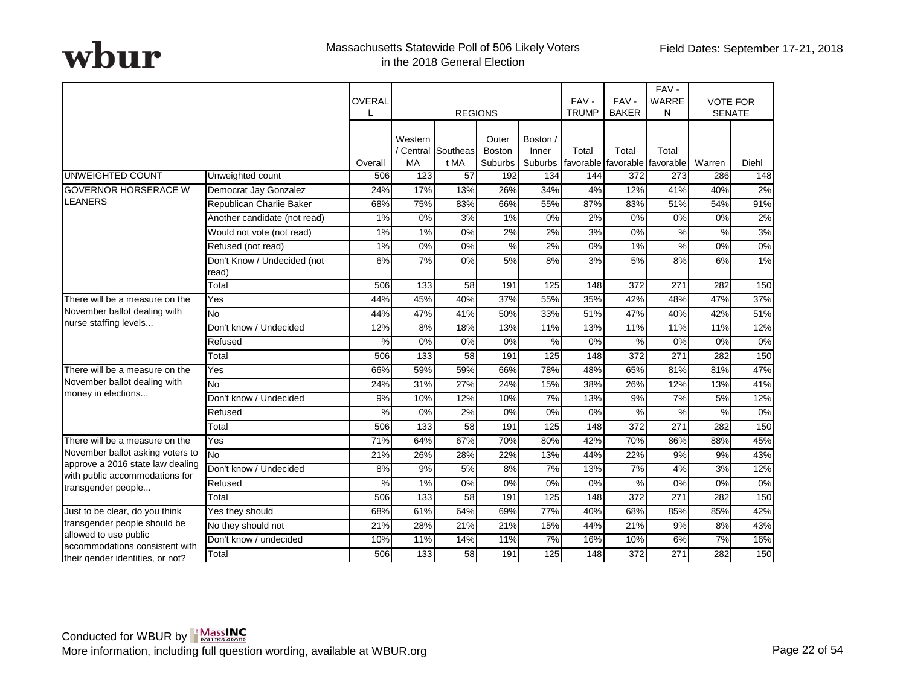wbur

Massachusetts Statewide Poll of 506 Likely Voters in the 2018 General Election

Field Dates: September 17-21, 2018

| | | OVERALL | REGIONS | | | | FAV - TRUMP | FAV - BAKER | FAV - WARREN | VOTE FOR SENATE | |
|---|---|---|---|---|---|---|---|---|---|---|---|
| | | Overall | Western / Central MA | Southeast MA | Outer Boston Suburbs | Boston / Inner Suburbs | Total favorable | Total favorable | Total favorable | Warren | Diehl |
| UNWEIGHTED COUNT | Unweighted count | 506 | 123 | 57 | 192 | 134 | 144 | 372 | 273 | 286 | 148 |
| GOVERNOR HORSERACE W LEANERS | Democrat Jay Gonzalez | 24% | 17% | 13% | 26% | 34% | 4% | 12% | 41% | 40% | 2% |
| | Republican Charlie Baker | 68% | 75% | 83% | 66% | 55% | 87% | 83% | 51% | 54% | 91% |
| | Another candidate (not read) | 1% | 0% | 3% | 1% | 0% | 2% | 0% | 0% | 0% | 2% |
| | Would not vote (not read) | 1% | 1% | 0% | 2% | 2% | 3% | 0% | % | % | 3% |
| | Refused (not read) | 1% | 0% | 0% | % | 2% | 0% | 1% | % | 0% | 0% |
| | Don't Know / Undecided (not read) | 6% | 7% | 0% | 5% | 8% | 3% | 5% | 8% | 6% | 1% |
| | Total | 506 | 133 | 58 | 191 | 125 | 148 | 372 | 271 | 282 | 150 |
| There will be a measure on the November ballot dealing with nurse staffing levels... | Yes | 44% | 45% | 40% | 37% | 55% | 35% | 42% | 48% | 47% | 37% |
| | No | 44% | 47% | 41% | 50% | 33% | 51% | 47% | 40% | 42% | 51% |
| | Don't know / Undecided | 12% | 8% | 18% | 13% | 11% | 13% | 11% | 11% | 11% | 12% |
| | Refused | % | 0% | 0% | 0% | % | 0% | % | 0% | 0% | 0% |
| | Total | 506 | 133 | 58 | 191 | 125 | 148 | 372 | 271 | 282 | 150 |
| There will be a measure on the November ballot dealing with money in elections... | Yes | 66% | 59% | 59% | 66% | 78% | 48% | 65% | 81% | 81% | 47% |
| | No | 24% | 31% | 27% | 24% | 15% | 38% | 26% | 12% | 13% | 41% |
| | Don't know / Undecided | 9% | 10% | 12% | 10% | 7% | 13% | 9% | 7% | 5% | 12% |
| | Refused | % | 0% | 2% | 0% | 0% | 0% | % | % | % | 0% |
| | Total | 506 | 133 | 58 | 191 | 125 | 148 | 372 | 271 | 282 | 150 |
| There will be a measure on the November ballot asking voters to approve a 2016 state law dealing with public accommodations for transgender people... | Yes | 71% | 64% | 67% | 70% | 80% | 42% | 70% | 86% | 88% | 45% |
| | No | 21% | 26% | 28% | 22% | 13% | 44% | 22% | 9% | 9% | 43% |
| | Don't know / Undecided | 8% | 9% | 5% | 8% | 7% | 13% | 7% | 4% | 3% | 12% |
| | Refused | % | 1% | 0% | 0% | 0% | 0% | % | 0% | 0% | 0% |
| | Total | 506 | 133 | 58 | 191 | 125 | 148 | 372 | 271 | 282 | 150 |
| Just to be clear, do you think transgender people should be allowed to use public accommodations consistent with their gender identities, or not? | Yes they should | 68% | 61% | 64% | 69% | 77% | 40% | 68% | 85% | 85% | 42% |
| | No they should not | 21% | 28% | 21% | 21% | 15% | 44% | 21% | 9% | 8% | 43% |
| | Don't know / undecided | 10% | 11% | 14% | 11% | 7% | 16% | 10% | 6% | 7% | 16% |
| | Total | 506 | 133 | 58 | 191 | 125 | 148 | 372 | 271 | 282 | 150 |

Conducted for WBUR by MassINC Polling Group

More information, including full question wording, available at WBUR.org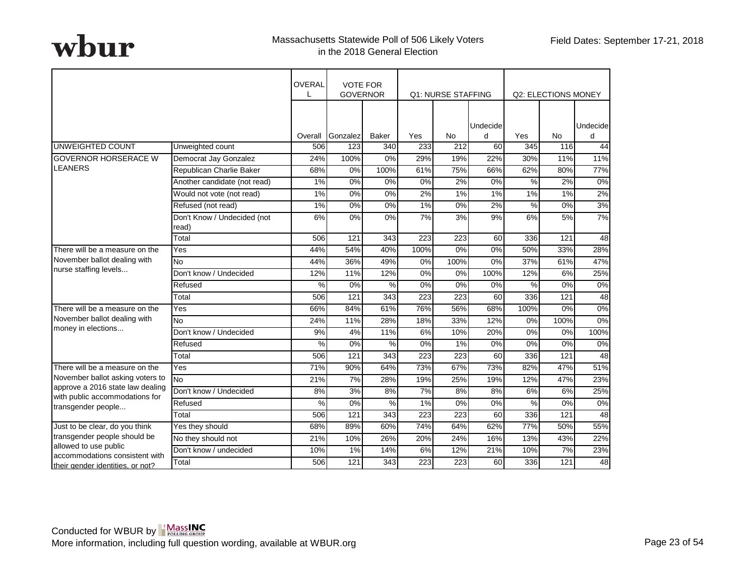wbur

Massachusetts Statewide Poll of 506 Likely Voters in the 2018 General Election

Field Dates: September 17-21, 2018

| | | OVERALL | VOTE FOR GOVERNOR | | Q1: NURSE STAFFING | | | Q2: ELECTIONS MONEY | | |
|---|---|---|---|---|---|---|---|---|---|---|
| | | Overall | Gonzalez | Baker | Yes | No | Undecided | Yes | No | Undecided |
| UNWEIGHTED COUNT | Unweighted count | 506 | 123 | 340 | 233 | 212 | 60 | 345 | 116 | 44 |
| GOVERNOR HORSERACE W LEANERS | Democrat Jay Gonzalez | 24% | 100% | 0% | 29% | 19% | 22% | 30% | 11% | 11% |
| | Republican Charlie Baker | 68% | 0% | 100% | 61% | 75% | 66% | 62% | 80% | 77% |
| | Another candidate (not read) | 1% | 0% | 0% | 0% | 2% | 0% | % | 2% | 0% |
| | Would not vote (not read) | 1% | 0% | 0% | 2% | 1% | 1% | 1% | 1% | 2% |
| | Refused (not read) | 1% | 0% | 0% | 1% | 0% | 2% | % | 0% | 3% |
| | Don't Know / Undecided (not read) | 6% | 0% | 0% | 7% | 3% | 9% | 6% | 5% | 7% |
| | Total | 506 | 121 | 343 | 223 | 223 | 60 | 336 | 121 | 48 |
| There will be a measure on the November ballot dealing with nurse staffing levels... | Yes | 44% | 54% | 40% | 100% | 0% | 0% | 50% | 33% | 28% |
| | No | 44% | 36% | 49% | 0% | 100% | 0% | 37% | 61% | 47% |
| | Don't know / Undecided | 12% | 11% | 12% | 0% | 0% | 100% | 12% | 6% | 25% |
| | Refused | % | 0% | % | 0% | 0% | 0% | % | 0% | 0% |
| | Total | 506 | 121 | 343 | 223 | 223 | 60 | 336 | 121 | 48 |
| There will be a measure on the November ballot dealing with money in elections... | Yes | 66% | 84% | 61% | 76% | 56% | 68% | 100% | 0% | 0% |
| | No | 24% | 11% | 28% | 18% | 33% | 12% | 0% | 100% | 0% |
| | Don't know / Undecided | 9% | 4% | 11% | 6% | 10% | 20% | 0% | 0% | 100% |
| | Refused | % | 0% | % | 0% | 1% | 0% | 0% | 0% | 0% |
| | Total | 506 | 121 | 343 | 223 | 223 | 60 | 336 | 121 | 48 |
| There will be a measure on the November ballot asking voters to approve a 2016 state law dealing with public accommodations for transgender people... | Yes | 71% | 90% | 64% | 73% | 67% | 73% | 82% | 47% | 51% |
| | No | 21% | 7% | 28% | 19% | 25% | 19% | 12% | 47% | 23% |
| | Don't know / Undecided | 8% | 3% | 8% | 7% | 8% | 8% | 6% | 6% | 25% |
| | Refused | % | 0% | % | 1% | 0% | 0% | % | 0% | 0% |
| | Total | 506 | 121 | 343 | 223 | 223 | 60 | 336 | 121 | 48 |
| Just to be clear, do you think transgender people should be allowed to use public accommodations consistent with their gender identities, or not? | Yes they should | 68% | 89% | 60% | 74% | 64% | 62% | 77% | 50% | 55% |
| | No they should not | 21% | 10% | 26% | 20% | 24% | 16% | 13% | 43% | 22% |
| | Don't know / undecided | 10% | 1% | 14% | 6% | 12% | 21% | 10% | 7% | 23% |
| | Total | 506 | 121 | 343 | 223 | 223 | 60 | 336 | 121 | 48 |

Conducted for WBUR by MassINC Polling Group

More information, including full question wording, available at WBUR.org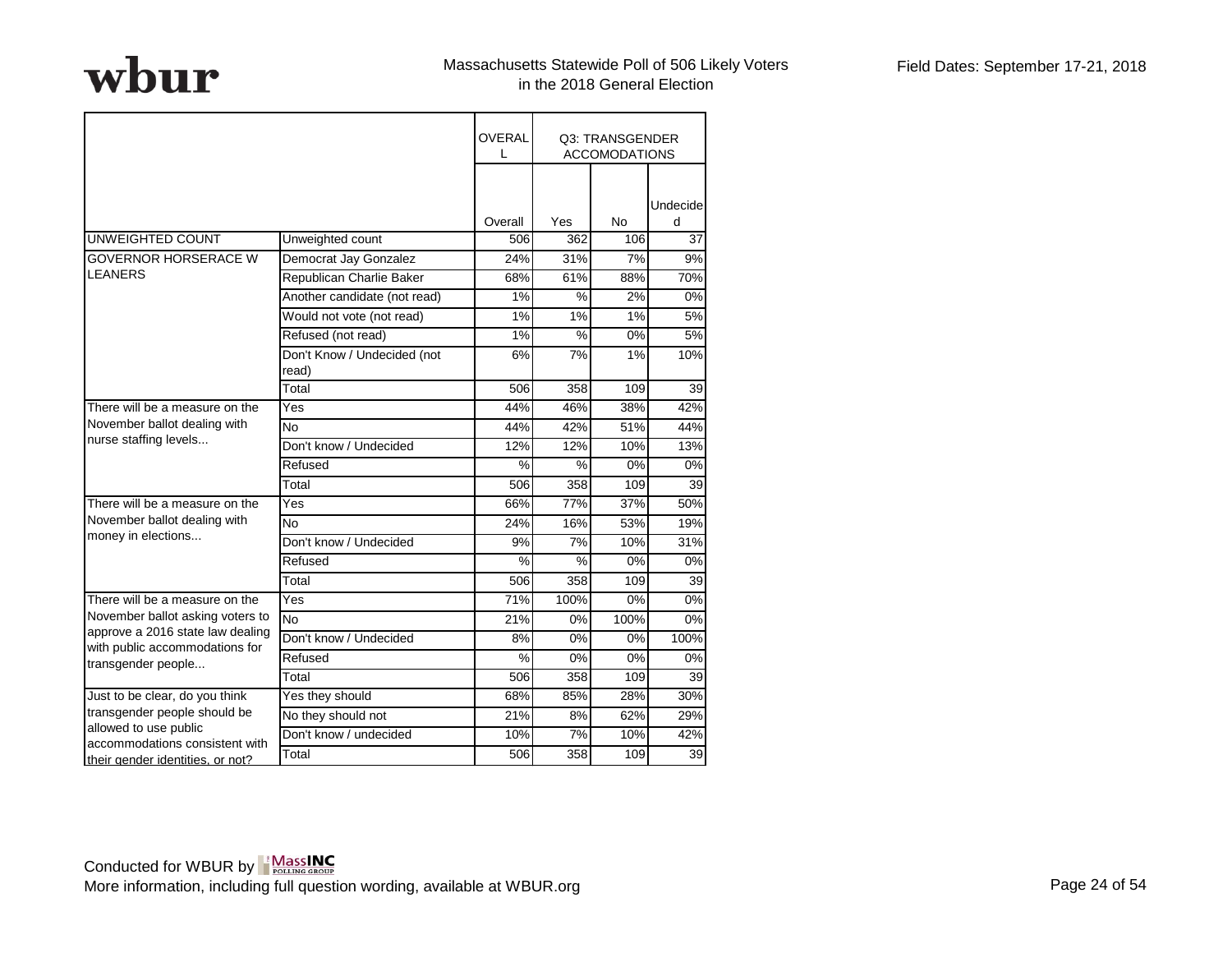Massachusetts Statewide Poll of 506 Likely Voters in the 2018 General Election

Field Dates: September 17-21, 2018

| | | OVERALL | Q3: TRANSGENDER ACCOMODATIONS | | |
|---|---|---|---|---|---|
| | | Overall | Yes | No | Undecided |
| UNWEIGHTED COUNT | Unweighted count | 506 | 362 | 106 | 37 |
| GOVERNOR HORSERACE W LEANERS | Democrat Jay Gonzalez | 24% | 31% | 7% | 9% |
| | Republican Charlie Baker | 68% | 61% | 88% | 70% |
| | Another candidate (not read) | 1% | % | 2% | 0% |
| | Would not vote (not read) | 1% | 1% | 1% | 5% |
| | Refused (not read) | 1% | % | 0% | 5% |
| | Don't Know / Undecided (not read) | 6% | 7% | 1% | 10% |
| | Total | 506 | 358 | 109 | 39 |
| There will be a measure on the November ballot dealing with nurse staffing levels... | Yes | 44% | 46% | 38% | 42% |
| | No | 44% | 42% | 51% | 44% |
| | Don't know / Undecided | 12% | 12% | 10% | 13% |
| | Refused | % | % | 0% | 0% |
| | Total | 506 | 358 | 109 | 39 |
| There will be a measure on the November ballot dealing with money in elections... | Yes | 66% | 77% | 37% | 50% |
| | No | 24% | 16% | 53% | 19% |
| | Don't know / Undecided | 9% | 7% | 10% | 31% |
| | Refused | % | % | 0% | 0% |
| | Total | 506 | 358 | 109 | 39 |
| There will be a measure on the November ballot asking voters to approve a 2016 state law dealing with public accommodations for transgender people... | Yes | 71% | 100% | 0% | 0% |
| | No | 21% | 0% | 100% | 0% |
| | Don't know / Undecided | 8% | 0% | 0% | 100% |
| | Refused | % | 0% | 0% | 0% |
| | Total | 506 | 358 | 109 | 39 |
| Just to be clear, do you think transgender people should be allowed to use public accommodations consistent with their gender identities, or not? | Yes they should | 68% | 85% | 28% | 30% |
| | No they should not | 21% | 8% | 62% | 29% |
| | Don't know / undecided | 10% | 7% | 10% | 42% |
| | Total | 506 | 358 | 109 | 39 |

Conducted for WBUR by MassINC Polling Group
More information, including full question wording, available at WBUR.org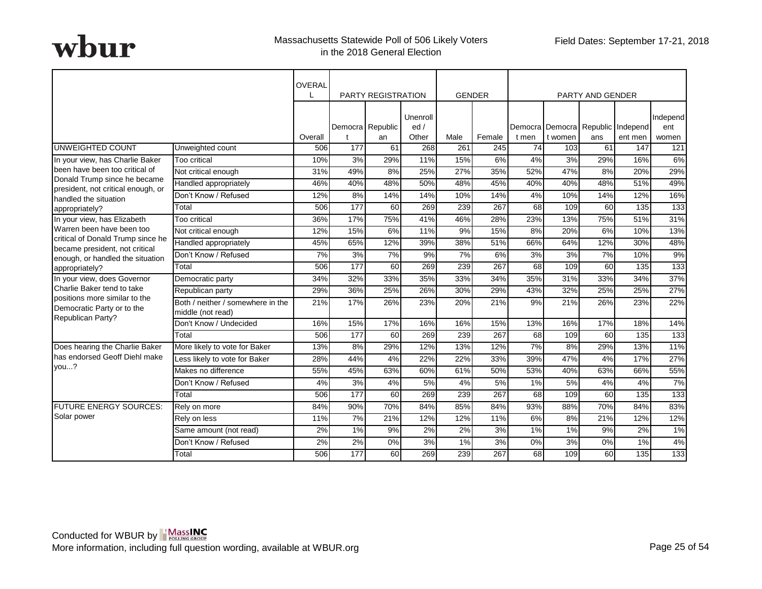wbur

Massachusetts Statewide Poll of 506 Likely Voters in the 2018 General Election

Field Dates: September 17-21, 2018

| | | OVERALL | PARTY REGISTRATION | | | GENDER | | PARTY AND GENDER | | | | |
|---|---|---|---|---|---|---|---|---|---|---|---|---|
| | | Overall | Democrat | Republican | Unenrolled / Other | Male | Female | Democrat men | Democrat women | Republicans | Independent men | Independent women |
| UNWEIGHTED COUNT | Unweighted count | 506 | 177 | 61 | 268 | 261 | 245 | 74 | 103 | 61 | 147 | 121 |
| In your view, has Charlie Baker been have been too critical of Donald Trump since he became president, not critical enough, or handled the situation appropriately? | Too critical | 10% | 3% | 29% | 11% | 15% | 6% | 4% | 3% | 29% | 16% | 6% |
| | Not critical enough | 31% | 49% | 8% | 25% | 27% | 35% | 52% | 47% | 8% | 20% | 29% |
| | Handled appropriately | 46% | 40% | 48% | 50% | 48% | 45% | 40% | 40% | 48% | 51% | 49% |
| | Don't Know / Refused | 12% | 8% | 14% | 14% | 10% | 14% | 4% | 10% | 14% | 12% | 16% |
| | Total | 506 | 177 | 60 | 269 | 239 | 267 | 68 | 109 | 60 | 135 | 133 |
| In your view, has Elizabeth Warren been have been too critical of Donald Trump since he became president, not critical enough, or handled the situation appropriately? | Too critical | 36% | 17% | 75% | 41% | 46% | 28% | 23% | 13% | 75% | 51% | 31% |
| | Not critical enough | 12% | 15% | 6% | 11% | 9% | 15% | 8% | 20% | 6% | 10% | 13% |
| | Handled appropriately | 45% | 65% | 12% | 39% | 38% | 51% | 66% | 64% | 12% | 30% | 48% |
| | Don't Know / Refused | 7% | 3% | 7% | 9% | 7% | 6% | 3% | 3% | 7% | 10% | 9% |
| | Total | 506 | 177 | 60 | 269 | 239 | 267 | 68 | 109 | 60 | 135 | 133 |
| In your view, does Governor Charlie Baker tend to take positions more similar to the Democratic Party or to the Republican Party? | Democratic party | 34% | 32% | 33% | 35% | 33% | 34% | 35% | 31% | 33% | 34% | 37% |
| | Republican party | 29% | 36% | 25% | 26% | 30% | 29% | 43% | 32% | 25% | 25% | 27% |
| | Both / neither / somewhere in the middle (not read) | 21% | 17% | 26% | 23% | 20% | 21% | 9% | 21% | 26% | 23% | 22% |
| | Don't Know / Undecided | 16% | 15% | 17% | 16% | 16% | 15% | 13% | 16% | 17% | 18% | 14% |
| | Total | 506 | 177 | 60 | 269 | 239 | 267 | 68 | 109 | 60 | 135 | 133 |
| Does hearing the Charlie Baker has endorsed Geoff Diehl make you...? | More likely to vote for Baker | 13% | 8% | 29% | 12% | 13% | 12% | 7% | 8% | 29% | 13% | 11% |
| | Less likely to vote for Baker | 28% | 44% | 4% | 22% | 22% | 33% | 39% | 47% | 4% | 17% | 27% |
| | Makes no difference | 55% | 45% | 63% | 60% | 61% | 50% | 53% | 40% | 63% | 66% | 55% |
| | Don't Know / Refused | 4% | 3% | 4% | 5% | 4% | 5% | 1% | 5% | 4% | 4% | 7% |
| | Total | 506 | 177 | 60 | 269 | 239 | 267 | 68 | 109 | 60 | 135 | 133 |
| FUTURE ENERGY SOURCES: Solar power | Rely on more | 84% | 90% | 70% | 84% | 85% | 84% | 93% | 88% | 70% | 84% | 83% |
| | Rely on less | 11% | 7% | 21% | 12% | 12% | 11% | 6% | 8% | 21% | 12% | 12% |
| | Same amount (not read) | 2% | 1% | 9% | 2% | 2% | 3% | 1% | 1% | 9% | 2% | 1% |
| | Don't Know / Refused | 2% | 2% | 0% | 3% | 1% | 3% | 0% | 3% | 0% | 1% | 4% |
| | Total | 506 | 177 | 60 | 269 | 239 | 267 | 68 | 109 | 60 | 135 | 133 |

Conducted for WBUR by MassINC Polling Group
More information, including full question wording, available at WBUR.org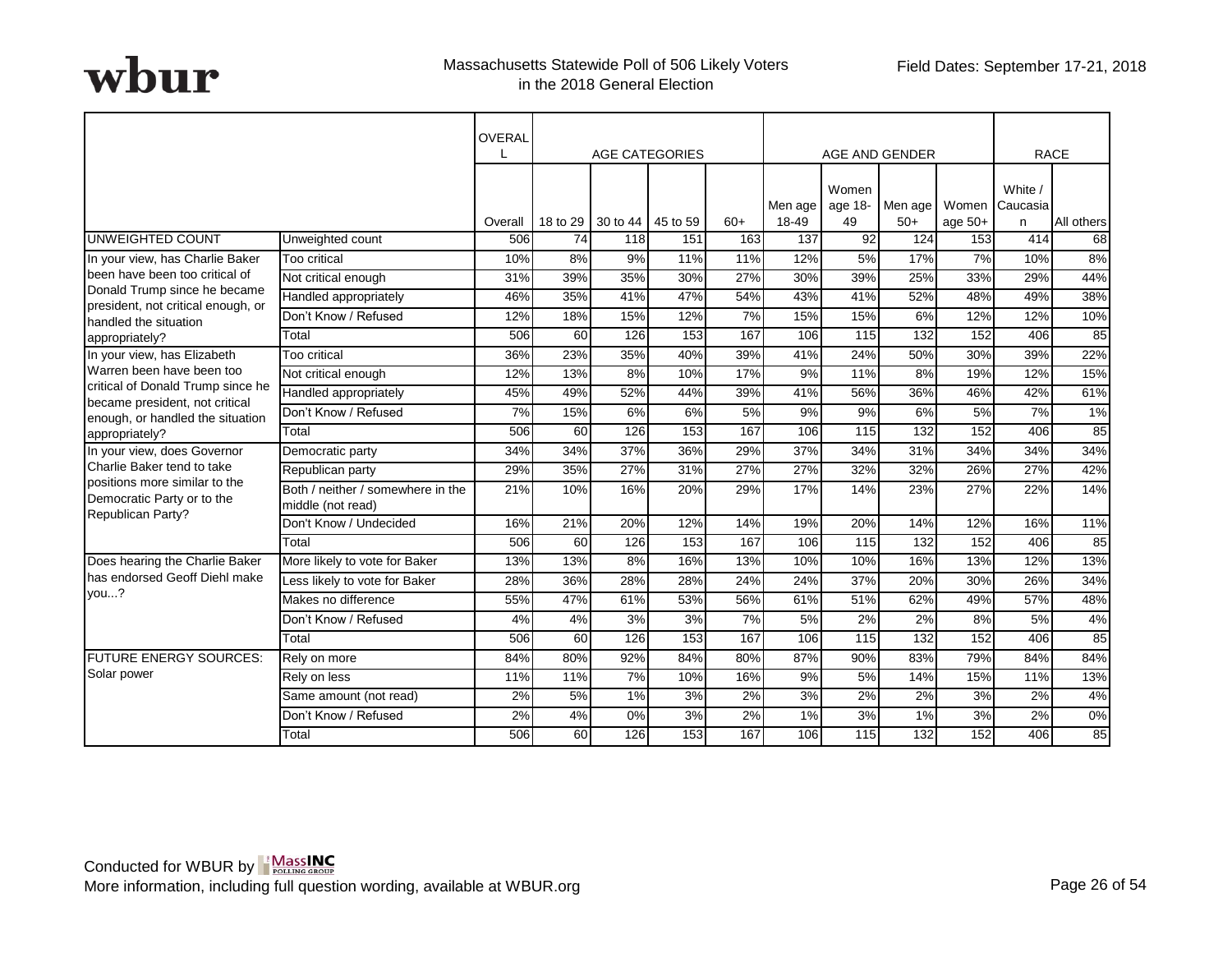wbur

Massachusetts Statewide Poll of 506 Likely Voters in the 2018 General Election

Field Dates: September 17-21, 2018

| | | OVERALL | AGE CATEGORIES | | | | AGE AND GENDER | | | | RACE | |
|---|---|---|---|---|---|---|---|---|---|---|---|---|
| | | Overall | 18 to 29 | 30 to 44 | 45 to 59 | 60+ | Men age 18-49 | Women age 18-49 | Men age 50+ | Women age 50+ | White / Caucasian | All others |
| UNWEIGHTED COUNT | Unweighted count | 506 | 74 | 118 | 151 | 163 | 137 | 92 | 124 | 153 | 414 | 68 |
| In your view, has Charlie Baker been have been too critical of Donald Trump since he became president, not critical enough, or handled the situation appropriately? | Too critical | 10% | 8% | 9% | 11% | 11% | 12% | 5% | 17% | 7% | 10% | 8% |
| | Not critical enough | 31% | 39% | 35% | 30% | 27% | 30% | 39% | 25% | 33% | 29% | 44% |
| | Handled appropriately | 46% | 35% | 41% | 47% | 54% | 43% | 41% | 52% | 48% | 49% | 38% |
| | Don't Know / Refused | 12% | 18% | 15% | 12% | 7% | 15% | 15% | 6% | 12% | 12% | 10% |
| | Total | 506 | 60 | 126 | 153 | 167 | 106 | 115 | 132 | 152 | 406 | 85 |
| In your view, has Elizabeth Warren been have been too critical of Donald Trump since he became president, not critical enough, or handled the situation appropriately? | Too critical | 36% | 23% | 35% | 40% | 39% | 41% | 24% | 50% | 30% | 39% | 22% |
| | Not critical enough | 12% | 13% | 8% | 10% | 17% | 9% | 11% | 8% | 19% | 12% | 15% |
| | Handled appropriately | 45% | 49% | 52% | 44% | 39% | 41% | 56% | 36% | 46% | 42% | 61% |
| | Don't Know / Refused | 7% | 15% | 6% | 6% | 5% | 9% | 9% | 6% | 5% | 7% | 1% |
| | Total | 506 | 60 | 126 | 153 | 167 | 106 | 115 | 132 | 152 | 406 | 85 |
| In your view, does Governor Charlie Baker tend to take positions more similar to the Democratic Party or to the Republican Party? | Democratic party | 34% | 34% | 37% | 36% | 29% | 37% | 34% | 31% | 34% | 34% | 34% |
| | Republican party | 29% | 35% | 27% | 31% | 27% | 27% | 32% | 32% | 26% | 27% | 42% |
| | Both / neither / somewhere in the middle (not read) | 21% | 10% | 16% | 20% | 29% | 17% | 14% | 23% | 27% | 22% | 14% |
| | Don't Know / Undecided | 16% | 21% | 20% | 12% | 14% | 19% | 20% | 14% | 12% | 16% | 11% |
| | Total | 506 | 60 | 126 | 153 | 167 | 106 | 115 | 132 | 152 | 406 | 85 |
| Does hearing the Charlie Baker has endorsed Geoff Diehl make you...? | More likely to vote for Baker | 13% | 13% | 8% | 16% | 13% | 10% | 10% | 16% | 13% | 12% | 13% |
| | Less likely to vote for Baker | 28% | 36% | 28% | 28% | 24% | 24% | 37% | 20% | 30% | 26% | 34% |
| | Makes no difference | 55% | 47% | 61% | 53% | 56% | 61% | 51% | 62% | 49% | 57% | 48% |
| | Don't Know / Refused | 4% | 4% | 3% | 3% | 7% | 5% | 2% | 2% | 8% | 5% | 4% |
| | Total | 506 | 60 | 126 | 153 | 167 | 106 | 115 | 132 | 152 | 406 | 85 |
| FUTURE ENERGY SOURCES: Solar power | Rely on more | 84% | 80% | 92% | 84% | 80% | 87% | 90% | 83% | 79% | 84% | 84% |
| | Rely on less | 11% | 11% | 7% | 10% | 16% | 9% | 5% | 14% | 15% | 11% | 13% |
| | Same amount (not read) | 2% | 5% | 1% | 3% | 2% | 3% | 2% | 2% | 3% | 2% | 4% |
| | Don't Know / Refused | 2% | 4% | 0% | 3% | 2% | 1% | 3% | 1% | 3% | 2% | 0% |
| | Total | 506 | 60 | 126 | 153 | 167 | 106 | 115 | 132 | 152 | 406 | 85 |

Conducted for WBUR by MassINC Polling Group

More information, including full question wording, available at WBUR.org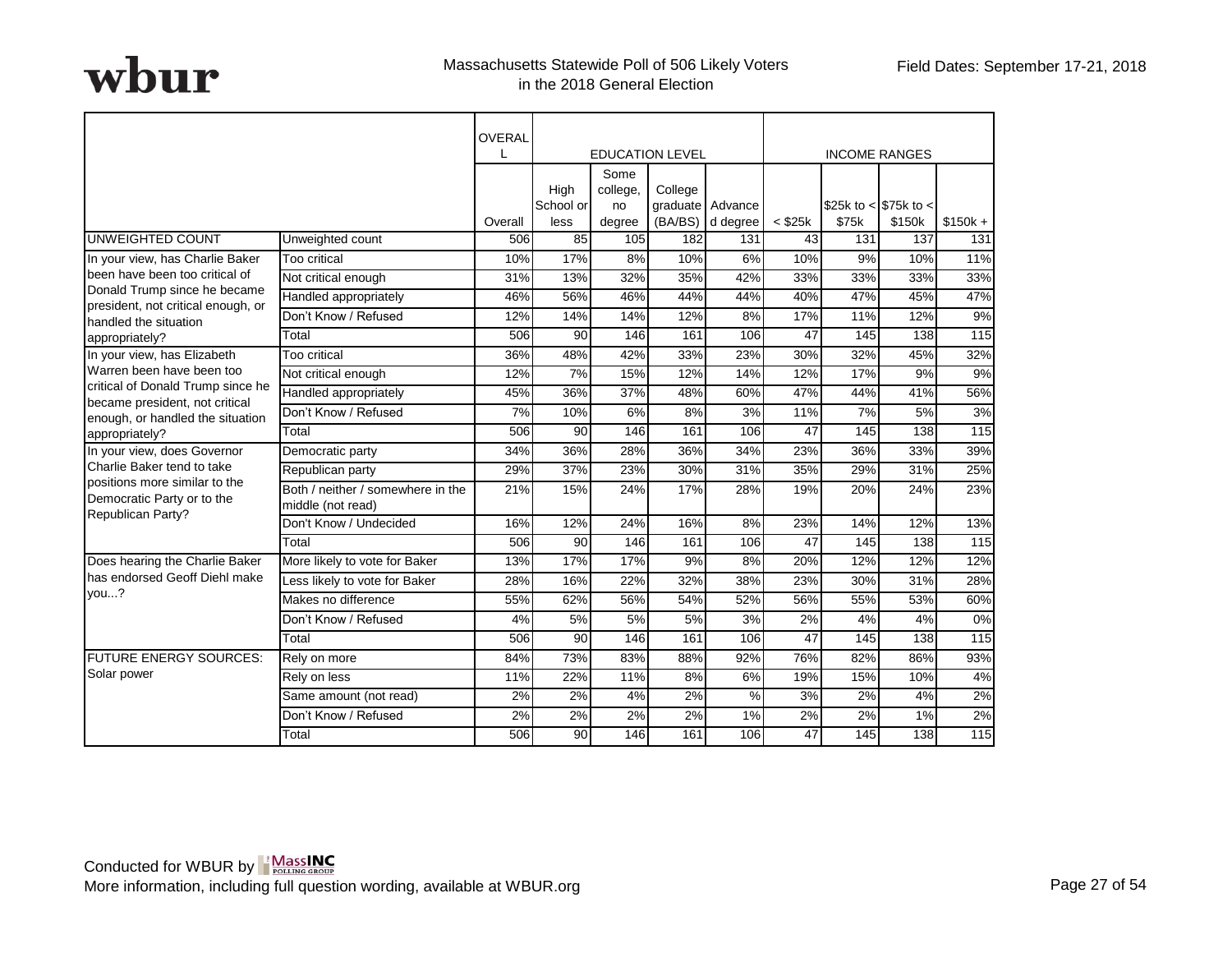wbur

Massachusetts Statewide Poll of 506 Likely Voters in the 2018 General Election

Field Dates: September 17-21, 2018

| | | OVERALL | EDUCATION LEVEL | | | | INCOME RANGES | | | |
|---|---|---|---|---|---|---|---|---|---|---|
| | | Overall | High School or less | Some college, no degree | College graduate (BA/BS) | Advanced degree | < $25k | $25k to < $75k | $75k to < $150k | $150k + |
| UNWEIGHTED COUNT | Unweighted count | 506 | 85 | 105 | 182 | 131 | 43 | 131 | 137 | 131 |
| In your view, has Charlie Baker been have been too critical of Donald Trump since he became president, not critical enough, or handled the situation appropriately? | Too critical | 10% | 17% | 8% | 10% | 6% | 10% | 9% | 10% | 11% |
| | Not critical enough | 31% | 13% | 32% | 35% | 42% | 33% | 33% | 33% | 33% |
| | Handled appropriately | 46% | 56% | 46% | 44% | 44% | 40% | 47% | 45% | 47% |
| | Don't Know / Refused | 12% | 14% | 14% | 12% | 8% | 17% | 11% | 12% | 9% |
| | Total | 506 | 90 | 146 | 161 | 106 | 47 | 145 | 138 | 115 |
| In your view, has Elizabeth Warren been have been too critical of Donald Trump since he became president, not critical enough, or handled the situation appropriately? | Too critical | 36% | 48% | 42% | 33% | 23% | 30% | 32% | 45% | 32% |
| | Not critical enough | 12% | 7% | 15% | 12% | 14% | 12% | 17% | 9% | 9% |
| | Handled appropriately | 45% | 36% | 37% | 48% | 60% | 47% | 44% | 41% | 56% |
| | Don't Know / Refused | 7% | 10% | 6% | 8% | 3% | 11% | 7% | 5% | 3% |
| | Total | 506 | 90 | 146 | 161 | 106 | 47 | 145 | 138 | 115 |
| In your view, does Governor Charlie Baker tend to take positions more similar to the Democratic Party or to the Republican Party? | Democratic party | 34% | 36% | 28% | 36% | 34% | 23% | 36% | 33% | 39% |
| | Republican party | 29% | 37% | 23% | 30% | 31% | 35% | 29% | 31% | 25% |
| | Both / neither / somewhere in the middle (not read) | 21% | 15% | 24% | 17% | 28% | 19% | 20% | 24% | 23% |
| | Don't Know / Undecided | 16% | 12% | 24% | 16% | 8% | 23% | 14% | 12% | 13% |
| | Total | 506 | 90 | 146 | 161 | 106 | 47 | 145 | 138 | 115 |
| Does hearing the Charlie Baker has endorsed Geoff Diehl make you...? | More likely to vote for Baker | 13% | 17% | 17% | 9% | 8% | 20% | 12% | 12% | 12% |
| | Less likely to vote for Baker | 28% | 16% | 22% | 32% | 38% | 23% | 30% | 31% | 28% |
| | Makes no difference | 55% | 62% | 56% | 54% | 52% | 56% | 55% | 53% | 60% |
| | Don't Know / Refused | 4% | 5% | 5% | 5% | 3% | 2% | 4% | 4% | 0% |
| | Total | 506 | 90 | 146 | 161 | 106 | 47 | 145 | 138 | 115 |
| FUTURE ENERGY SOURCES: Solar power | Rely on more | 84% | 73% | 83% | 88% | 92% | 76% | 82% | 86% | 93% |
| | Rely on less | 11% | 22% | 11% | 8% | 6% | 19% | 15% | 10% | 4% |
| | Same amount (not read) | 2% | 2% | 4% | 2% | % | 3% | 2% | 4% | 2% |
| | Don't Know / Refused | 2% | 2% | 2% | 2% | 1% | 2% | 2% | 1% | 2% |
| | Total | 506 | 90 | 146 | 161 | 106 | 47 | 145 | 138 | 115 |

Conducted for WBUR by MassINC Polling Group

More information, including full question wording, available at WBUR.org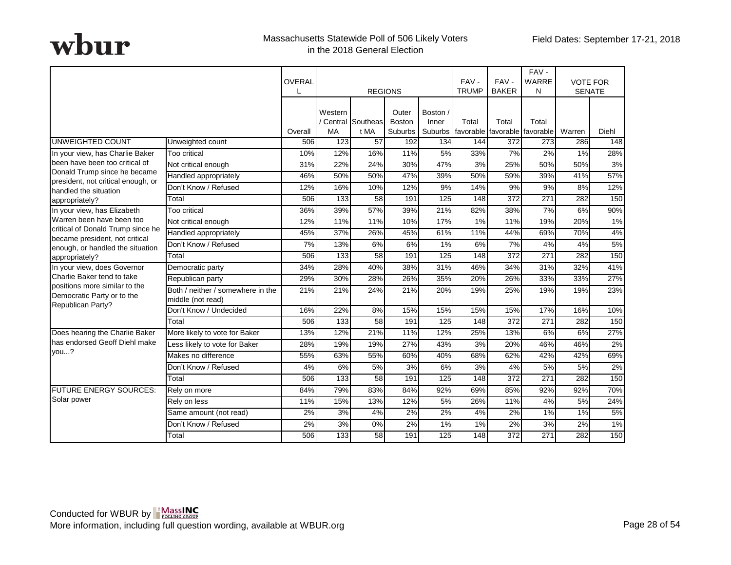wbur

Massachusetts Statewide Poll of 506 Likely Voters in the 2018 General Election

Field Dates: September 17-21, 2018

| | | OVERALL | REGIONS | | | | FAV - TRUMP | FAV - BAKER | FAV - WARREN | VOTE FOR SENATE | |
|---|---|---|---|---|---|---|---|---|---|---|---|
| | | Overall | Western / Central MA | Southeast MA | Outer Boston Suburbs | Boston / Inner Suburbs | Total favorable | Total favorable | Total favorable | Warren | Diehl |
| UNWEIGHTED COUNT | Unweighted count | 506 | 123 | 57 | 192 | 134 | 144 | 372 | 273 | 286 | 148 |
| In your view, has Charlie Baker been have been too critical of Donald Trump since he became president, not critical enough, or handled the situation appropriately? | Too critical | 10% | 12% | 16% | 11% | 5% | 33% | 7% | 2% | 1% | 28% |
| | Not critical enough | 31% | 22% | 24% | 30% | 47% | 3% | 25% | 50% | 50% | 3% |
| | Handled appropriately | 46% | 50% | 50% | 47% | 39% | 50% | 59% | 39% | 41% | 57% |
| | Don't Know / Refused | 12% | 16% | 10% | 12% | 9% | 14% | 9% | 9% | 8% | 12% |
| | Total | 506 | 133 | 58 | 191 | 125 | 148 | 372 | 271 | 282 | 150 |
| In your view, has Elizabeth Warren been have been too critical of Donald Trump since he became president, not critical enough, or handled the situation appropriately? | Too critical | 36% | 39% | 57% | 39% | 21% | 82% | 38% | 7% | 6% | 90% |
| | Not critical enough | 12% | 11% | 11% | 10% | 17% | 1% | 11% | 19% | 20% | 1% |
| | Handled appropriately | 45% | 37% | 26% | 45% | 61% | 11% | 44% | 69% | 70% | 4% |
| | Don't Know / Refused | 7% | 13% | 6% | 6% | 1% | 6% | 7% | 4% | 4% | 5% |
| | Total | 506 | 133 | 58 | 191 | 125 | 148 | 372 | 271 | 282 | 150 |
| In your view, does Governor Charlie Baker tend to take positions more similar to the Democratic Party or to the Republican Party? | Democratic party | 34% | 28% | 40% | 38% | 31% | 46% | 34% | 31% | 32% | 41% |
| | Republican party | 29% | 30% | 28% | 26% | 35% | 20% | 26% | 33% | 33% | 27% |
| | Both / neither / somewhere in the middle (not read) | 21% | 21% | 24% | 21% | 20% | 19% | 25% | 19% | 19% | 23% |
| | Don't Know / Undecided | 16% | 22% | 8% | 15% | 15% | 15% | 15% | 17% | 16% | 10% |
| | Total | 506 | 133 | 58 | 191 | 125 | 148 | 372 | 271 | 282 | 150 |
| Does hearing the Charlie Baker has endorsed Geoff Diehl make you...? | More likely to vote for Baker | 13% | 12% | 21% | 11% | 12% | 25% | 13% | 6% | 6% | 27% |
| | Less likely to vote for Baker | 28% | 19% | 19% | 27% | 43% | 3% | 20% | 46% | 46% | 2% |
| | Makes no difference | 55% | 63% | 55% | 60% | 40% | 68% | 62% | 42% | 42% | 69% |
| | Don't Know / Refused | 4% | 6% | 5% | 3% | 6% | 3% | 4% | 5% | 5% | 2% |
| | Total | 506 | 133 | 58 | 191 | 125 | 148 | 372 | 271 | 282 | 150 |
| FUTURE ENERGY SOURCES: Solar power | Rely on more | 84% | 79% | 83% | 84% | 92% | 69% | 85% | 92% | 92% | 70% |
| | Rely on less | 11% | 15% | 13% | 12% | 5% | 26% | 11% | 4% | 5% | 24% |
| | Same amount (not read) | 2% | 3% | 4% | 2% | 2% | 4% | 2% | 1% | 1% | 5% |
| | Don't Know / Refused | 2% | 3% | 0% | 2% | 1% | 1% | 2% | 3% | 2% | 1% |
| | Total | 506 | 133 | 58 | 191 | 125 | 148 | 372 | 271 | 282 | 150 |

Conducted for WBUR by MassINC Polling Group
More information, including full question wording, available at WBUR.org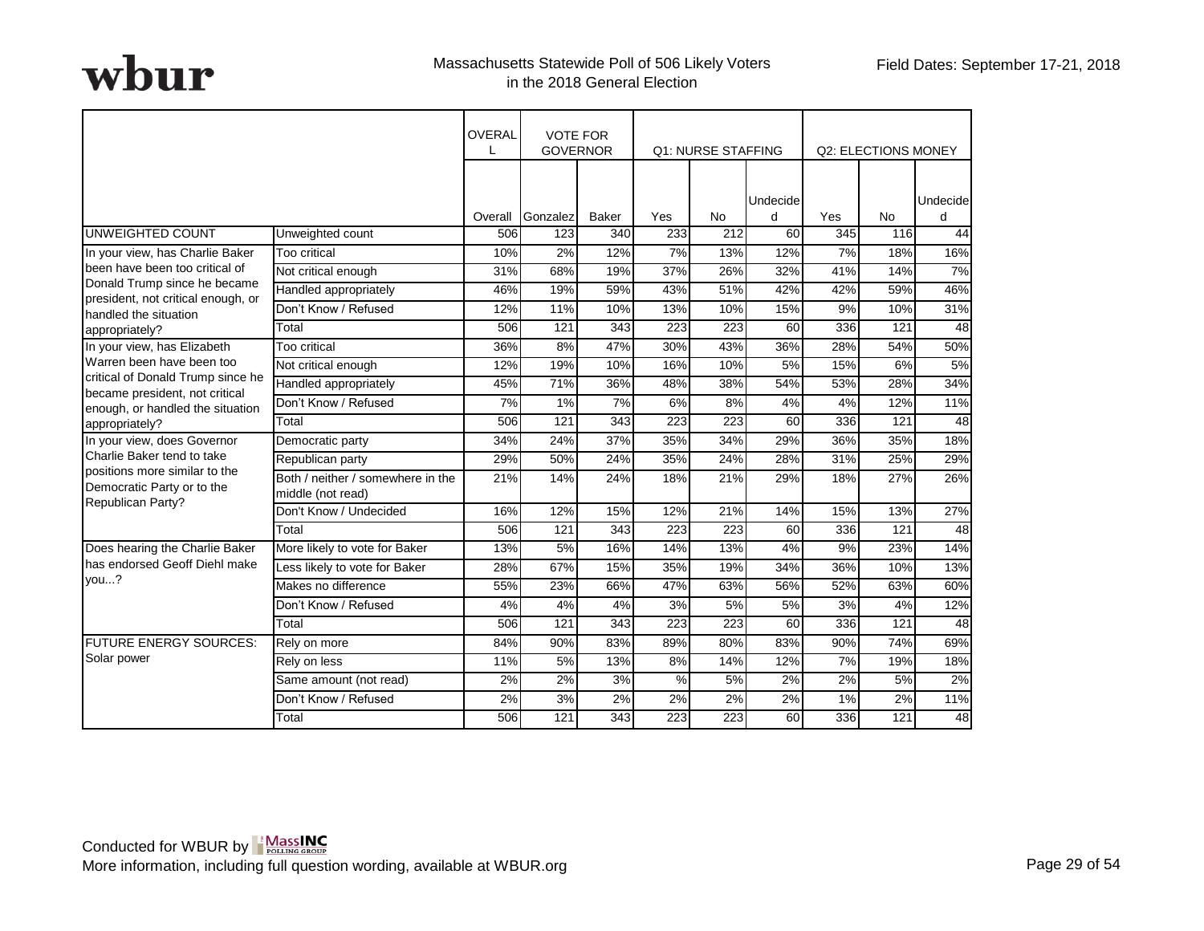wbur

Massachusetts Statewide Poll of 506 Likely Voters in the 2018 General Election

Field Dates: September 17-21, 2018

| | | OVERALL | VOTE FOR GOVERNOR | | Q1: NURSE STAFFING | | | Q2: ELECTIONS MONEY | | |
|---|---|---|---|---|---|---|---|---|---|---|
| | | Overall | Gonzalez | Baker | Yes | No | Undecided | Yes | No | Undecided |
| UNWEIGHTED COUNT | Unweighted count | 506 | 123 | 340 | 233 | 212 | 60 | 345 | 116 | 44 |
| In your view, has Charlie Baker been have been too critical of Donald Trump since he became president, not critical enough, or handled the situation appropriately? | Too critical | 10% | 2% | 12% | 7% | 13% | 12% | 7% | 18% | 16% |
| | Not critical enough | 31% | 68% | 19% | 37% | 26% | 32% | 41% | 14% | 7% |
| | Handled appropriately | 46% | 19% | 59% | 43% | 51% | 42% | 42% | 59% | 46% |
| | Don't Know / Refused | 12% | 11% | 10% | 13% | 10% | 15% | 9% | 10% | 31% |
| | Total | 506 | 121 | 343 | 223 | 223 | 60 | 336 | 121 | 48 |
| In your view, has Elizabeth Warren been have been too critical of Donald Trump since he became president, not critical enough, or handled the situation appropriately? | Too critical | 36% | 8% | 47% | 30% | 43% | 36% | 28% | 54% | 50% |
| | Not critical enough | 12% | 19% | 10% | 16% | 10% | 5% | 15% | 6% | 5% |
| | Handled appropriately | 45% | 71% | 36% | 48% | 38% | 54% | 53% | 28% | 34% |
| | Don't Know / Refused | 7% | 1% | 7% | 6% | 8% | 4% | 4% | 12% | 11% |
| | Total | 506 | 121 | 343 | 223 | 223 | 60 | 336 | 121 | 48 |
| In your view, does Governor Charlie Baker tend to take positions more similar to the Democratic Party or to the Republican Party? | Democratic party | 34% | 24% | 37% | 35% | 34% | 29% | 36% | 35% | 18% |
| | Republican party | 29% | 50% | 24% | 35% | 24% | 28% | 31% | 25% | 29% |
| | Both / neither / somewhere in the middle (not read) | 21% | 14% | 24% | 18% | 21% | 29% | 18% | 27% | 26% |
| | Don't Know / Undecided | 16% | 12% | 15% | 12% | 21% | 14% | 15% | 13% | 27% |
| | Total | 506 | 121 | 343 | 223 | 223 | 60 | 336 | 121 | 48 |
| Does hearing the Charlie Baker has endorsed Geoff Diehl make you...? | More likely to vote for Baker | 13% | 5% | 16% | 14% | 13% | 4% | 9% | 23% | 14% |
| | Less likely to vote for Baker | 28% | 67% | 15% | 35% | 19% | 34% | 36% | 10% | 13% |
| | Makes no difference | 55% | 23% | 66% | 47% | 63% | 56% | 52% | 63% | 60% |
| | Don't Know / Refused | 4% | 4% | 4% | 3% | 5% | 5% | 3% | 4% | 12% |
| | Total | 506 | 121 | 343 | 223 | 223 | 60 | 336 | 121 | 48 |
| FUTURE ENERGY SOURCES: Solar power | Rely on more | 84% | 90% | 83% | 89% | 80% | 83% | 90% | 74% | 69% |
| | Rely on less | 11% | 5% | 13% | 8% | 14% | 12% | 7% | 19% | 18% |
| | Same amount (not read) | 2% | 2% | 3% | % | 5% | 2% | 2% | 5% | 2% |
| | Don't Know / Refused | 2% | 3% | 2% | 2% | 2% | 2% | 1% | 2% | 11% |
| | Total | 506 | 121 | 343 | 223 | 223 | 60 | 336 | 121 | 48 |

Conducted for WBUR by MassINC Polling Group

More information, including full question wording, available at WBUR.org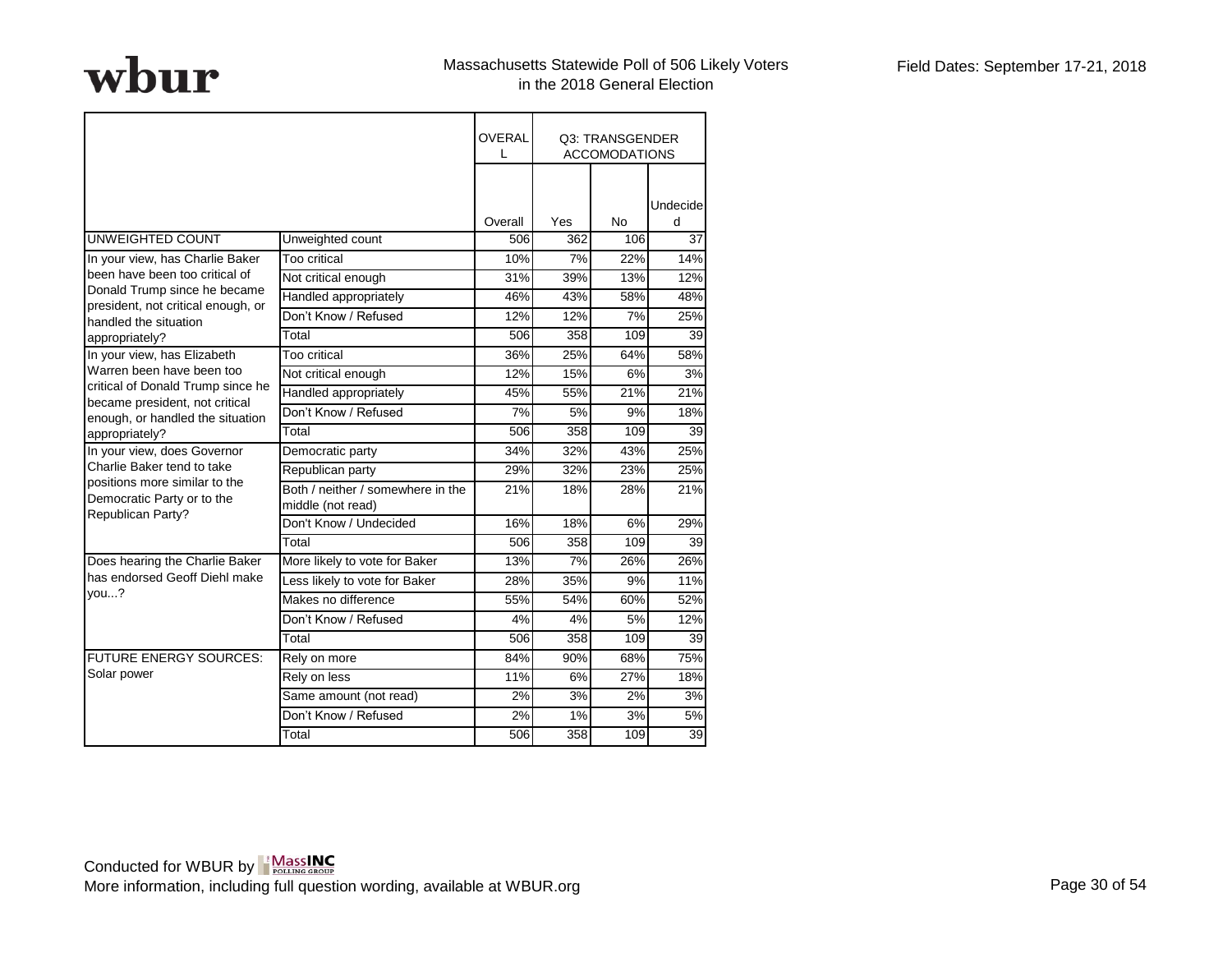wbur

Massachusetts Statewide Poll of 506 Likely Voters in the 2018 General Election

Field Dates: September 17-21, 2018

| | | OVERALL | Q3: TRANSGENDER ACCOMODATIONS | | |
|---|---|---|---|---|---|
| | | Overall | Yes | No | Undecided |
| UNWEIGHTED COUNT | Unweighted count | 506 | 362 | 106 | 37 |
| In your view, has Charlie Baker been have been too critical of Donald Trump since he became president, not critical enough, or handled the situation appropriately? | Too critical | 10% | 7% | 22% | 14% |
| | Not critical enough | 31% | 39% | 13% | 12% |
| | Handled appropriately | 46% | 43% | 58% | 48% |
| | Don't Know / Refused | 12% | 12% | 7% | 25% |
| | Total | 506 | 358 | 109 | 39 |
| In your view, has Elizabeth Warren been have been too critical of Donald Trump since he became president, not critical enough, or handled the situation appropriately? | Too critical | 36% | 25% | 64% | 58% |
| | Not critical enough | 12% | 15% | 6% | 3% |
| | Handled appropriately | 45% | 55% | 21% | 21% |
| | Don't Know / Refused | 7% | 5% | 9% | 18% |
| | Total | 506 | 358 | 109 | 39 |
| In your view, does Governor Charlie Baker tend to take positions more similar to the Democratic Party or to the Republican Party? | Democratic party | 34% | 32% | 43% | 25% |
| | Republican party | 29% | 32% | 23% | 25% |
| | Both / neither / somewhere in the middle (not read) | 21% | 18% | 28% | 21% |
| | Don't Know / Undecided | 16% | 18% | 6% | 29% |
| | Total | 506 | 358 | 109 | 39 |
| Does hearing the Charlie Baker has endorsed Geoff Diehl make you...? | More likely to vote for Baker | 13% | 7% | 26% | 26% |
| | Less likely to vote for Baker | 28% | 35% | 9% | 11% |
| | Makes no difference | 55% | 54% | 60% | 52% |
| | Don't Know / Refused | 4% | 4% | 5% | 12% |
| | Total | 506 | 358 | 109 | 39 |
| FUTURE ENERGY SOURCES: Solar power | Rely on more | 84% | 90% | 68% | 75% |
| | Rely on less | 11% | 6% | 27% | 18% |
| | Same amount (not read) | 2% | 3% | 2% | 3% |
| | Don't Know / Refused | 2% | 1% | 3% | 5% |
| | Total | 506 | 358 | 109 | 39 |

Conducted for WBUR by MassINC Polling Group

More information, including full question wording, available at WBUR.org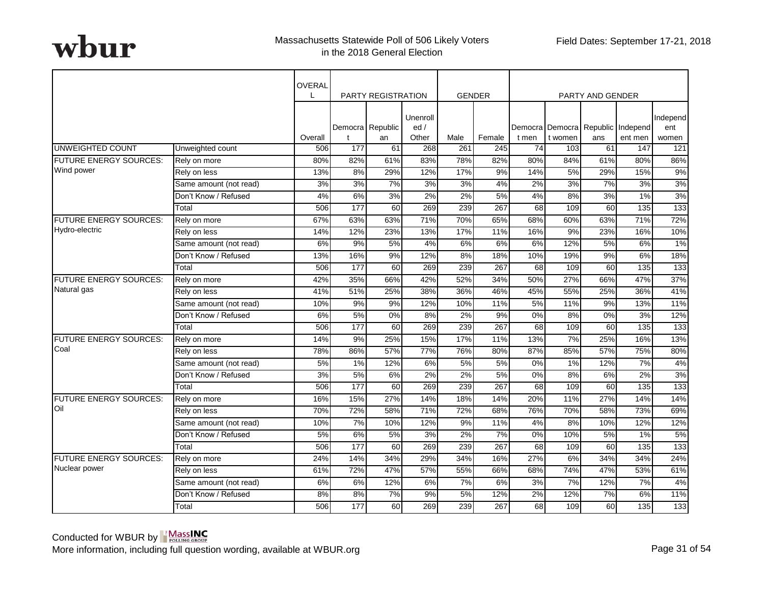wbur

Massachusetts Statewide Poll of 506 Likely Voters in the 2018 General Election

Field Dates: September 17-21, 2018

| | | OVERALL | PARTY REGISTRATION | | | GENDER | | PARTY AND GENDER | | | | |
|---|---|---|---|---|---|---|---|---|---|---|---|---|
| | | Overall | Democrat | Republican | Unenrolled / Other | Male | Female | Democrat men | Democrat women | Republicans | Independent men | Independent women |
| UNWEIGHTED COUNT | Unweighted count | 506 | 177 | 61 | 268 | 261 | 245 | 74 | 103 | 61 | 147 | 121 |
| FUTURE ENERGY SOURCES: Wind power | Rely on more | 80% | 82% | 61% | 83% | 78% | 82% | 80% | 84% | 61% | 80% | 86% |
| | Rely on less | 13% | 8% | 29% | 12% | 17% | 9% | 14% | 5% | 29% | 15% | 9% |
| | Same amount (not read) | 3% | 3% | 7% | 3% | 3% | 4% | 2% | 3% | 7% | 3% | 3% |
| | Don't Know / Refused | 4% | 6% | 3% | 2% | 2% | 5% | 4% | 8% | 3% | 1% | 3% |
| | Total | 506 | 177 | 60 | 269 | 239 | 267 | 68 | 109 | 60 | 135 | 133 |
| FUTURE ENERGY SOURCES: Hydro-electric | Rely on more | 67% | 63% | 63% | 71% | 70% | 65% | 68% | 60% | 63% | 71% | 72% |
| | Rely on less | 14% | 12% | 23% | 13% | 17% | 11% | 16% | 9% | 23% | 16% | 10% |
| | Same amount (not read) | 6% | 9% | 5% | 4% | 6% | 6% | 6% | 12% | 5% | 6% | 1% |
| | Don't Know / Refused | 13% | 16% | 9% | 12% | 8% | 18% | 10% | 19% | 9% | 6% | 18% |
| | Total | 506 | 177 | 60 | 269 | 239 | 267 | 68 | 109 | 60 | 135 | 133 |
| FUTURE ENERGY SOURCES: Natural gas | Rely on more | 42% | 35% | 66% | 42% | 52% | 34% | 50% | 27% | 66% | 47% | 37% |
| | Rely on less | 41% | 51% | 25% | 38% | 36% | 46% | 45% | 55% | 25% | 36% | 41% |
| | Same amount (not read) | 10% | 9% | 9% | 12% | 10% | 11% | 5% | 11% | 9% | 13% | 11% |
| | Don't Know / Refused | 6% | 5% | 0% | 8% | 2% | 9% | 0% | 8% | 0% | 3% | 12% |
| | Total | 506 | 177 | 60 | 269 | 239 | 267 | 68 | 109 | 60 | 135 | 133 |
| FUTURE ENERGY SOURCES: Coal | Rely on more | 14% | 9% | 25% | 15% | 17% | 11% | 13% | 7% | 25% | 16% | 13% |
| | Rely on less | 78% | 86% | 57% | 77% | 76% | 80% | 87% | 85% | 57% | 75% | 80% |
| | Same amount (not read) | 5% | 1% | 12% | 6% | 5% | 5% | 0% | 1% | 12% | 7% | 4% |
| | Don't Know / Refused | 3% | 5% | 6% | 2% | 2% | 5% | 0% | 8% | 6% | 2% | 3% |
| | Total | 506 | 177 | 60 | 269 | 239 | 267 | 68 | 109 | 60 | 135 | 133 |
| FUTURE ENERGY SOURCES: Oil | Rely on more | 16% | 15% | 27% | 14% | 18% | 14% | 20% | 11% | 27% | 14% | 14% |
| | Rely on less | 70% | 72% | 58% | 71% | 72% | 68% | 76% | 70% | 58% | 73% | 69% |
| | Same amount (not read) | 10% | 7% | 10% | 12% | 9% | 11% | 4% | 8% | 10% | 12% | 12% |
| | Don't Know / Refused | 5% | 6% | 5% | 3% | 2% | 7% | 0% | 10% | 5% | 1% | 5% |
| | Total | 506 | 177 | 60 | 269 | 239 | 267 | 68 | 109 | 60 | 135 | 133 |
| FUTURE ENERGY SOURCES: Nuclear power | Rely on more | 24% | 14% | 34% | 29% | 34% | 16% | 27% | 6% | 34% | 34% | 24% |
| | Rely on less | 61% | 72% | 47% | 57% | 55% | 66% | 68% | 74% | 47% | 53% | 61% |
| | Same amount (not read) | 6% | 6% | 12% | 6% | 7% | 6% | 3% | 7% | 12% | 7% | 4% |
| | Don't Know / Refused | 8% | 8% | 7% | 9% | 5% | 12% | 2% | 12% | 7% | 6% | 11% |
| | Total | 506 | 177 | 60 | 269 | 239 | 267 | 68 | 109 | 60 | 135 | 133 |

Conducted for WBUR by MassINC Polling Group

More information, including full question wording, available at WBUR.org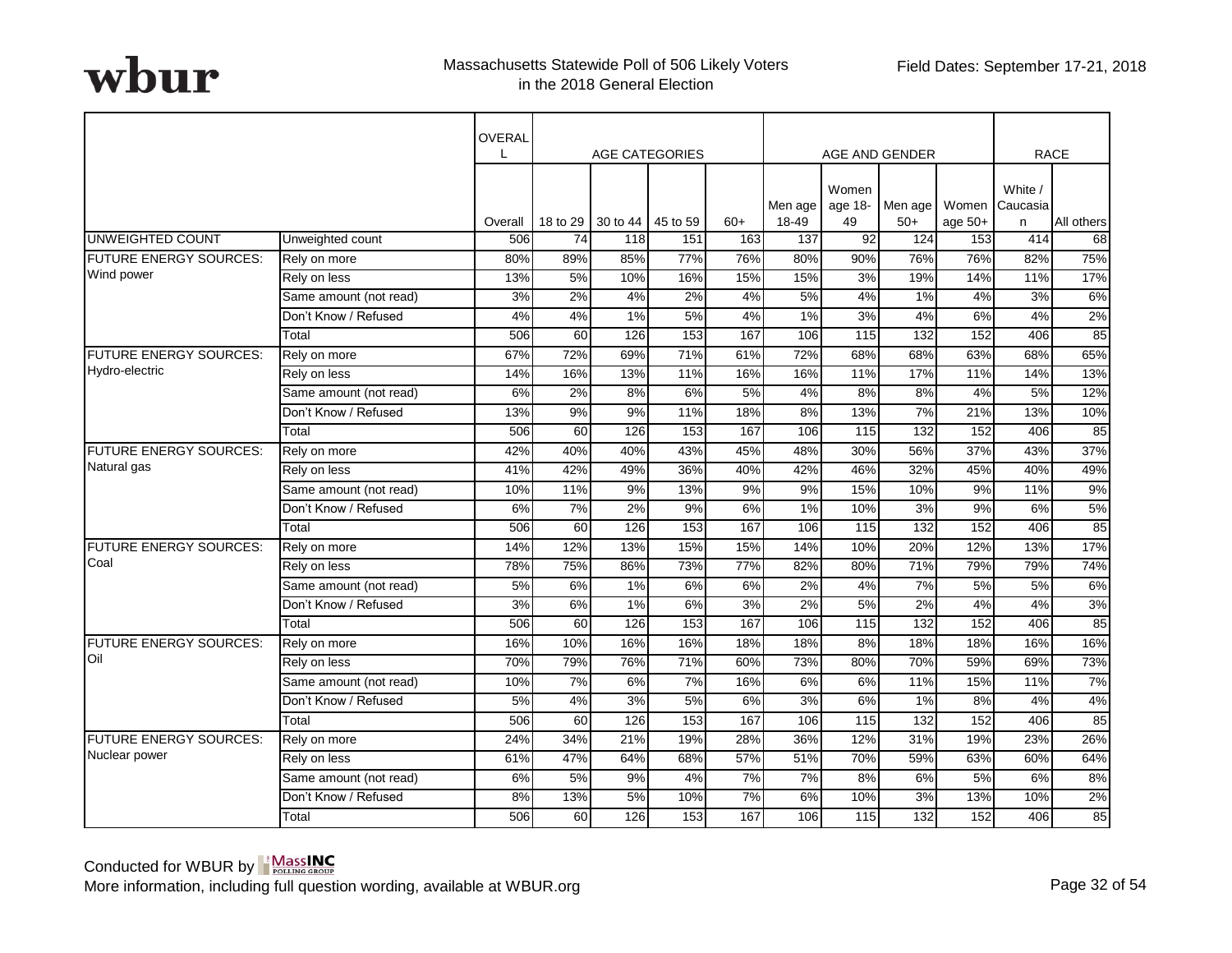# wbur

Massachusetts Statewide Poll of 506 Likely Voters in the 2018 General Election

Field Dates: September 17-21, 2018

| | | OVERALL | AGE CATEGORIES | | | | AGE AND GENDER | | | | RACE | |
|---|---|---|---|---|---|---|---|---|---|---|---|---|
| | | Overall | 18 to 29 | 30 to 44 | 45 to 59 | 60+ | Men age 18-49 | Women age 18-49 | Men age 50+ | Women age 50+ | White / Caucasian | All others |
| UNWEIGHTED COUNT | Unweighted count | 506 | 74 | 118 | 151 | 163 | 137 | 92 | 124 | 153 | 414 | 68 |
| FUTURE ENERGY SOURCES: Wind power | Rely on more | 80% | 89% | 85% | 77% | 76% | 80% | 90% | 76% | 76% | 82% | 75% |
| | Rely on less | 13% | 5% | 10% | 16% | 15% | 15% | 3% | 19% | 14% | 11% | 17% |
| | Same amount (not read) | 3% | 2% | 4% | 2% | 4% | 5% | 4% | 1% | 4% | 3% | 6% |
| | Don't Know / Refused | 4% | 4% | 1% | 5% | 4% | 1% | 3% | 4% | 6% | 4% | 2% |
| | Total | 506 | 60 | 126 | 153 | 167 | 106 | 115 | 132 | 152 | 406 | 85 |
| FUTURE ENERGY SOURCES: Hydro-electric | Rely on more | 67% | 72% | 69% | 71% | 61% | 72% | 68% | 68% | 63% | 68% | 65% |
| | Rely on less | 14% | 16% | 13% | 11% | 16% | 16% | 11% | 17% | 11% | 14% | 13% |
| | Same amount (not read) | 6% | 2% | 8% | 6% | 5% | 4% | 8% | 8% | 4% | 5% | 12% |
| | Don't Know / Refused | 13% | 9% | 9% | 11% | 18% | 8% | 13% | 7% | 21% | 13% | 10% |
| | Total | 506 | 60 | 126 | 153 | 167 | 106 | 115 | 132 | 152 | 406 | 85 |
| FUTURE ENERGY SOURCES: Natural gas | Rely on more | 42% | 40% | 40% | 43% | 45% | 48% | 30% | 56% | 37% | 43% | 37% |
| | Rely on less | 41% | 42% | 49% | 36% | 40% | 42% | 46% | 32% | 45% | 40% | 49% |
| | Same amount (not read) | 10% | 11% | 9% | 13% | 9% | 9% | 15% | 10% | 9% | 11% | 9% |
| | Don't Know / Refused | 6% | 7% | 2% | 9% | 6% | 1% | 10% | 3% | 9% | 6% | 5% |
| | Total | 506 | 60 | 126 | 153 | 167 | 106 | 115 | 132 | 152 | 406 | 85 |
| FUTURE ENERGY SOURCES: Coal | Rely on more | 14% | 12% | 13% | 15% | 15% | 14% | 10% | 20% | 12% | 13% | 17% |
| | Rely on less | 78% | 75% | 86% | 73% | 77% | 82% | 80% | 71% | 79% | 79% | 74% |
| | Same amount (not read) | 5% | 6% | 1% | 6% | 6% | 2% | 4% | 7% | 5% | 5% | 6% |
| | Don't Know / Refused | 3% | 6% | 1% | 6% | 3% | 2% | 5% | 2% | 4% | 4% | 3% |
| | Total | 506 | 60 | 126 | 153 | 167 | 106 | 115 | 132 | 152 | 406 | 85 |
| FUTURE ENERGY SOURCES: Oil | Rely on more | 16% | 10% | 16% | 16% | 18% | 18% | 8% | 18% | 18% | 16% | 16% |
| | Rely on less | 70% | 79% | 76% | 71% | 60% | 73% | 80% | 70% | 59% | 69% | 73% |
| | Same amount (not read) | 10% | 7% | 6% | 7% | 16% | 6% | 6% | 11% | 15% | 11% | 7% |
| | Don't Know / Refused | 5% | 4% | 3% | 5% | 6% | 3% | 6% | 1% | 8% | 4% | 4% |
| | Total | 506 | 60 | 126 | 153 | 167 | 106 | 115 | 132 | 152 | 406 | 85 |
| FUTURE ENERGY SOURCES: Nuclear power | Rely on more | 24% | 34% | 21% | 19% | 28% | 36% | 12% | 31% | 19% | 23% | 26% |
| | Rely on less | 61% | 47% | 64% | 68% | 57% | 51% | 70% | 59% | 63% | 60% | 64% |
| | Same amount (not read) | 6% | 5% | 9% | 4% | 7% | 7% | 8% | 6% | 5% | 6% | 8% |
| | Don't Know / Refused | 8% | 13% | 5% | 10% | 7% | 6% | 10% | 3% | 13% | 10% | 2% |
| | Total | 506 | 60 | 126 | 153 | 167 | 106 | 115 | 132 | 152 | 406 | 85 |

Conducted for WBUR by MassINC Polling Group

More information, including full question wording, available at WBUR.org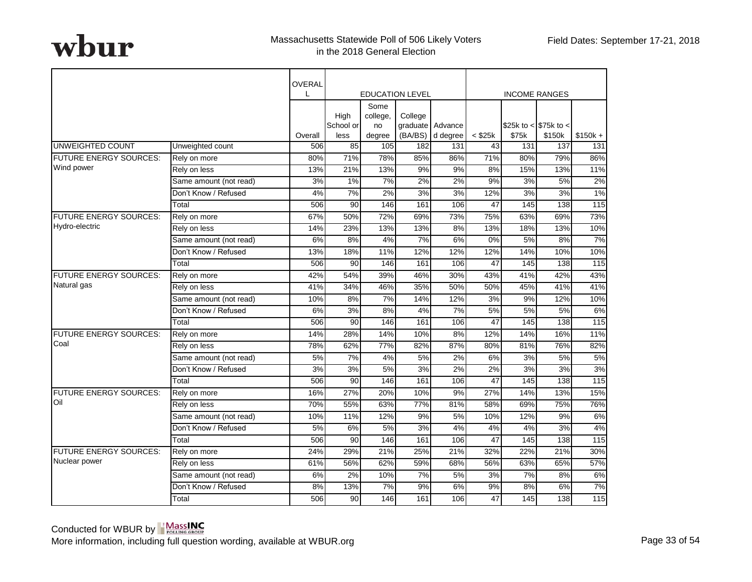**wbur**

Massachusetts Statewide Poll of 506 Likely Voters in the 2018 General Election

Field Dates: September 17-21, 2018

| | | OVERALL | EDUCATION LEVEL | | | | INCOME RANGES | | | |
|---|---|---|---|---|---|---|---|---|---|---|
| | | Overall | High School or less | Some college, no degree | College graduate (BA/BS) | Advanced degree | < $25k | $25k to < $75k | $75k to < $150k | $150k + |
| UNWEIGHTED COUNT | Unweighted count | 506 | 85 | 105 | 182 | 131 | 43 | 131 | 137 | 131 |
| FUTURE ENERGY SOURCES: Wind power | Rely on more | 80% | 71% | 78% | 85% | 86% | 71% | 80% | 79% | 86% |
| | Rely on less | 13% | 21% | 13% | 9% | 9% | 8% | 15% | 13% | 11% |
| | Same amount (not read) | 3% | 1% | 7% | 2% | 2% | 9% | 3% | 5% | 2% |
| | Don't Know / Refused | 4% | 7% | 2% | 3% | 3% | 12% | 3% | 3% | 1% |
| | Total | 506 | 90 | 146 | 161 | 106 | 47 | 145 | 138 | 115 |
| FUTURE ENERGY SOURCES: Hydro-electric | Rely on more | 67% | 50% | 72% | 69% | 73% | 75% | 63% | 69% | 73% |
| | Rely on less | 14% | 23% | 13% | 13% | 8% | 13% | 18% | 13% | 10% |
| | Same amount (not read) | 6% | 8% | 4% | 7% | 6% | 0% | 5% | 8% | 7% |
| | Don't Know / Refused | 13% | 18% | 11% | 12% | 12% | 12% | 14% | 10% | 10% |
| | Total | 506 | 90 | 146 | 161 | 106 | 47 | 145 | 138 | 115 |
| FUTURE ENERGY SOURCES: Natural gas | Rely on more | 42% | 54% | 39% | 46% | 30% | 43% | 41% | 42% | 43% |
| | Rely on less | 41% | 34% | 46% | 35% | 50% | 50% | 45% | 41% | 41% |
| | Same amount (not read) | 10% | 8% | 7% | 14% | 12% | 3% | 9% | 12% | 10% |
| | Don't Know / Refused | 6% | 3% | 8% | 4% | 7% | 5% | 5% | 5% | 6% |
| | Total | 506 | 90 | 146 | 161 | 106 | 47 | 145 | 138 | 115 |
| FUTURE ENERGY SOURCES: Coal | Rely on more | 14% | 28% | 14% | 10% | 8% | 12% | 14% | 16% | 11% |
| | Rely on less | 78% | 62% | 77% | 82% | 87% | 80% | 81% | 76% | 82% |
| | Same amount (not read) | 5% | 7% | 4% | 5% | 2% | 6% | 3% | 5% | 5% |
| | Don't Know / Refused | 3% | 3% | 5% | 3% | 2% | 2% | 3% | 3% | 3% |
| | Total | 506 | 90 | 146 | 161 | 106 | 47 | 145 | 138 | 115 |
| FUTURE ENERGY SOURCES: Oil | Rely on more | 16% | 27% | 20% | 10% | 9% | 27% | 14% | 13% | 15% |
| | Rely on less | 70% | 55% | 63% | 77% | 81% | 58% | 69% | 75% | 76% |
| | Same amount (not read) | 10% | 11% | 12% | 9% | 5% | 10% | 12% | 9% | 6% |
| | Don't Know / Refused | 5% | 6% | 5% | 3% | 4% | 4% | 4% | 3% | 4% |
| | Total | 506 | 90 | 146 | 161 | 106 | 47 | 145 | 138 | 115 |
| FUTURE ENERGY SOURCES: Nuclear power | Rely on more | 24% | 29% | 21% | 25% | 21% | 32% | 22% | 21% | 30% |
| | Rely on less | 61% | 56% | 62% | 59% | 68% | 56% | 63% | 65% | 57% |
| | Same amount (not read) | 6% | 2% | 10% | 7% | 5% | 3% | 7% | 8% | 6% |
| | Don't Know / Refused | 8% | 13% | 7% | 9% | 6% | 9% | 8% | 6% | 7% |
| | Total | 506 | 90 | 146 | 161 | 106 | 47 | 145 | 138 | 115 |

Conducted for WBUR by MassINC Polling Group
More information, including full question wording, available at WBUR.org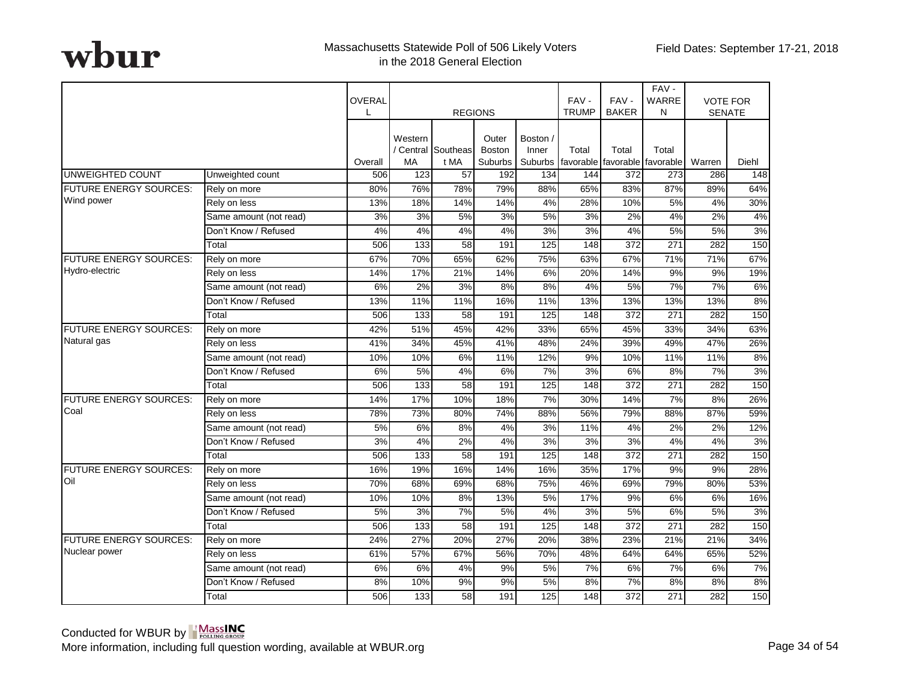Massachusetts Statewide Poll of 506 Likely Voters in the 2018 General Election

Field Dates: September 17-21, 2018

| | | OVERALL | REGIONS | | | | FAV - TRUMP | FAV - BAKER | FAV - WARREN | VOTE FOR SENATE | |
|---|---|---|---|---|---|---|---|---|---|---|---|
| | | Overall | Western / Central MA | Southeast MA | Outer Boston Suburbs | Boston / Inner Suburbs | Total favorable | Total favorable | Total favorable | Warren | Diehl |
| UNWEIGHTED COUNT | Unweighted count | 506 | 123 | 57 | 192 | 134 | 144 | 372 | 273 | 286 | 148 |
| FUTURE ENERGY SOURCES: Wind power | Rely on more | 80% | 76% | 78% | 79% | 88% | 65% | 83% | 87% | 89% | 64% |
| | Rely on less | 13% | 18% | 14% | 14% | 4% | 28% | 10% | 5% | 4% | 30% |
| | Same amount (not read) | 3% | 3% | 5% | 3% | 5% | 3% | 2% | 4% | 2% | 4% |
| | Don't Know / Refused | 4% | 4% | 4% | 4% | 3% | 3% | 4% | 5% | 5% | 3% |
| | Total | 506 | 133 | 58 | 191 | 125 | 148 | 372 | 271 | 282 | 150 |
| FUTURE ENERGY SOURCES: Hydro-electric | Rely on more | 67% | 70% | 65% | 62% | 75% | 63% | 67% | 71% | 71% | 67% |
| | Rely on less | 14% | 17% | 21% | 14% | 6% | 20% | 14% | 9% | 9% | 19% |
| | Same amount (not read) | 6% | 2% | 3% | 8% | 8% | 4% | 5% | 7% | 7% | 6% |
| | Don't Know / Refused | 13% | 11% | 11% | 16% | 11% | 13% | 13% | 13% | 13% | 8% |
| | Total | 506 | 133 | 58 | 191 | 125 | 148 | 372 | 271 | 282 | 150 |
| FUTURE ENERGY SOURCES: Natural gas | Rely on more | 42% | 51% | 45% | 42% | 33% | 65% | 45% | 33% | 34% | 63% |
| | Rely on less | 41% | 34% | 45% | 41% | 48% | 24% | 39% | 49% | 47% | 26% |
| | Same amount (not read) | 10% | 10% | 6% | 11% | 12% | 9% | 10% | 11% | 11% | 8% |
| | Don't Know / Refused | 6% | 5% | 4% | 6% | 7% | 3% | 6% | 8% | 7% | 3% |
| | Total | 506 | 133 | 58 | 191 | 125 | 148 | 372 | 271 | 282 | 150 |
| FUTURE ENERGY SOURCES: Coal | Rely on more | 14% | 17% | 10% | 18% | 7% | 30% | 14% | 7% | 8% | 26% |
| | Rely on less | 78% | 73% | 80% | 74% | 88% | 56% | 79% | 88% | 87% | 59% |
| | Same amount (not read) | 5% | 6% | 8% | 4% | 3% | 11% | 4% | 2% | 2% | 12% |
| | Don't Know / Refused | 3% | 4% | 2% | 4% | 3% | 3% | 3% | 4% | 4% | 3% |
| | Total | 506 | 133 | 58 | 191 | 125 | 148 | 372 | 271 | 282 | 150 |
| FUTURE ENERGY SOURCES: Oil | Rely on more | 16% | 19% | 16% | 14% | 16% | 35% | 17% | 9% | 9% | 28% |
| | Rely on less | 70% | 68% | 69% | 68% | 75% | 46% | 69% | 79% | 80% | 53% |
| | Same amount (not read) | 10% | 10% | 8% | 13% | 5% | 17% | 9% | 6% | 6% | 16% |
| | Don't Know / Refused | 5% | 3% | 7% | 5% | 4% | 3% | 5% | 6% | 5% | 3% |
| | Total | 506 | 133 | 58 | 191 | 125 | 148 | 372 | 271 | 282 | 150 |
| FUTURE ENERGY SOURCES: Nuclear power | Rely on more | 24% | 27% | 20% | 27% | 20% | 38% | 23% | 21% | 21% | 34% |
| | Rely on less | 61% | 57% | 67% | 56% | 70% | 48% | 64% | 64% | 65% | 52% |
| | Same amount (not read) | 6% | 6% | 4% | 9% | 5% | 7% | 6% | 7% | 6% | 7% |
| | Don't Know / Refused | 8% | 10% | 9% | 9% | 5% | 8% | 7% | 8% | 8% | 8% |
| | Total | 506 | 133 | 58 | 191 | 125 | 148 | 372 | 271 | 282 | 150 |

Conducted for WBUR by MassINC Polling Group

More information, including full question wording, available at WBUR.org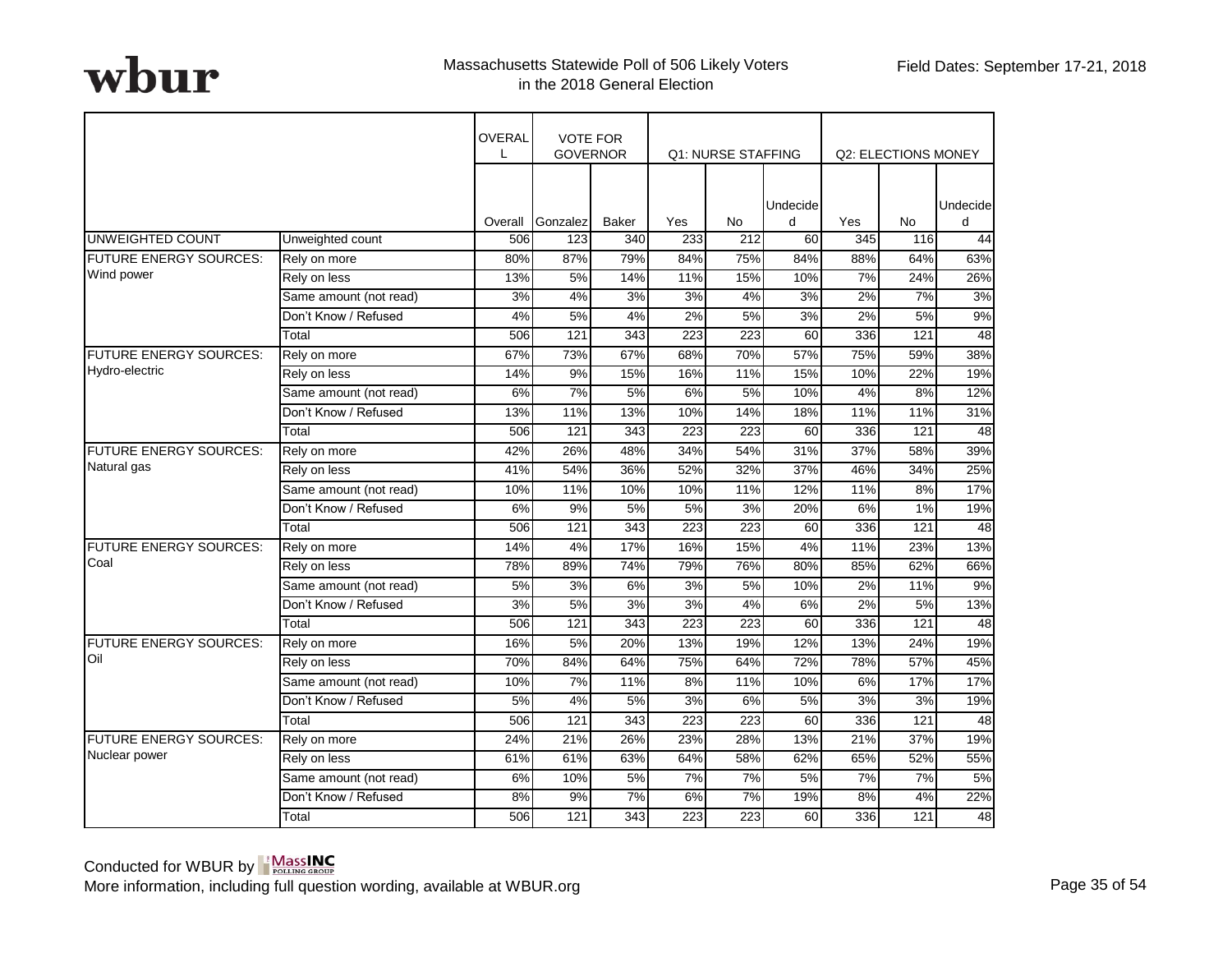Massachusetts Statewide Poll of 506 Likely Voters in the 2018 General Election

Field Dates: September 17-21, 2018

| | | OVERALL | VOTE FOR GOVERNOR | | Q1: NURSE STAFFING | | | Q2: ELECTIONS MONEY | | |
|---|---|---|---|---|---|---|---|---|---|---|
| | | Overall | Gonzalez | Baker | Yes | No | Undecided | Yes | No | Undecided |
| UNWEIGHTED COUNT | Unweighted count | 506 | 123 | 340 | 233 | 212 | 60 | 345 | 116 | 44 |
| FUTURE ENERGY SOURCES: Wind power | Rely on more | 80% | 87% | 79% | 84% | 75% | 84% | 88% | 64% | 63% |
| | Rely on less | 13% | 5% | 14% | 11% | 15% | 10% | 7% | 24% | 26% |
| | Same amount (not read) | 3% | 4% | 3% | 3% | 4% | 3% | 2% | 7% | 3% |
| | Don't Know / Refused | 4% | 5% | 4% | 2% | 5% | 3% | 2% | 5% | 9% |
| | Total | 506 | 121 | 343 | 223 | 223 | 60 | 336 | 121 | 48 |
| FUTURE ENERGY SOURCES: Hydro-electric | Rely on more | 67% | 73% | 67% | 68% | 70% | 57% | 75% | 59% | 38% |
| | Rely on less | 14% | 9% | 15% | 16% | 11% | 15% | 10% | 22% | 19% |
| | Same amount (not read) | 6% | 7% | 5% | 6% | 5% | 10% | 4% | 8% | 12% |
| | Don't Know / Refused | 13% | 11% | 13% | 10% | 14% | 18% | 11% | 11% | 31% |
| | Total | 506 | 121 | 343 | 223 | 223 | 60 | 336 | 121 | 48 |
| FUTURE ENERGY SOURCES: Natural gas | Rely on more | 42% | 26% | 48% | 34% | 54% | 31% | 37% | 58% | 39% |
| | Rely on less | 41% | 54% | 36% | 52% | 32% | 37% | 46% | 34% | 25% |
| | Same amount (not read) | 10% | 11% | 10% | 10% | 11% | 12% | 11% | 8% | 17% |
| | Don't Know / Refused | 6% | 9% | 5% | 5% | 3% | 20% | 6% | 1% | 19% |
| | Total | 506 | 121 | 343 | 223 | 223 | 60 | 336 | 121 | 48 |
| FUTURE ENERGY SOURCES: Coal | Rely on more | 14% | 4% | 17% | 16% | 15% | 4% | 11% | 23% | 13% |
| | Rely on less | 78% | 89% | 74% | 79% | 76% | 80% | 85% | 62% | 66% |
| | Same amount (not read) | 5% | 3% | 6% | 3% | 5% | 10% | 2% | 11% | 9% |
| | Don't Know / Refused | 3% | 5% | 3% | 3% | 4% | 6% | 2% | 5% | 13% |
| | Total | 506 | 121 | 343 | 223 | 223 | 60 | 336 | 121 | 48 |
| FUTURE ENERGY SOURCES: Oil | Rely on more | 16% | 5% | 20% | 13% | 19% | 12% | 13% | 24% | 19% |
| | Rely on less | 70% | 84% | 64% | 75% | 64% | 72% | 78% | 57% | 45% |
| | Same amount (not read) | 10% | 7% | 11% | 8% | 11% | 10% | 6% | 17% | 17% |
| | Don't Know / Refused | 5% | 4% | 5% | 3% | 6% | 5% | 3% | 3% | 19% |
| | Total | 506 | 121 | 343 | 223 | 223 | 60 | 336 | 121 | 48 |
| FUTURE ENERGY SOURCES: Nuclear power | Rely on more | 24% | 21% | 26% | 23% | 28% | 13% | 21% | 37% | 19% |
| | Rely on less | 61% | 61% | 63% | 64% | 58% | 62% | 65% | 52% | 55% |
| | Same amount (not read) | 6% | 10% | 5% | 7% | 7% | 5% | 7% | 7% | 5% |
| | Don't Know / Refused | 8% | 9% | 7% | 6% | 7% | 19% | 8% | 4% | 22% |
| | Total | 506 | 121 | 343 | 223 | 223 | 60 | 336 | 121 | 48 |

Conducted for WBUR by MassINC Polling Group

More information, including full question wording, available at WBUR.org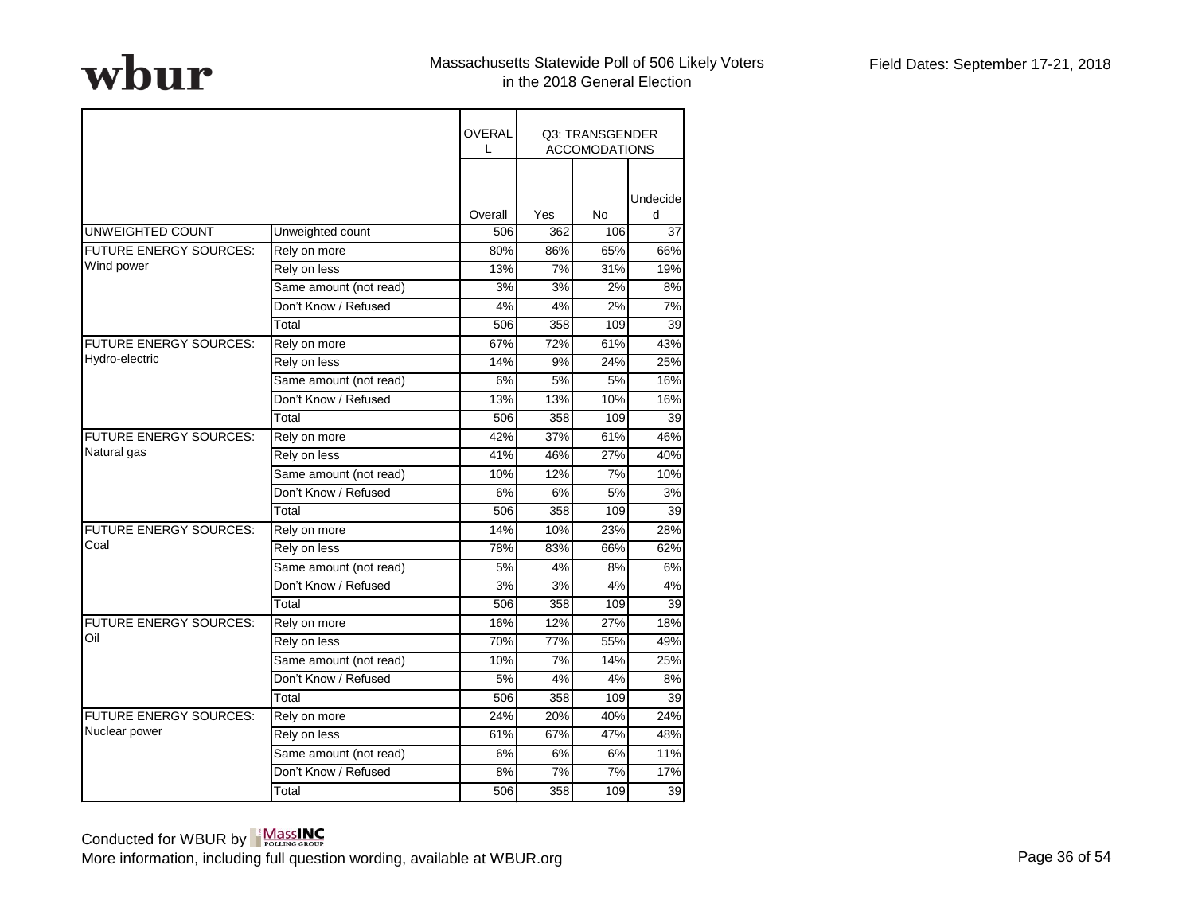wbur

Massachusetts Statewide Poll of 506 Likely Voters in the 2018 General Election

Field Dates: September 17-21, 2018

| | | OVERALL | Q3: TRANSGENDER ACCOMODATIONS | | |
|---|---|---|---|---|---|
| | | Overall | Yes | No | Undecided |
| UNWEIGHTED COUNT | Unweighted count | 506 | 362 | 106 | 37 |
| FUTURE ENERGY SOURCES: Wind power | Rely on more | 80% | 86% | 65% | 66% |
| | Rely on less | 13% | 7% | 31% | 19% |
| | Same amount (not read) | 3% | 3% | 2% | 8% |
| | Don't Know / Refused | 4% | 4% | 2% | 7% |
| | Total | 506 | 358 | 109 | 39 |
| FUTURE ENERGY SOURCES: Hydro-electric | Rely on more | 67% | 72% | 61% | 43% |
| | Rely on less | 14% | 9% | 24% | 25% |
| | Same amount (not read) | 6% | 5% | 5% | 16% |
| | Don't Know / Refused | 13% | 13% | 10% | 16% |
| | Total | 506 | 358 | 109 | 39 |
| FUTURE ENERGY SOURCES: Natural gas | Rely on more | 42% | 37% | 61% | 46% |
| | Rely on less | 41% | 46% | 27% | 40% |
| | Same amount (not read) | 10% | 12% | 7% | 10% |
| | Don't Know / Refused | 6% | 6% | 5% | 3% |
| | Total | 506 | 358 | 109 | 39 |
| FUTURE ENERGY SOURCES: Coal | Rely on more | 14% | 10% | 23% | 28% |
| | Rely on less | 78% | 83% | 66% | 62% |
| | Same amount (not read) | 5% | 4% | 8% | 6% |
| | Don't Know / Refused | 3% | 3% | 4% | 4% |
| | Total | 506 | 358 | 109 | 39 |
| FUTURE ENERGY SOURCES: Oil | Rely on more | 16% | 12% | 27% | 18% |
| | Rely on less | 70% | 77% | 55% | 49% |
| | Same amount (not read) | 10% | 7% | 14% | 25% |
| | Don't Know / Refused | 5% | 4% | 4% | 8% |
| | Total | 506 | 358 | 109 | 39 |
| FUTURE ENERGY SOURCES: Nuclear power | Rely on more | 24% | 20% | 40% | 24% |
| | Rely on less | 61% | 67% | 47% | 48% |
| | Same amount (not read) | 6% | 6% | 6% | 11% |
| | Don't Know / Refused | 8% | 7% | 7% | 17% |
| | Total | 506 | 358 | 109 | 39 |

Conducted for WBUR by MassINC Polling Group

More information, including full question wording, available at WBUR.org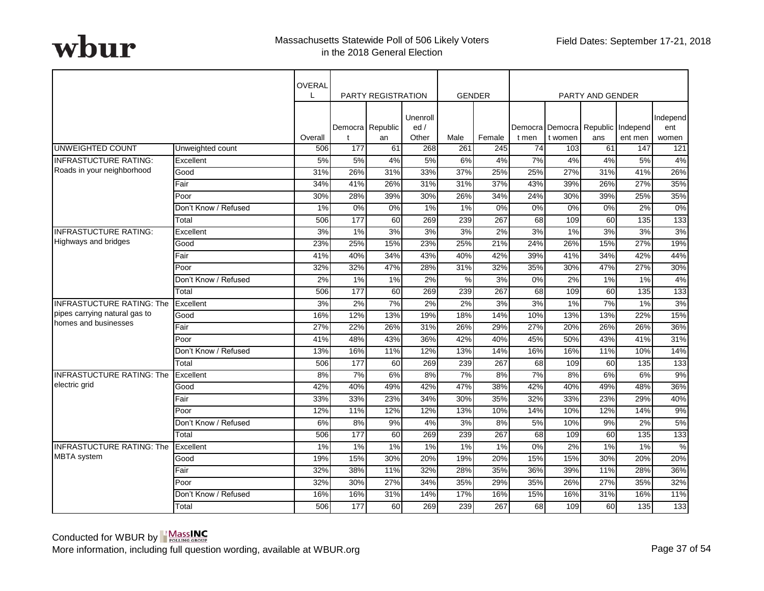wbur

Massachusetts Statewide Poll of 506 Likely Voters in the 2018 General Election

Field Dates: September 17-21, 2018

| | | OVERALL | PARTY REGISTRATION | | | GENDER | | PARTY AND GENDER | | | | |
|---|---|---|---|---|---|---|---|---|---|---|---|---|
| | | Overall | Democrat | Republican | Unenrolled / Other | Male | Female | Democrat men | Democrat women | Republicans | Independent men | Independent women |
| UNWEIGHTED COUNT | Unweighted count | 506 | 177 | 61 | 268 | 261 | 245 | 74 | 103 | 61 | 147 | 121 |
| INFRASTUCTURE RATING: Roads in your neighborhood | Excellent | 5% | 5% | 4% | 5% | 6% | 4% | 7% | 4% | 4% | 5% | 4% |
| | Good | 31% | 26% | 31% | 33% | 37% | 25% | 25% | 27% | 31% | 41% | 26% |
| | Fair | 34% | 41% | 26% | 31% | 31% | 37% | 43% | 39% | 26% | 27% | 35% |
| | Poor | 30% | 28% | 39% | 30% | 26% | 34% | 24% | 30% | 39% | 25% | 35% |
| | Don't Know / Refused | 1% | 0% | 0% | 1% | 1% | 0% | 0% | 0% | 0% | 2% | 0% |
| | Total | 506 | 177 | 60 | 269 | 239 | 267 | 68 | 109 | 60 | 135 | 133 |
| INFRASTUCTURE RATING: Highways and bridges | Excellent | 3% | 1% | 3% | 3% | 3% | 2% | 3% | 1% | 3% | 3% | 3% |
| | Good | 23% | 25% | 15% | 23% | 25% | 21% | 24% | 26% | 15% | 27% | 19% |
| | Fair | 41% | 40% | 34% | 43% | 40% | 42% | 39% | 41% | 34% | 42% | 44% |
| | Poor | 32% | 32% | 47% | 28% | 31% | 32% | 35% | 30% | 47% | 27% | 30% |
| | Don't Know / Refused | 2% | 1% | 1% | 2% | % | 3% | 0% | 2% | 1% | 1% | 4% |
| | Total | 506 | 177 | 60 | 269 | 239 | 267 | 68 | 109 | 60 | 135 | 133 |
| INFRASTUCTURE RATING: The pipes carrying natural gas to homes and businesses | Excellent | 3% | 2% | 7% | 2% | 2% | 3% | 3% | 1% | 7% | 1% | 3% |
| | Good | 16% | 12% | 13% | 19% | 18% | 14% | 10% | 13% | 13% | 22% | 15% |
| | Fair | 27% | 22% | 26% | 31% | 26% | 29% | 27% | 20% | 26% | 26% | 36% |
| | Poor | 41% | 48% | 43% | 36% | 42% | 40% | 45% | 50% | 43% | 41% | 31% |
| | Don't Know / Refused | 13% | 16% | 11% | 12% | 13% | 14% | 16% | 16% | 11% | 10% | 14% |
| | Total | 506 | 177 | 60 | 269 | 239 | 267 | 68 | 109 | 60 | 135 | 133 |
| INFRASTUCTURE RATING: The electric grid | Excellent | 8% | 7% | 6% | 8% | 7% | 8% | 7% | 8% | 6% | 6% | 9% |
| | Good | 42% | 40% | 49% | 42% | 47% | 38% | 42% | 40% | 49% | 48% | 36% |
| | Fair | 33% | 33% | 23% | 34% | 30% | 35% | 32% | 33% | 23% | 29% | 40% |
| | Poor | 12% | 11% | 12% | 12% | 13% | 10% | 14% | 10% | 12% | 14% | 9% |
| | Don't Know / Refused | 6% | 8% | 9% | 4% | 3% | 8% | 5% | 10% | 9% | 2% | 5% |
| | Total | 506 | 177 | 60 | 269 | 239 | 267 | 68 | 109 | 60 | 135 | 133 |
| INFRASTUCTURE RATING: The MBTA system | Excellent | 1% | 1% | 1% | 1% | 1% | 1% | 0% | 2% | 1% | 1% | % |
| | Good | 19% | 15% | 30% | 20% | 19% | 20% | 15% | 15% | 30% | 20% | 20% |
| | Fair | 32% | 38% | 11% | 32% | 28% | 35% | 36% | 39% | 11% | 28% | 36% |
| | Poor | 32% | 30% | 27% | 34% | 35% | 29% | 35% | 26% | 27% | 35% | 32% |
| | Don't Know / Refused | 16% | 16% | 31% | 14% | 17% | 16% | 15% | 16% | 31% | 16% | 11% |
| | Total | 506 | 177 | 60 | 269 | 239 | 267 | 68 | 109 | 60 | 135 | 133 |

Conducted for WBUR by MassINC Polling Group

More information, including full question wording, available at WBUR.org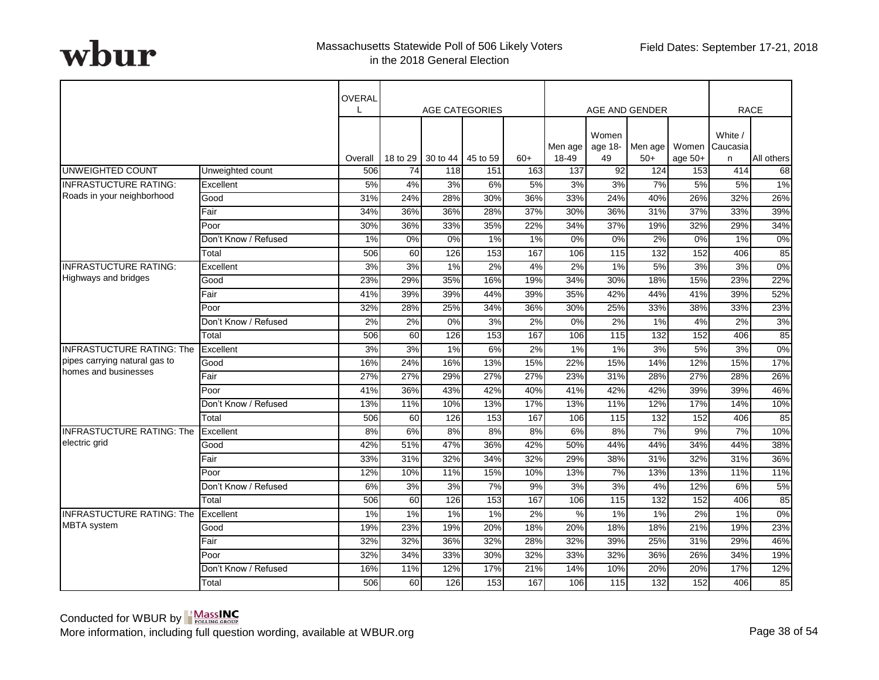wbur

Massachusetts Statewide Poll of 506 Likely Voters in the 2018 General Election

Field Dates: September 17-21, 2018

| | | OVERALL | AGE CATEGORIES | | | | AGE AND GENDER | | | | RACE | |
|---|---|---|---|---|---|---|---|---|---|---|---|---|
| | | Overall | 18 to 29 | 30 to 44 | 45 to 59 | 60+ | Men age 18-49 | Women age 18-49 | Men age 50+ | Women age 50+ | White / Caucasian | All others |
| UNWEIGHTED COUNT | Unweighted count | 506 | 74 | 118 | 151 | 163 | 137 | 92 | 124 | 153 | 414 | 68 |
| INFRASTUCTURE RATING: Roads in your neighborhood | Excellent | 5% | 4% | 3% | 6% | 5% | 3% | 3% | 7% | 5% | 5% | 1% |
| | Good | 31% | 24% | 28% | 30% | 36% | 33% | 24% | 40% | 26% | 32% | 26% |
| | Fair | 34% | 36% | 36% | 28% | 37% | 30% | 36% | 31% | 37% | 33% | 39% |
| | Poor | 30% | 36% | 33% | 35% | 22% | 34% | 37% | 19% | 32% | 29% | 34% |
| | Don't Know / Refused | 1% | 0% | 0% | 1% | 1% | 0% | 0% | 2% | 0% | 1% | 0% |
| | Total | 506 | 60 | 126 | 153 | 167 | 106 | 115 | 132 | 152 | 406 | 85 |
| INFRASTUCTURE RATING: Highways and bridges | Excellent | 3% | 3% | 1% | 2% | 4% | 2% | 1% | 5% | 3% | 3% | 0% |
| | Good | 23% | 29% | 35% | 16% | 19% | 34% | 30% | 18% | 15% | 23% | 22% |
| | Fair | 41% | 39% | 39% | 44% | 39% | 35% | 42% | 44% | 41% | 39% | 52% |
| | Poor | 32% | 28% | 25% | 34% | 36% | 30% | 25% | 33% | 38% | 33% | 23% |
| | Don't Know / Refused | 2% | 2% | 0% | 3% | 2% | 0% | 2% | 1% | 4% | 2% | 3% |
| | Total | 506 | 60 | 126 | 153 | 167 | 106 | 115 | 132 | 152 | 406 | 85 |
| INFRASTUCTURE RATING: The pipes carrying natural gas to homes and businesses | Excellent | 3% | 3% | 1% | 6% | 2% | 1% | 1% | 3% | 5% | 3% | 0% |
| | Good | 16% | 24% | 16% | 13% | 15% | 22% | 15% | 14% | 12% | 15% | 17% |
| | Fair | 27% | 27% | 29% | 27% | 27% | 23% | 31% | 28% | 27% | 28% | 26% |
| | Poor | 41% | 36% | 43% | 42% | 40% | 41% | 42% | 42% | 39% | 39% | 46% |
| | Don't Know / Refused | 13% | 11% | 10% | 13% | 17% | 13% | 11% | 12% | 17% | 14% | 10% |
| | Total | 506 | 60 | 126 | 153 | 167 | 106 | 115 | 132 | 152 | 406 | 85 |
| INFRASTUCTURE RATING: The electric grid | Excellent | 8% | 6% | 8% | 8% | 8% | 6% | 8% | 7% | 9% | 7% | 10% |
| | Good | 42% | 51% | 47% | 36% | 42% | 50% | 44% | 44% | 34% | 44% | 38% |
| | Fair | 33% | 31% | 32% | 34% | 32% | 29% | 38% | 31% | 32% | 31% | 36% |
| | Poor | 12% | 10% | 11% | 15% | 10% | 13% | 7% | 13% | 13% | 11% | 11% |
| | Don't Know / Refused | 6% | 3% | 3% | 7% | 9% | 3% | 3% | 4% | 12% | 6% | 5% |
| | Total | 506 | 60 | 126 | 153 | 167 | 106 | 115 | 132 | 152 | 406 | 85 |
| INFRASTUCTURE RATING: The MBTA system | Excellent | 1% | 1% | 1% | 1% | 2% | % | 1% | 1% | 2% | 1% | 0% |
| | Good | 19% | 23% | 19% | 20% | 18% | 20% | 18% | 18% | 21% | 19% | 23% |
| | Fair | 32% | 32% | 36% | 32% | 28% | 32% | 39% | 25% | 31% | 29% | 46% |
| | Poor | 32% | 34% | 33% | 30% | 32% | 33% | 32% | 36% | 26% | 34% | 19% |
| | Don't Know / Refused | 16% | 11% | 12% | 17% | 21% | 14% | 10% | 20% | 20% | 17% | 12% |
| | Total | 506 | 60 | 126 | 153 | 167 | 106 | 115 | 132 | 152 | 406 | 85 |

Conducted for WBUR by MassINC Polling Group
More information, including full question wording, available at WBUR.org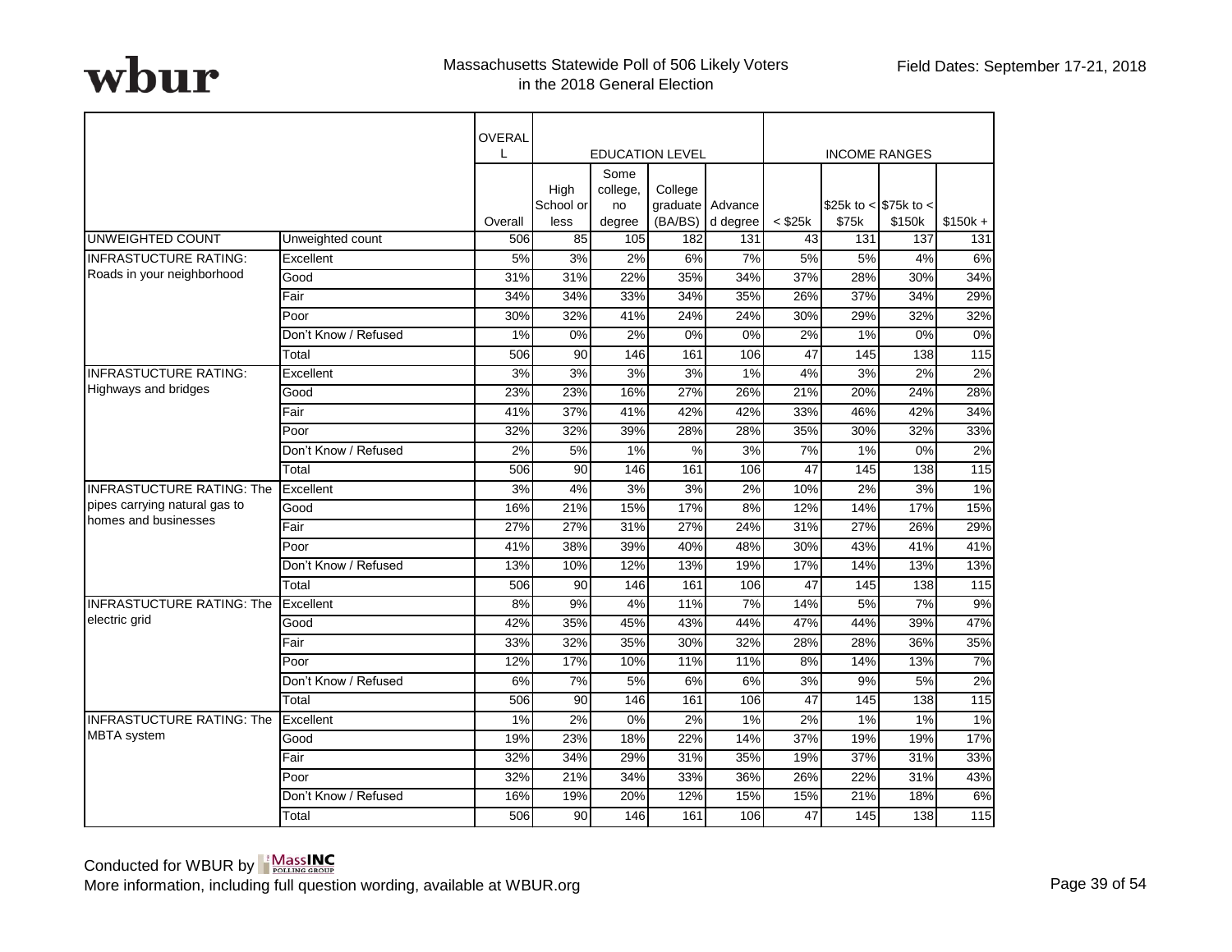Massachusetts Statewide Poll of 506 Likely Voters in the 2018 General Election

Field Dates: September 17-21, 2018

| | | OVERALL | EDUCATION LEVEL | | | | INCOME RANGES | | | |
|---|---|---|---|---|---|---|---|---|---|---|
| | | Overall | High School or less | Some college, no degree | College graduate (BA/BS) | Advanced degree | < $25k | $25k to < $75k | $75k to < $150k | $150k + |
| UNWEIGHTED COUNT | Unweighted count | 506 | 85 | 105 | 182 | 131 | 43 | 131 | 137 | 131 |
| INFRASTUCTURE RATING: Roads in your neighborhood | Excellent | 5% | 3% | 2% | 6% | 7% | 5% | 5% | 4% | 6% |
| | Good | 31% | 31% | 22% | 35% | 34% | 37% | 28% | 30% | 34% |
| | Fair | 34% | 34% | 33% | 34% | 35% | 26% | 37% | 34% | 29% |
| | Poor | 30% | 32% | 41% | 24% | 24% | 30% | 29% | 32% | 32% |
| | Don't Know / Refused | 1% | 0% | 2% | 0% | 0% | 2% | 1% | 0% | 0% |
| | Total | 506 | 90 | 146 | 161 | 106 | 47 | 145 | 138 | 115 |
| INFRASTUCTURE RATING: Highways and bridges | Excellent | 3% | 3% | 3% | 3% | 1% | 4% | 3% | 2% | 2% |
| | Good | 23% | 23% | 16% | 27% | 26% | 21% | 20% | 24% | 28% |
| | Fair | 41% | 37% | 41% | 42% | 42% | 33% | 46% | 42% | 34% |
| | Poor | 32% | 32% | 39% | 28% | 28% | 35% | 30% | 32% | 33% |
| | Don't Know / Refused | 2% | 5% | 1% | % | 3% | 7% | 1% | 0% | 2% |
| | Total | 506 | 90 | 146 | 161 | 106 | 47 | 145 | 138 | 115 |
| INFRASTUCTURE RATING: The pipes carrying natural gas to homes and businesses | Excellent | 3% | 4% | 3% | 3% | 2% | 10% | 2% | 3% | 1% |
| | Good | 16% | 21% | 15% | 17% | 8% | 12% | 14% | 17% | 15% |
| | Fair | 27% | 27% | 31% | 27% | 24% | 31% | 27% | 26% | 29% |
| | Poor | 41% | 38% | 39% | 40% | 48% | 30% | 43% | 41% | 41% |
| | Don't Know / Refused | 13% | 10% | 12% | 13% | 19% | 17% | 14% | 13% | 13% |
| | Total | 506 | 90 | 146 | 161 | 106 | 47 | 145 | 138 | 115 |
| INFRASTUCTURE RATING: The electric grid | Excellent | 8% | 9% | 4% | 11% | 7% | 14% | 5% | 7% | 9% |
| | Good | 42% | 35% | 45% | 43% | 44% | 47% | 44% | 39% | 47% |
| | Fair | 33% | 32% | 35% | 30% | 32% | 28% | 28% | 36% | 35% |
| | Poor | 12% | 17% | 10% | 11% | 11% | 8% | 14% | 13% | 7% |
| | Don't Know / Refused | 6% | 7% | 5% | 6% | 6% | 3% | 9% | 5% | 2% |
| | Total | 506 | 90 | 146 | 161 | 106 | 47 | 145 | 138 | 115 |
| INFRASTUCTURE RATING: The MBTA system | Excellent | 1% | 2% | 0% | 2% | 1% | 2% | 1% | 1% | 1% |
| | Good | 19% | 23% | 18% | 22% | 14% | 37% | 19% | 19% | 17% |
| | Fair | 32% | 34% | 29% | 31% | 35% | 19% | 37% | 31% | 33% |
| | Poor | 32% | 21% | 34% | 33% | 36% | 26% | 22% | 31% | 43% |
| | Don't Know / Refused | 16% | 19% | 20% | 12% | 15% | 15% | 21% | 18% | 6% |
| | Total | 506 | 90 | 146 | 161 | 106 | 47 | 145 | 138 | 115 |

Conducted for WBUR by MassINC Polling Group

More information, including full question wording, available at WBUR.org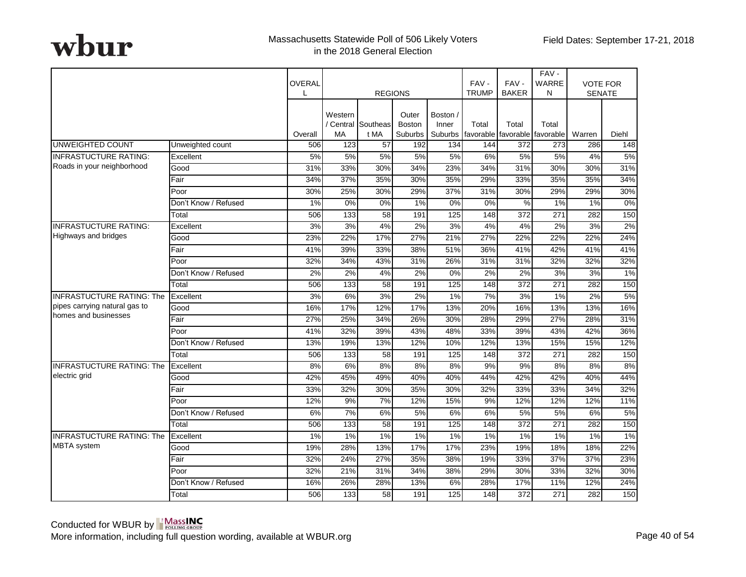Massachusetts Statewide Poll of 506 Likely Voters in the 2018 General Election

Field Dates: September 17-21, 2018

| | | OVERALL | REGIONS | | | | FAV - TRUMP | FAV - BAKER | FAV - WARREN | VOTE FOR SENATE | |
|---|---|---|---|---|---|---|---|---|---|---|---|
| | | Overall | Western / Central MA | Southeast MA | Outer Boston Suburbs | Boston / Inner Suburbs | Total favorable | Total favorable | Total favorable | Warren | Diehl |
| UNWEIGHTED COUNT | Unweighted count | 506 | 123 | 57 | 192 | 134 | 144 | 372 | 273 | 286 | 148 |
| INFRASTUCTURE RATING: Roads in your neighborhood | Excellent | 5% | 5% | 5% | 5% | 5% | 6% | 5% | 5% | 4% | 5% |
| | Good | 31% | 33% | 30% | 34% | 23% | 34% | 31% | 30% | 30% | 31% |
| | Fair | 34% | 37% | 35% | 30% | 35% | 29% | 33% | 35% | 35% | 34% |
| | Poor | 30% | 25% | 30% | 29% | 37% | 31% | 30% | 29% | 29% | 30% |
| | Don't Know / Refused | 1% | 0% | 0% | 1% | 0% | 0% | % | 1% | 1% | 0% |
| | Total | 506 | 133 | 58 | 191 | 125 | 148 | 372 | 271 | 282 | 150 |
| INFRASTUCTURE RATING: Highways and bridges | Excellent | 3% | 3% | 4% | 2% | 3% | 4% | 4% | 2% | 3% | 2% |
| | Good | 23% | 22% | 17% | 27% | 21% | 27% | 22% | 22% | 22% | 24% |
| | Fair | 41% | 39% | 33% | 38% | 51% | 36% | 41% | 42% | 41% | 41% |
| | Poor | 32% | 34% | 43% | 31% | 26% | 31% | 31% | 32% | 32% | 32% |
| | Don't Know / Refused | 2% | 2% | 4% | 2% | 0% | 2% | 2% | 3% | 3% | 1% |
| | Total | 506 | 133 | 58 | 191 | 125 | 148 | 372 | 271 | 282 | 150 |
| INFRASTUCTURE RATING: The pipes carrying natural gas to homes and businesses | Excellent | 3% | 6% | 3% | 2% | 1% | 7% | 3% | 1% | 2% | 5% |
| | Good | 16% | 17% | 12% | 17% | 13% | 20% | 16% | 13% | 13% | 16% |
| | Fair | 27% | 25% | 34% | 26% | 30% | 28% | 29% | 27% | 28% | 31% |
| | Poor | 41% | 32% | 39% | 43% | 48% | 33% | 39% | 43% | 42% | 36% |
| | Don't Know / Refused | 13% | 19% | 13% | 12% | 10% | 12% | 13% | 15% | 15% | 12% |
| | Total | 506 | 133 | 58 | 191 | 125 | 148 | 372 | 271 | 282 | 150 |
| INFRASTUCTURE RATING: The electric grid | Excellent | 8% | 6% | 8% | 8% | 8% | 9% | 9% | 8% | 8% | 8% |
| | Good | 42% | 45% | 49% | 40% | 40% | 44% | 42% | 42% | 40% | 44% |
| | Fair | 33% | 32% | 30% | 35% | 30% | 32% | 33% | 33% | 34% | 32% |
| | Poor | 12% | 9% | 7% | 12% | 15% | 9% | 12% | 12% | 12% | 11% |
| | Don't Know / Refused | 6% | 7% | 6% | 5% | 6% | 6% | 5% | 5% | 6% | 5% |
| | Total | 506 | 133 | 58 | 191 | 125 | 148 | 372 | 271 | 282 | 150 |
| INFRASTUCTURE RATING: The MBTA system | Excellent | 1% | 1% | 1% | 1% | 1% | 1% | 1% | 1% | 1% | 1% |
| | Good | 19% | 28% | 13% | 17% | 17% | 23% | 19% | 18% | 18% | 22% |
| | Fair | 32% | 24% | 27% | 35% | 38% | 19% | 33% | 37% | 37% | 23% |
| | Poor | 32% | 21% | 31% | 34% | 38% | 29% | 30% | 33% | 32% | 30% |
| | Don't Know / Refused | 16% | 26% | 28% | 13% | 6% | 28% | 17% | 11% | 12% | 24% |
| | Total | 506 | 133 | 58 | 191 | 125 | 148 | 372 | 271 | 282 | 150 |

Conducted for WBUR by MassINC Polling Group

More information, including full question wording, available at WBUR.org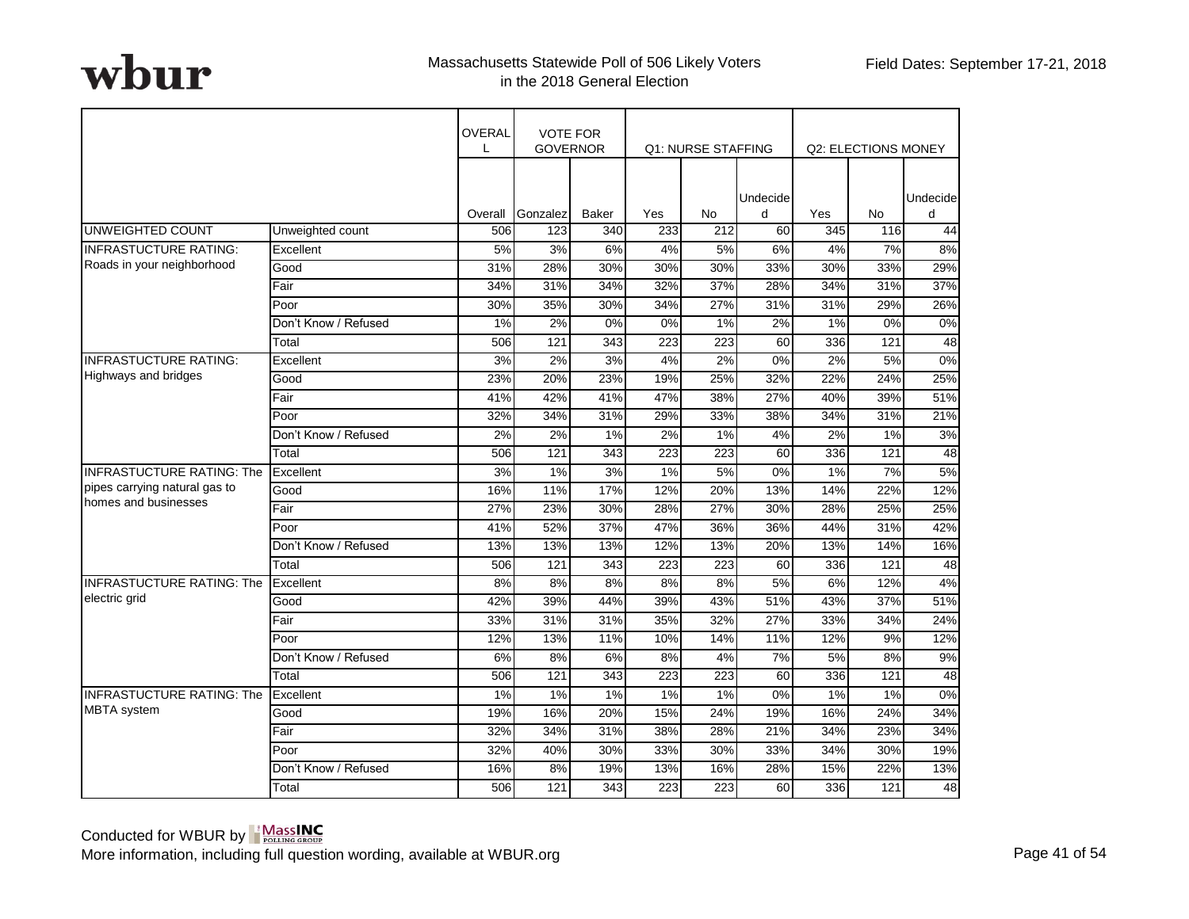wbur

Massachusetts Statewide Poll of 506 Likely Voters in the 2018 General Election

Field Dates: September 17-21, 2018

| | | OVERALL | VOTE FOR GOVERNOR | | Q1: NURSE STAFFING | | | Q2: ELECTIONS MONEY | | |
|---|---|---|---|---|---|---|---|---|---|---|
| | | Overall | Gonzalez | Baker | Yes | No | Undecided | Yes | No | Undecided |
| UNWEIGHTED COUNT | Unweighted count | 506 | 123 | 340 | 233 | 212 | 60 | 345 | 116 | 44 |
| INFRASTUCTURE RATING: Roads in your neighborhood | Excellent | 5% | 3% | 6% | 4% | 5% | 6% | 4% | 7% | 8% |
| | Good | 31% | 28% | 30% | 30% | 30% | 33% | 30% | 33% | 29% |
| | Fair | 34% | 31% | 34% | 32% | 37% | 28% | 34% | 31% | 37% |
| | Poor | 30% | 35% | 30% | 34% | 27% | 31% | 31% | 29% | 26% |
| | Don't Know / Refused | 1% | 2% | 0% | 0% | 1% | 2% | 1% | 0% | 0% |
| | Total | 506 | 121 | 343 | 223 | 223 | 60 | 336 | 121 | 48 |
| INFRASTUCTURE RATING: Highways and bridges | Excellent | 3% | 2% | 3% | 4% | 2% | 0% | 2% | 5% | 0% |
| | Good | 23% | 20% | 23% | 19% | 25% | 32% | 22% | 24% | 25% |
| | Fair | 41% | 42% | 41% | 47% | 38% | 27% | 40% | 39% | 51% |
| | Poor | 32% | 34% | 31% | 29% | 33% | 38% | 34% | 31% | 21% |
| | Don't Know / Refused | 2% | 2% | 1% | 2% | 1% | 4% | 2% | 1% | 3% |
| | Total | 506 | 121 | 343 | 223 | 223 | 60 | 336 | 121 | 48 |
| INFRASTUCTURE RATING: The pipes carrying natural gas to homes and businesses | Excellent | 3% | 1% | 3% | 1% | 5% | 0% | 1% | 7% | 5% |
| | Good | 16% | 11% | 17% | 12% | 20% | 13% | 14% | 22% | 12% |
| | Fair | 27% | 23% | 30% | 28% | 27% | 30% | 28% | 25% | 25% |
| | Poor | 41% | 52% | 37% | 47% | 36% | 36% | 44% | 31% | 42% |
| | Don't Know / Refused | 13% | 13% | 13% | 12% | 13% | 20% | 13% | 14% | 16% |
| | Total | 506 | 121 | 343 | 223 | 223 | 60 | 336 | 121 | 48 |
| INFRASTUCTURE RATING: The electric grid | Excellent | 8% | 8% | 8% | 8% | 8% | 5% | 6% | 12% | 4% |
| | Good | 42% | 39% | 44% | 39% | 43% | 51% | 43% | 37% | 51% |
| | Fair | 33% | 31% | 31% | 35% | 32% | 27% | 33% | 34% | 24% |
| | Poor | 12% | 13% | 11% | 10% | 14% | 11% | 12% | 9% | 12% |
| | Don't Know / Refused | 6% | 8% | 6% | 8% | 4% | 7% | 5% | 8% | 9% |
| | Total | 506 | 121 | 343 | 223 | 223 | 60 | 336 | 121 | 48 |
| INFRASTUCTURE RATING: The MBTA system | Excellent | 1% | 1% | 1% | 1% | 1% | 0% | 1% | 1% | 0% |
| | Good | 19% | 16% | 20% | 15% | 24% | 19% | 16% | 24% | 34% |
| | Fair | 32% | 34% | 31% | 38% | 28% | 21% | 34% | 23% | 34% |
| | Poor | 32% | 40% | 30% | 33% | 30% | 33% | 34% | 30% | 19% |
| | Don't Know / Refused | 16% | 8% | 19% | 13% | 16% | 28% | 15% | 22% | 13% |
| | Total | 506 | 121 | 343 | 223 | 223 | 60 | 336 | 121 | 48 |

Conducted for WBUR by MassINC Polling Group
More information, including full question wording, available at WBUR.org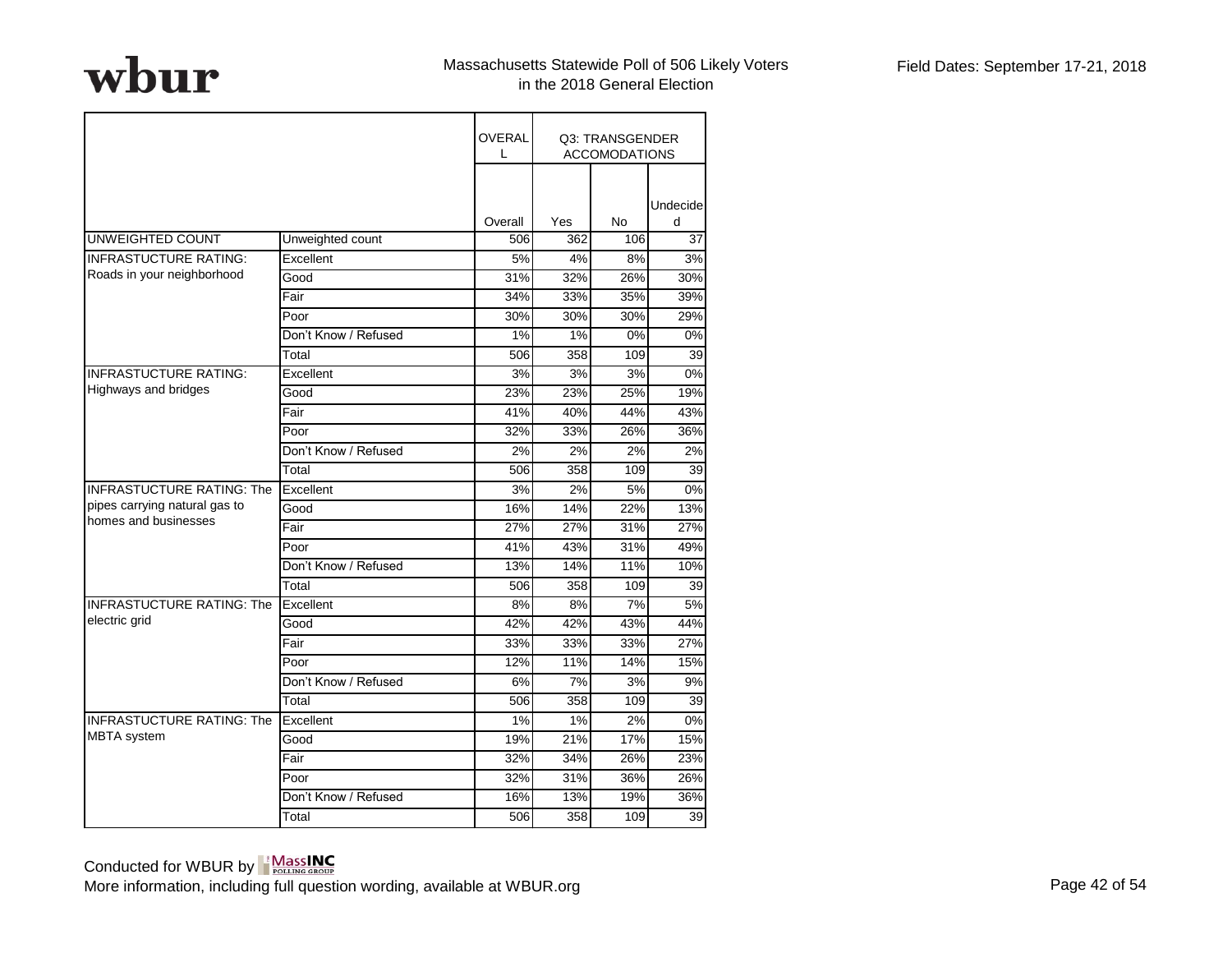wbur

Massachusetts Statewide Poll of 506 Likely Voters in the 2018 General Election

Field Dates: September 17-21, 2018

| | | OVERALL | Q3: TRANSGENDER ACCOMODATIONS | | |
|---|---|---|---|---|---|
| | | Overall | Yes | No | Undecided |
| UNWEIGHTED COUNT | Unweighted count | 506 | 362 | 106 | 37 |
| INFRASTUCTURE RATING: Roads in your neighborhood | Excellent | 5% | 4% | 8% | 3% |
| | Good | 31% | 32% | 26% | 30% |
| | Fair | 34% | 33% | 35% | 39% |
| | Poor | 30% | 30% | 30% | 29% |
| | Don't Know / Refused | 1% | 1% | 0% | 0% |
| | Total | 506 | 358 | 109 | 39 |
| INFRASTUCTURE RATING: Highways and bridges | Excellent | 3% | 3% | 3% | 0% |
| | Good | 23% | 23% | 25% | 19% |
| | Fair | 41% | 40% | 44% | 43% |
| | Poor | 32% | 33% | 26% | 36% |
| | Don't Know / Refused | 2% | 2% | 2% | 2% |
| | Total | 506 | 358 | 109 | 39 |
| INFRASTUCTURE RATING: The pipes carrying natural gas to homes and businesses | Excellent | 3% | 2% | 5% | 0% |
| | Good | 16% | 14% | 22% | 13% |
| | Fair | 27% | 27% | 31% | 27% |
| | Poor | 41% | 43% | 31% | 49% |
| | Don't Know / Refused | 13% | 14% | 11% | 10% |
| | Total | 506 | 358 | 109 | 39 |
| INFRASTUCTURE RATING: The electric grid | Excellent | 8% | 8% | 7% | 5% |
| | Good | 42% | 42% | 43% | 44% |
| | Fair | 33% | 33% | 33% | 27% |
| | Poor | 12% | 11% | 14% | 15% |
| | Don't Know / Refused | 6% | 7% | 3% | 9% |
| | Total | 506 | 358 | 109 | 39 |
| INFRASTUCTURE RATING: The MBTA system | Excellent | 1% | 1% | 2% | 0% |
| | Good | 19% | 21% | 17% | 15% |
| | Fair | 32% | 34% | 26% | 23% |
| | Poor | 32% | 31% | 36% | 26% |
| | Don't Know / Refused | 16% | 13% | 19% | 36% |
| | Total | 506 | 358 | 109 | 39 |

Conducted for WBUR by MassINC Polling Group

More information, including full question wording, available at WBUR.org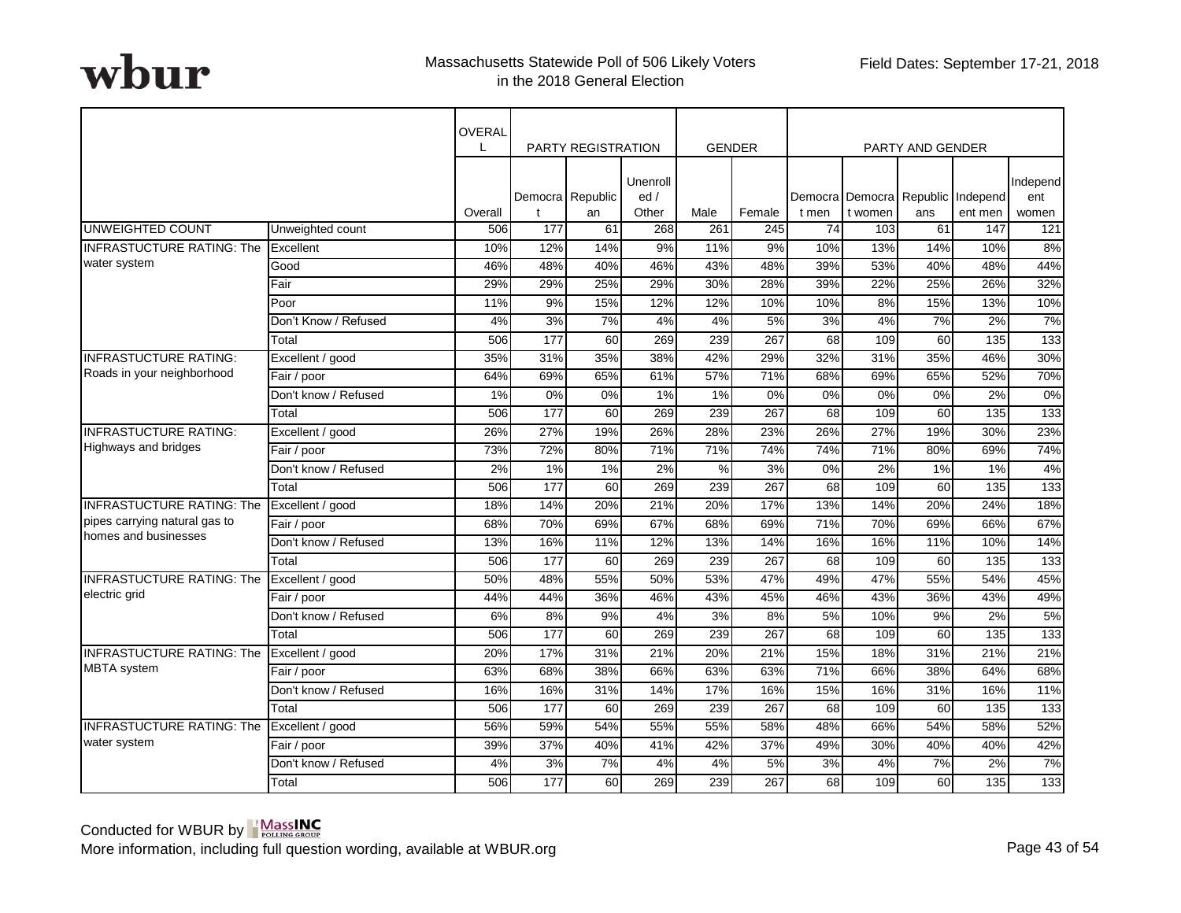wbur

Massachusetts Statewide Poll of 506 Likely Voters in the 2018 General Election

Field Dates: September 17-21, 2018

| | | OVERALL | PARTY REGISTRATION | | | GENDER | | PARTY AND GENDER | | | | |
|---|---|---|---|---|---|---|---|---|---|---|---|---|
| | | Overall | Democrat | Republican | Unenrolled / Other | Male | Female | Democrat men | Democrat women | Republicans | Independent men | Independent women |
| UNWEIGHTED COUNT | Unweighted count | 506 | 177 | 61 | 268 | 261 | 245 | 74 | 103 | 61 | 147 | 121 |
| INFRASTRUCTURE RATING: The water system | Excellent | 10% | 12% | 14% | 9% | 11% | 9% | 10% | 13% | 14% | 10% | 8% |
| | Good | 46% | 48% | 40% | 46% | 43% | 48% | 39% | 53% | 40% | 48% | 44% |
| | Fair | 29% | 29% | 25% | 29% | 30% | 28% | 39% | 22% | 25% | 26% | 32% |
| | Poor | 11% | 9% | 15% | 12% | 12% | 10% | 10% | 8% | 15% | 13% | 10% |
| | Don't Know / Refused | 4% | 3% | 7% | 4% | 4% | 5% | 3% | 4% | 7% | 2% | 7% |
| | Total | 506 | 177 | 60 | 269 | 239 | 267 | 68 | 109 | 60 | 135 | 133 |
| INFRASTRUCTURE RATING: Roads in your neighborhood | Excellent / good | 35% | 31% | 35% | 38% | 42% | 29% | 32% | 31% | 35% | 46% | 30% |
| | Fair / poor | 64% | 69% | 65% | 61% | 57% | 71% | 68% | 69% | 65% | 52% | 70% |
| | Don't know / Refused | 1% | 0% | 0% | 1% | 1% | 0% | 0% | 0% | 0% | 2% | 0% |
| | Total | 506 | 177 | 60 | 269 | 239 | 267 | 68 | 109 | 60 | 135 | 133 |
| INFRASTRUCTURE RATING: Highways and bridges | Excellent / good | 26% | 27% | 19% | 26% | 28% | 23% | 26% | 27% | 19% | 30% | 23% |
| | Fair / poor | 73% | 72% | 80% | 71% | 71% | 74% | 74% | 71% | 80% | 69% | 74% |
| | Don't know / Refused | 2% | 1% | 1% | 2% | % | 3% | 0% | 2% | 1% | 1% | 4% |
| | Total | 506 | 177 | 60 | 269 | 239 | 267 | 68 | 109 | 60 | 135 | 133 |
| INFRASTRUCTURE RATING: The pipes carrying natural gas to homes and businesses | Excellent / good | 18% | 14% | 20% | 21% | 20% | 17% | 13% | 14% | 20% | 24% | 18% |
| | Fair / poor | 68% | 70% | 69% | 67% | 68% | 69% | 71% | 70% | 69% | 66% | 67% |
| | Don't know / Refused | 13% | 16% | 11% | 12% | 13% | 14% | 16% | 16% | 11% | 10% | 14% |
| | Total | 506 | 177 | 60 | 269 | 239 | 267 | 68 | 109 | 60 | 135 | 133 |
| INFRASTRUCTURE RATING: The electric grid | Excellent / good | 50% | 48% | 55% | 50% | 53% | 47% | 49% | 47% | 55% | 54% | 45% |
| | Fair / poor | 44% | 44% | 36% | 46% | 43% | 45% | 46% | 43% | 36% | 43% | 49% |
| | Don't know / Refused | 6% | 8% | 9% | 4% | 3% | 8% | 5% | 10% | 9% | 2% | 5% |
| | Total | 506 | 177 | 60 | 269 | 239 | 267 | 68 | 109 | 60 | 135 | 133 |
| INFRASTRUCTURE RATING: The MBTA system | Excellent / good | 20% | 17% | 31% | 21% | 20% | 21% | 15% | 18% | 31% | 21% | 21% |
| | Fair / poor | 63% | 68% | 38% | 66% | 63% | 63% | 71% | 66% | 38% | 64% | 68% |
| | Don't know / Refused | 16% | 16% | 31% | 14% | 17% | 16% | 15% | 16% | 31% | 16% | 11% |
| | Total | 506 | 177 | 60 | 269 | 239 | 267 | 68 | 109 | 60 | 135 | 133 |
| INFRASTRUCTURE RATING: The water system | Excellent / good | 56% | 59% | 54% | 55% | 55% | 58% | 48% | 66% | 54% | 58% | 52% |
| | Fair / poor | 39% | 37% | 40% | 41% | 42% | 37% | 49% | 30% | 40% | 40% | 42% |
| | Don't know / Refused | 4% | 3% | 7% | 4% | 4% | 5% | 3% | 4% | 7% | 2% | 7% |
| | Total | 506 | 177 | 60 | 269 | 239 | 267 | 68 | 109 | 60 | 135 | 133 |

Conducted for WBUR by MassINC Polling Group

More information, including full question wording, available at WBUR.org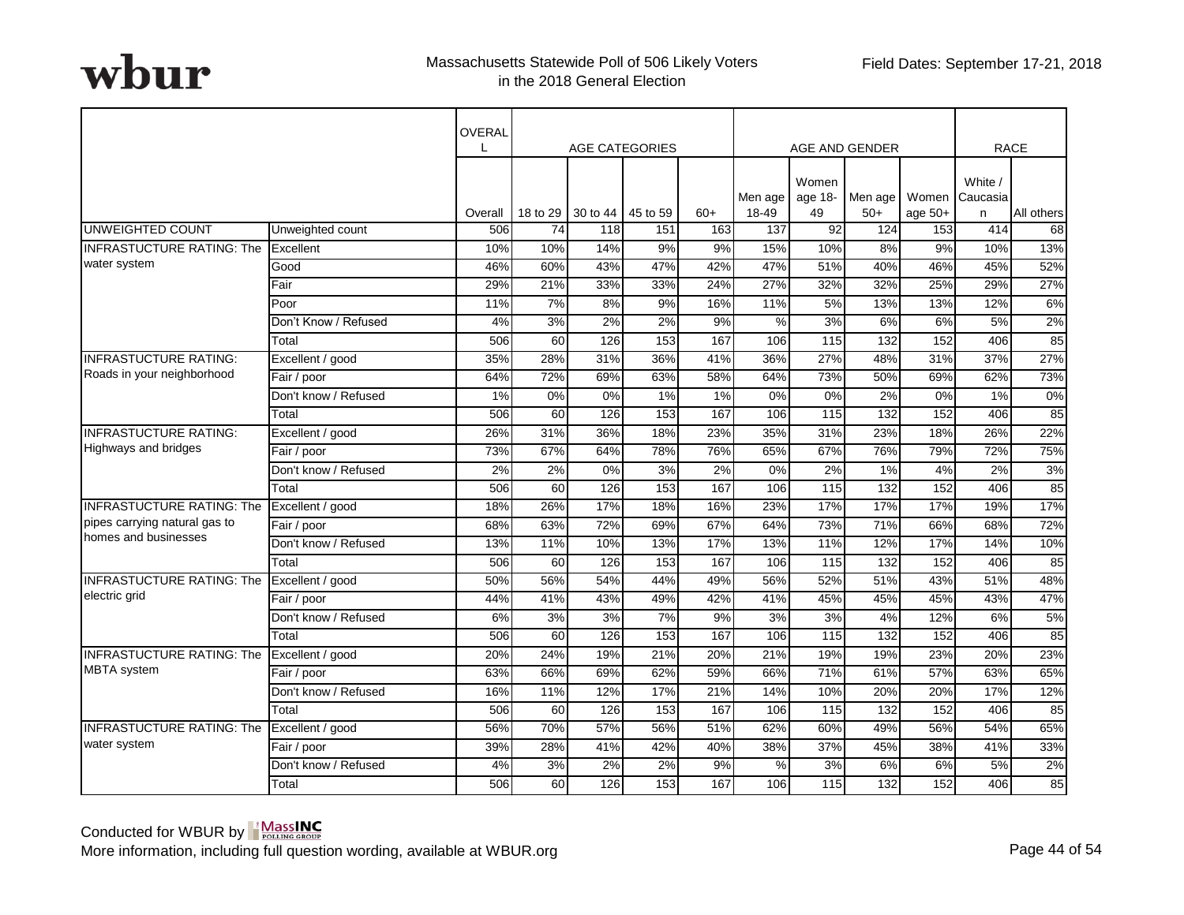wbur

Massachusetts Statewide Poll of 506 Likely Voters in the 2018 General Election

Field Dates: September 17-21, 2018

| | | OVERALL | AGE CATEGORIES | | | | AGE AND GENDER | | | | RACE | |
|---|---|---|---|---|---|---|---|---|---|---|---|---|
| | | Overall | 18 to 29 | 30 to 44 | 45 to 59 | 60+ | Men age 18-49 | Women age 18-49 | Men age 50+ | Women age 50+ | White / Caucasian | All others |
| UNWEIGHTED COUNT | Unweighted count | 506 | 74 | 118 | 151 | 163 | 137 | 92 | 124 | 153 | 414 | 68 |
| INFRASTUCTURE RATING: The water system | Excellent | 10% | 10% | 14% | 9% | 9% | 15% | 10% | 8% | 9% | 10% | 13% |
| | Good | 46% | 60% | 43% | 47% | 42% | 47% | 51% | 40% | 46% | 45% | 52% |
| | Fair | 29% | 21% | 33% | 33% | 24% | 27% | 32% | 32% | 25% | 29% | 27% |
| | Poor | 11% | 7% | 8% | 9% | 16% | 11% | 5% | 13% | 13% | 12% | 6% |
| | Don't Know / Refused | 4% | 3% | 2% | 2% | 9% | % | 3% | 6% | 6% | 5% | 2% |
| | Total | 506 | 60 | 126 | 153 | 167 | 106 | 115 | 132 | 152 | 406 | 85 |
| INFRASTUCTURE RATING: Roads in your neighborhood | Excellent / good | 35% | 28% | 31% | 36% | 41% | 36% | 27% | 48% | 31% | 37% | 27% |
| | Fair / poor | 64% | 72% | 69% | 63% | 58% | 64% | 73% | 50% | 69% | 62% | 73% |
| | Don't know / Refused | 1% | 0% | 0% | 1% | 1% | 0% | 0% | 2% | 0% | 1% | 0% |
| | Total | 506 | 60 | 126 | 153 | 167 | 106 | 115 | 132 | 152 | 406 | 85 |
| INFRASTUCTURE RATING: Highways and bridges | Excellent / good | 26% | 31% | 36% | 18% | 23% | 35% | 31% | 23% | 18% | 26% | 22% |
| | Fair / poor | 73% | 67% | 64% | 78% | 76% | 65% | 67% | 76% | 79% | 72% | 75% |
| | Don't know / Refused | 2% | 2% | 0% | 3% | 2% | 0% | 2% | 1% | 4% | 2% | 3% |
| | Total | 506 | 60 | 126 | 153 | 167 | 106 | 115 | 132 | 152 | 406 | 85 |
| INFRASTUCTURE RATING: The pipes carrying natural gas to homes and businesses | Excellent / good | 18% | 26% | 17% | 18% | 16% | 23% | 17% | 17% | 17% | 19% | 17% |
| | Fair / poor | 68% | 63% | 72% | 69% | 67% | 64% | 73% | 71% | 66% | 68% | 72% |
| | Don't know / Refused | 13% | 11% | 10% | 13% | 17% | 13% | 11% | 12% | 17% | 14% | 10% |
| | Total | 506 | 60 | 126 | 153 | 167 | 106 | 115 | 132 | 152 | 406 | 85 |
| INFRASTUCTURE RATING: The electric grid | Excellent / good | 50% | 56% | 54% | 44% | 49% | 56% | 52% | 51% | 43% | 51% | 48% |
| | Fair / poor | 44% | 41% | 43% | 49% | 42% | 41% | 45% | 45% | 45% | 43% | 47% |
| | Don't know / Refused | 6% | 3% | 3% | 7% | 9% | 3% | 3% | 4% | 12% | 6% | 5% |
| | Total | 506 | 60 | 126 | 153 | 167 | 106 | 115 | 132 | 152 | 406 | 85 |
| INFRASTUCTURE RATING: The MBTA system | Excellent / good | 20% | 24% | 19% | 21% | 20% | 21% | 19% | 19% | 23% | 20% | 23% |
| | Fair / poor | 63% | 66% | 69% | 62% | 59% | 66% | 71% | 61% | 57% | 63% | 65% |
| | Don't know / Refused | 16% | 11% | 12% | 17% | 21% | 14% | 10% | 20% | 20% | 17% | 12% |
| | Total | 506 | 60 | 126 | 153 | 167 | 106 | 115 | 132 | 152 | 406 | 85 |
| INFRASTUCTURE RATING: The water system | Excellent / good | 56% | 70% | 57% | 56% | 51% | 62% | 60% | 49% | 56% | 54% | 65% |
| | Fair / poor | 39% | 28% | 41% | 42% | 40% | 38% | 37% | 45% | 38% | 41% | 33% |
| | Don't know / Refused | 4% | 3% | 2% | 2% | 9% | % | 3% | 6% | 6% | 5% | 2% |
| | Total | 506 | 60 | 126 | 153 | 167 | 106 | 115 | 132 | 152 | 406 | 85 |

Conducted for WBUR by MassINC Polling Group

More information, including full question wording, available at WBUR.org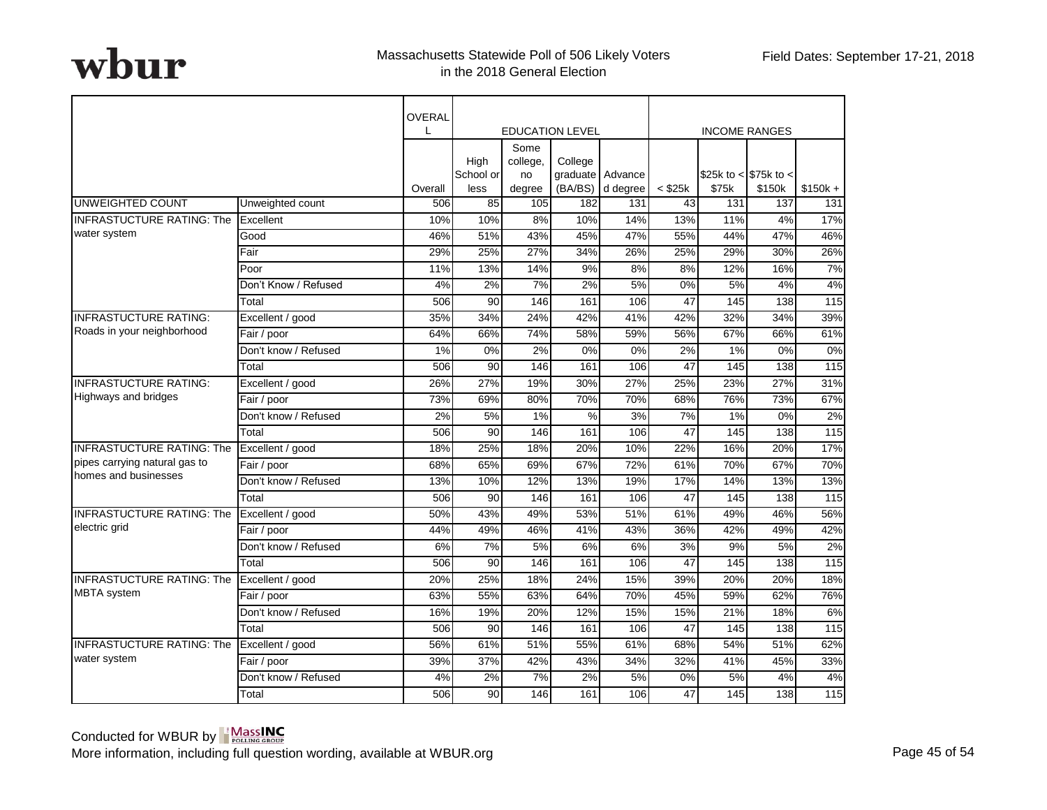Massachusetts Statewide Poll of 506 Likely Voters in the 2018 General Election

Field Dates: September 17-21, 2018

| | | OVERALL | EDUCATION LEVEL | | | | INCOME RANGES | | | |
|---|---|---|---|---|---|---|---|---|---|---|
| | | Overall | High School or less | Some college, no degree | College graduate (BA/BS) | Advanced degree | < $25k | $25k to < $75k | $75k to < $150k | $150k + |
| UNWEIGHTED COUNT | Unweighted count | 506 | 85 | 105 | 182 | 131 | 43 | 131 | 137 | 131 |
| INFRASTRUCTURE RATING: The water system | Excellent | 10% | 10% | 8% | 10% | 14% | 13% | 11% | 4% | 17% |
| | Good | 46% | 51% | 43% | 45% | 47% | 55% | 44% | 47% | 46% |
| | Fair | 29% | 25% | 27% | 34% | 26% | 25% | 29% | 30% | 26% |
| | Poor | 11% | 13% | 14% | 9% | 8% | 8% | 12% | 16% | 7% |
| | Don't Know / Refused | 4% | 2% | 7% | 2% | 5% | 0% | 5% | 4% | 4% |
| | Total | 506 | 90 | 146 | 161 | 106 | 47 | 145 | 138 | 115 |
| INFRASTRUCTURE RATING: Roads in your neighborhood | Excellent / good | 35% | 34% | 24% | 42% | 41% | 42% | 32% | 34% | 39% |
| | Fair / poor | 64% | 66% | 74% | 58% | 59% | 56% | 67% | 66% | 61% |
| | Don't know / Refused | 1% | 0% | 2% | 0% | 0% | 2% | 1% | 0% | 0% |
| | Total | 506 | 90 | 146 | 161 | 106 | 47 | 145 | 138 | 115 |
| INFRASTRUCTURE RATING: Highways and bridges | Excellent / good | 26% | 27% | 19% | 30% | 27% | 25% | 23% | 27% | 31% |
| | Fair / poor | 73% | 69% | 80% | 70% | 70% | 68% | 76% | 73% | 67% |
| | Don't know / Refused | 2% | 5% | 1% | % | 3% | 7% | 1% | 0% | 2% |
| | Total | 506 | 90 | 146 | 161 | 106 | 47 | 145 | 138 | 115 |
| INFRASTRUCTURE RATING: The pipes carrying natural gas to homes and businesses | Excellent / good | 18% | 25% | 18% | 20% | 10% | 22% | 16% | 20% | 17% |
| | Fair / poor | 68% | 65% | 69% | 67% | 72% | 61% | 70% | 67% | 70% |
| | Don't know / Refused | 13% | 10% | 12% | 13% | 19% | 17% | 14% | 13% | 13% |
| | Total | 506 | 90 | 146 | 161 | 106 | 47 | 145 | 138 | 115 |
| INFRASTRUCTURE RATING: The electric grid | Excellent / good | 50% | 43% | 49% | 53% | 51% | 61% | 49% | 46% | 56% |
| | Fair / poor | 44% | 49% | 46% | 41% | 43% | 36% | 42% | 49% | 42% |
| | Don't know / Refused | 6% | 7% | 5% | 6% | 6% | 3% | 9% | 5% | 2% |
| | Total | 506 | 90 | 146 | 161 | 106 | 47 | 145 | 138 | 115 |
| INFRASTRUCTURE RATING: The MBTA system | Excellent / good | 20% | 25% | 18% | 24% | 15% | 39% | 20% | 20% | 18% |
| | Fair / poor | 63% | 55% | 63% | 64% | 70% | 45% | 59% | 62% | 76% |
| | Don't know / Refused | 16% | 19% | 20% | 12% | 15% | 15% | 21% | 18% | 6% |
| | Total | 506 | 90 | 146 | 161 | 106 | 47 | 145 | 138 | 115 |
| INFRASTRUCTURE RATING: The water system | Excellent / good | 56% | 61% | 51% | 55% | 61% | 68% | 54% | 51% | 62% |
| | Fair / poor | 39% | 37% | 42% | 43% | 34% | 32% | 41% | 45% | 33% |
| | Don't know / Refused | 4% | 2% | 7% | 2% | 5% | 0% | 5% | 4% | 4% |
| | Total | 506 | 90 | 146 | 161 | 106 | 47 | 145 | 138 | 115 |

Conducted for WBUR by MassINC Polling Group

More information, including full question wording, available at WBUR.org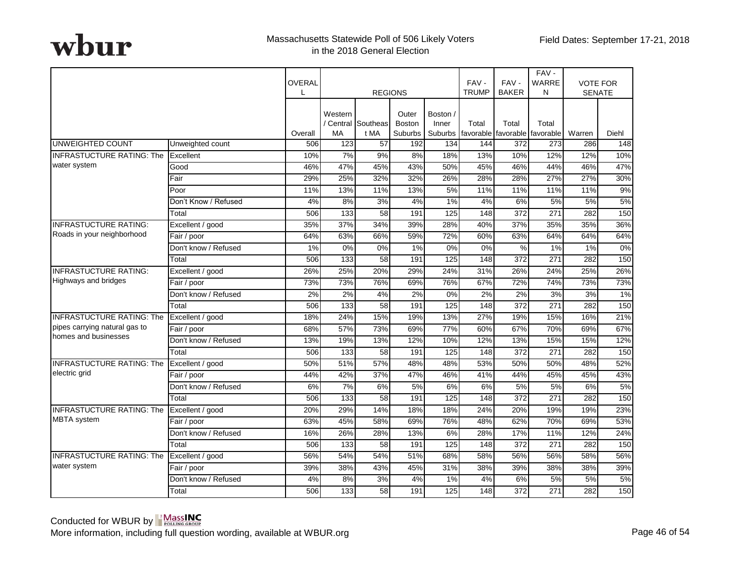wbur

Massachusetts Statewide Poll of 506 Likely Voters in the 2018 General Election

Field Dates: September 17-21, 2018

| | | OVERALL | REGIONS | | | | FAV - TRUMP | FAV - BAKER | FAV - WARREN | VOTE FOR SENATE | |
|---|---|---|---|---|---|---|---|---|---|---|---|
| | | Overall | Western / Central MA | Southeast MA | Outer Boston Suburbs | Boston / Inner Suburbs | Total favorable | Total favorable | Total favorable | Warren | Diehl |
| UNWEIGHTED COUNT | Unweighted count | 506 | 123 | 57 | 192 | 134 | 144 | 372 | 273 | 286 | 148 |
| INFRASTUCTURE RATING: The water system | Excellent | 10% | 7% | 9% | 8% | 18% | 13% | 10% | 12% | 12% | 10% |
| | Good | 46% | 47% | 45% | 43% | 50% | 45% | 46% | 44% | 46% | 47% |
| | Fair | 29% | 25% | 32% | 32% | 26% | 28% | 28% | 27% | 27% | 30% |
| | Poor | 11% | 13% | 11% | 13% | 5% | 11% | 11% | 11% | 11% | 9% |
| | Don't Know / Refused | 4% | 8% | 3% | 4% | 1% | 4% | 6% | 5% | 5% | 5% |
| | Total | 506 | 133 | 58 | 191 | 125 | 148 | 372 | 271 | 282 | 150 |
| INFRASTUCTURE RATING: Roads in your neighborhood | Excellent / good | 35% | 37% | 34% | 39% | 28% | 40% | 37% | 35% | 35% | 36% |
| | Fair / poor | 64% | 63% | 66% | 59% | 72% | 60% | 63% | 64% | 64% | 64% |
| | Don't know / Refused | 1% | 0% | 0% | 1% | 0% | 0% | % | 1% | 1% | 0% |
| | Total | 506 | 133 | 58 | 191 | 125 | 148 | 372 | 271 | 282 | 150 |
| INFRASTUCTURE RATING: Highways and bridges | Excellent / good | 26% | 25% | 20% | 29% | 24% | 31% | 26% | 24% | 25% | 26% |
| | Fair / poor | 73% | 73% | 76% | 69% | 76% | 67% | 72% | 74% | 73% | 73% |
| | Don't know / Refused | 2% | 2% | 4% | 2% | 0% | 2% | 2% | 3% | 3% | 1% |
| | Total | 506 | 133 | 58 | 191 | 125 | 148 | 372 | 271 | 282 | 150 |
| INFRASTUCTURE RATING: The pipes carrying natural gas to homes and businesses | Excellent / good | 18% | 24% | 15% | 19% | 13% | 27% | 19% | 15% | 16% | 21% |
| | Fair / poor | 68% | 57% | 73% | 69% | 77% | 60% | 67% | 70% | 69% | 67% |
| | Don't know / Refused | 13% | 19% | 13% | 12% | 10% | 12% | 13% | 15% | 15% | 12% |
| | Total | 506 | 133 | 58 | 191 | 125 | 148 | 372 | 271 | 282 | 150 |
| INFRASTUCTURE RATING: The electric grid | Excellent / good | 50% | 51% | 57% | 48% | 48% | 53% | 50% | 50% | 48% | 52% |
| | Fair / poor | 44% | 42% | 37% | 47% | 46% | 41% | 44% | 45% | 45% | 43% |
| | Don't know / Refused | 6% | 7% | 6% | 5% | 6% | 6% | 5% | 5% | 6% | 5% |
| | Total | 506 | 133 | 58 | 191 | 125 | 148 | 372 | 271 | 282 | 150 |
| INFRASTUCTURE RATING: The MBTA system | Excellent / good | 20% | 29% | 14% | 18% | 18% | 24% | 20% | 19% | 19% | 23% |
| | Fair / poor | 63% | 45% | 58% | 69% | 76% | 48% | 62% | 70% | 69% | 53% |
| | Don't know / Refused | 16% | 26% | 28% | 13% | 6% | 28% | 17% | 11% | 12% | 24% |
| | Total | 506 | 133 | 58 | 191 | 125 | 148 | 372 | 271 | 282 | 150 |
| INFRASTUCTURE RATING: The water system | Excellent / good | 56% | 54% | 54% | 51% | 68% | 58% | 56% | 56% | 58% | 56% |
| | Fair / poor | 39% | 38% | 43% | 45% | 31% | 38% | 39% | 38% | 38% | 39% |
| | Don't know / Refused | 4% | 8% | 3% | 4% | 1% | 4% | 6% | 5% | 5% | 5% |
| | Total | 506 | 133 | 58 | 191 | 125 | 148 | 372 | 271 | 282 | 150 |

Conducted for WBUR by MassINC Polling Group

More information, including full question wording, available at WBUR.org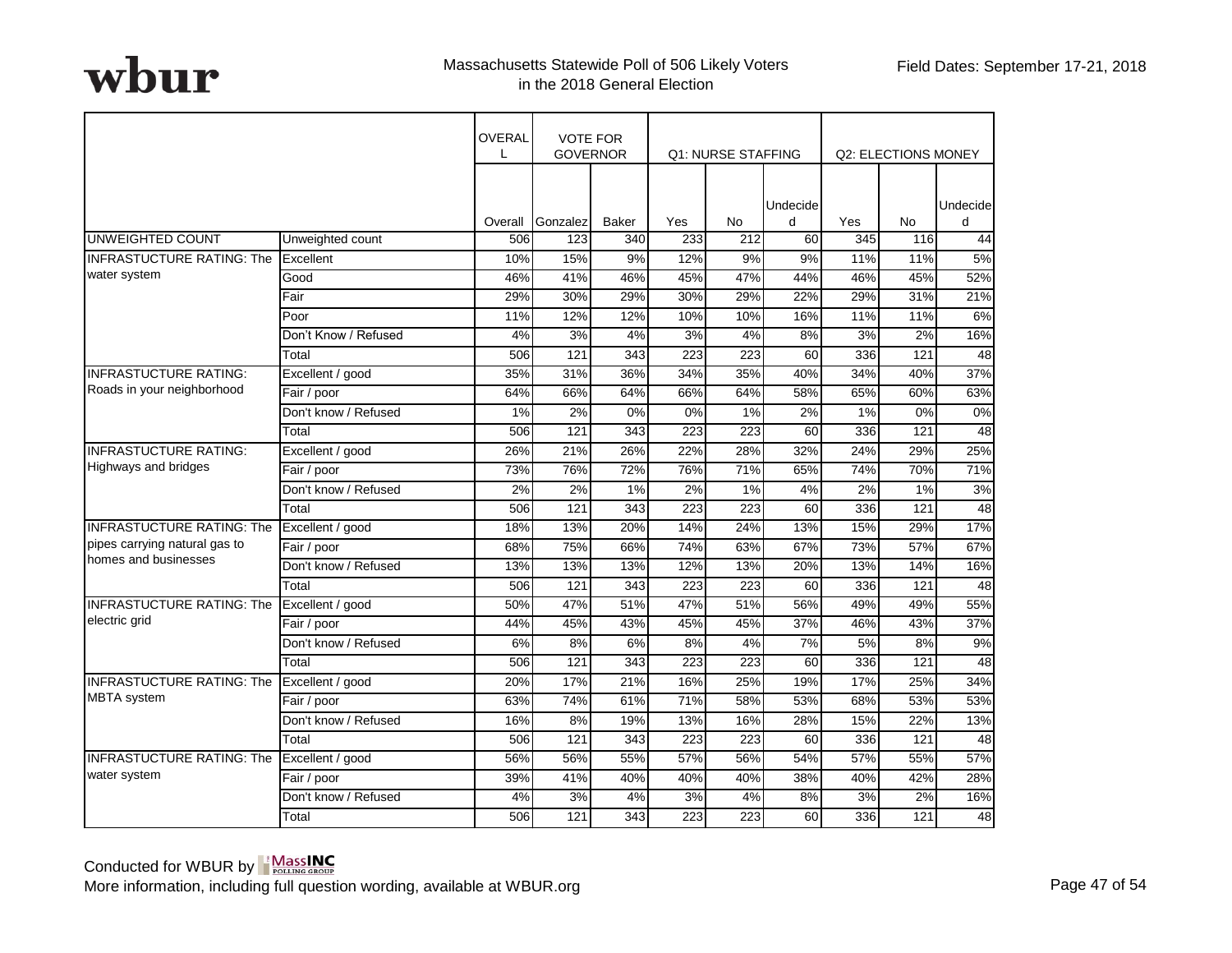Massachusetts Statewide Poll of 506 Likely Voters in the 2018 General Election

Field Dates: September 17-21, 2018

| | | OVERALL | VOTE FOR GOVERNOR | | Q1: NURSE STAFFING | | | Q2: ELECTIONS MONEY | | |
|---|---|---|---|---|---|---|---|---|---|---|
| | | Overall | Gonzalez | Baker | Yes | No | Undecided | Yes | No | Undecided |
| UNWEIGHTED COUNT | Unweighted count | 506 | 123 | 340 | 233 | 212 | 60 | 345 | 116 | 44 |
| INFRASTUCTURE RATING: The water system | Excellent | 10% | 15% | 9% | 12% | 9% | 9% | 11% | 11% | 5% |
| | Good | 46% | 41% | 46% | 45% | 47% | 44% | 46% | 45% | 52% |
| | Fair | 29% | 30% | 29% | 30% | 29% | 22% | 29% | 31% | 21% |
| | Poor | 11% | 12% | 12% | 10% | 10% | 16% | 11% | 11% | 6% |
| | Don't Know / Refused | 4% | 3% | 4% | 3% | 4% | 8% | 3% | 2% | 16% |
| | Total | 506 | 121 | 343 | 223 | 223 | 60 | 336 | 121 | 48 |
| INFRASTUCTURE RATING: Roads in your neighborhood | Excellent / good | 35% | 31% | 36% | 34% | 35% | 40% | 34% | 40% | 37% |
| | Fair / poor | 64% | 66% | 64% | 66% | 64% | 58% | 65% | 60% | 63% |
| | Don't know / Refused | 1% | 2% | 0% | 0% | 1% | 2% | 1% | 0% | 0% |
| | Total | 506 | 121 | 343 | 223 | 223 | 60 | 336 | 121 | 48 |
| INFRASTUCTURE RATING: Highways and bridges | Excellent / good | 26% | 21% | 26% | 22% | 28% | 32% | 24% | 29% | 25% |
| | Fair / poor | 73% | 76% | 72% | 76% | 71% | 65% | 74% | 70% | 71% |
| | Don't know / Refused | 2% | 2% | 1% | 2% | 1% | 4% | 2% | 1% | 3% |
| | Total | 506 | 121 | 343 | 223 | 223 | 60 | 336 | 121 | 48 |
| INFRASTUCTURE RATING: The pipes carrying natural gas to homes and businesses | Excellent / good | 18% | 13% | 20% | 14% | 24% | 13% | 15% | 29% | 17% |
| | Fair / poor | 68% | 75% | 66% | 74% | 63% | 67% | 73% | 57% | 67% |
| | Don't know / Refused | 13% | 13% | 13% | 12% | 13% | 20% | 13% | 14% | 16% |
| | Total | 506 | 121 | 343 | 223 | 223 | 60 | 336 | 121 | 48 |
| INFRASTUCTURE RATING: The electric grid | Excellent / good | 50% | 47% | 51% | 47% | 51% | 56% | 49% | 49% | 55% |
| | Fair / poor | 44% | 45% | 43% | 45% | 45% | 37% | 46% | 43% | 37% |
| | Don't know / Refused | 6% | 8% | 6% | 8% | 4% | 7% | 5% | 8% | 9% |
| | Total | 506 | 121 | 343 | 223 | 223 | 60 | 336 | 121 | 48 |
| INFRASTUCTURE RATING: The MBTA system | Excellent / good | 20% | 17% | 21% | 16% | 25% | 19% | 17% | 25% | 34% |
| | Fair / poor | 63% | 74% | 61% | 71% | 58% | 53% | 68% | 53% | 53% |
| | Don't know / Refused | 16% | 8% | 19% | 13% | 16% | 28% | 15% | 22% | 13% |
| | Total | 506 | 121 | 343 | 223 | 223 | 60 | 336 | 121 | 48 |
| INFRASTUCTURE RATING: The water system | Excellent / good | 56% | 56% | 55% | 57% | 56% | 54% | 57% | 55% | 57% |
| | Fair / poor | 39% | 41% | 40% | 40% | 40% | 38% | 40% | 42% | 28% |
| | Don't know / Refused | 4% | 3% | 4% | 3% | 4% | 8% | 3% | 2% | 16% |
| | Total | 506 | 121 | 343 | 223 | 223 | 60 | 336 | 121 | 48 |

Conducted for WBUR by MassINC Polling Group

More information, including full question wording, available at WBUR.org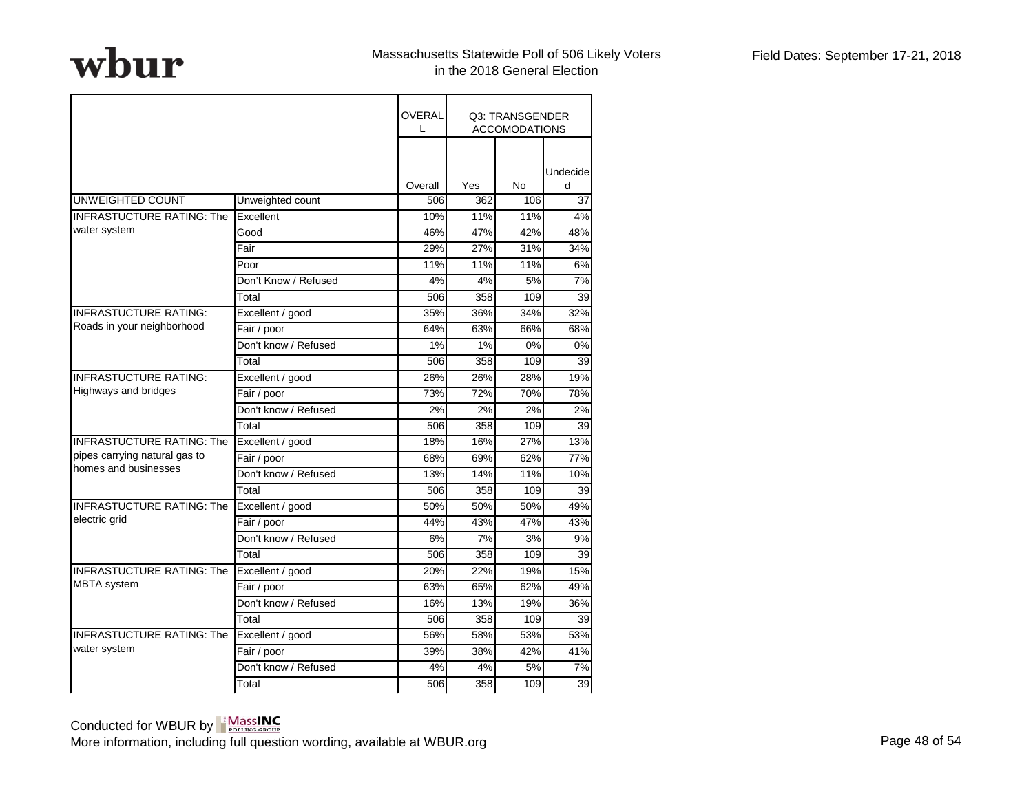Massachusetts Statewide Poll of 506 Likely Voters in the 2018 General Election

Field Dates: September 17-21, 2018

| | | OVERALL | Q3: TRANSGENDER ACCOMODATIONS | | |
|---|---|---|---|---|---|
| | | Overall | Yes | No | Undecided |
| UNWEIGHTED COUNT | Unweighted count | 506 | 362 | 106 | 37 |
| INFRASTUCTURE RATING: The water system | Excellent | 10% | 11% | 11% | 4% |
| | Good | 46% | 47% | 42% | 48% |
| | Fair | 29% | 27% | 31% | 34% |
| | Poor | 11% | 11% | 11% | 6% |
| | Don't Know / Refused | 4% | 4% | 5% | 7% |
| | Total | 506 | 358 | 109 | 39 |
| INFRASTUCTURE RATING: Roads in your neighborhood | Excellent / good | 35% | 36% | 34% | 32% |
| | Fair / poor | 64% | 63% | 66% | 68% |
| | Don't know / Refused | 1% | 1% | 0% | 0% |
| | Total | 506 | 358 | 109 | 39 |
| INFRASTUCTURE RATING: Highways and bridges | Excellent / good | 26% | 26% | 28% | 19% |
| | Fair / poor | 73% | 72% | 70% | 78% |
| | Don't know / Refused | 2% | 2% | 2% | 2% |
| | Total | 506 | 358 | 109 | 39 |
| INFRASTUCTURE RATING: The pipes carrying natural gas to homes and businesses | Excellent / good | 18% | 16% | 27% | 13% |
| | Fair / poor | 68% | 69% | 62% | 77% |
| | Don't know / Refused | 13% | 14% | 11% | 10% |
| | Total | 506 | 358 | 109 | 39 |
| INFRASTUCTURE RATING: The electric grid | Excellent / good | 50% | 50% | 50% | 49% |
| | Fair / poor | 44% | 43% | 47% | 43% |
| | Don't know / Refused | 6% | 7% | 3% | 9% |
| | Total | 506 | 358 | 109 | 39 |
| INFRASTUCTURE RATING: The MBTA system | Excellent / good | 20% | 22% | 19% | 15% |
| | Fair / poor | 63% | 65% | 62% | 49% |
| | Don't know / Refused | 16% | 13% | 19% | 36% |
| | Total | 506 | 358 | 109 | 39 |
| INFRASTUCTURE RATING: The water system | Excellent / good | 56% | 58% | 53% | 53% |
| | Fair / poor | 39% | 38% | 42% | 41% |
| | Don't know / Refused | 4% | 4% | 5% | 7% |
| | Total | 506 | 358 | 109 | 39 |

Conducted for WBUR by MassINC Polling Group

More information, including full question wording, available at WBUR.org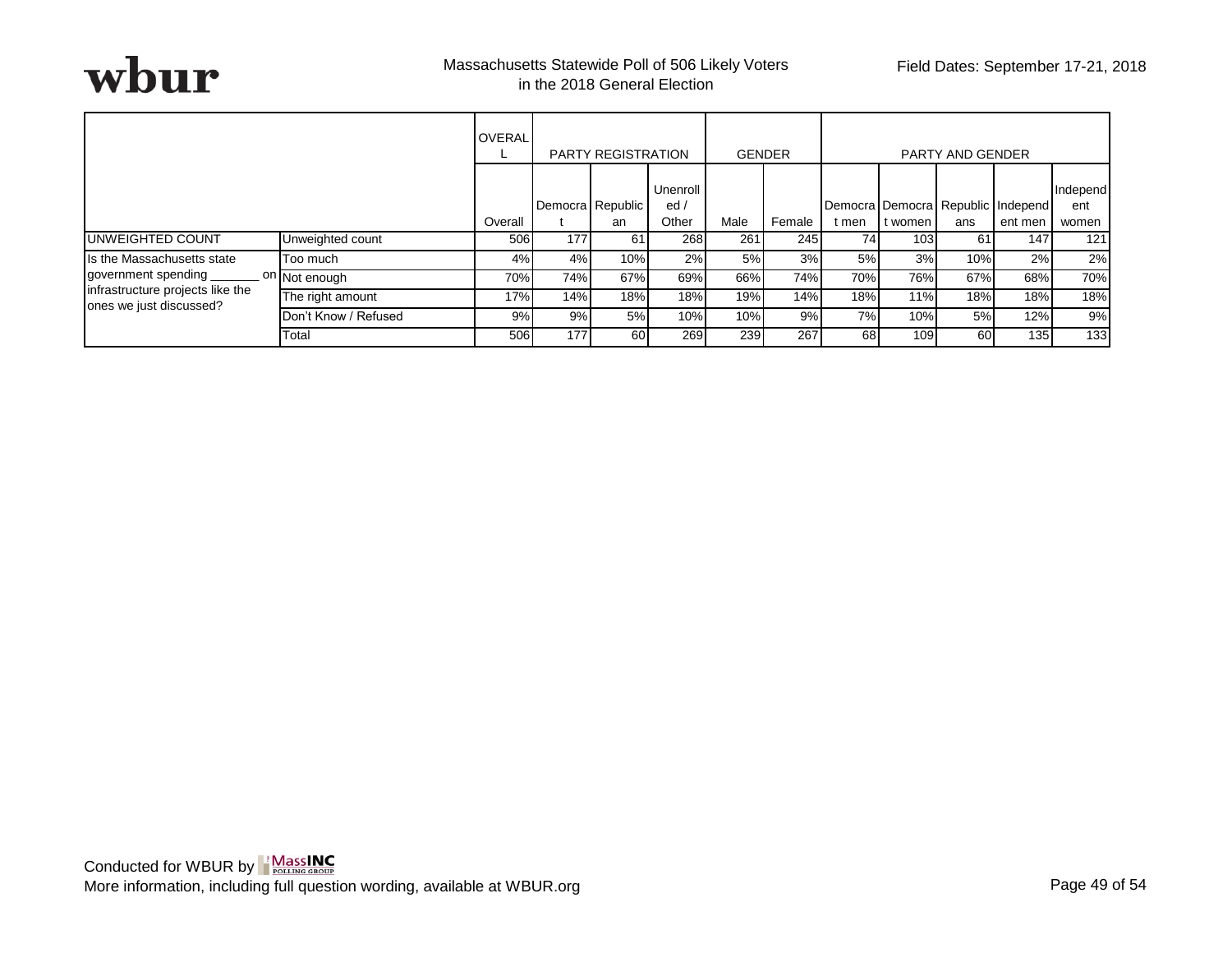wbur

Massachusetts Statewide Poll of 506 Likely Voters in the 2018 General Election

Field Dates: September 17-21, 2018

| | | OVERALL | PARTY REGISTRATION | | | GENDER | | PARTY AND GENDER | | | | |
|---|---|---|---|---|---|---|---|---|---|---|---|---|
| | | Overall | Democrat | Republican | Unenrolled / Other | Male | Female | Democrat men | Democrat women | Republicans | Independent men | Independent women |
| UNWEIGHTED COUNT | Unweighted count | 506 | 177 | 61 | 268 | 261 | 245 | 74 | 103 | 61 | 147 | 121 |
| Is the Massachusetts state government spending _______ on infrastructure projects like the ones we just discussed? | Too much | 4% | 4% | 10% | 2% | 5% | 3% | 5% | 3% | 10% | 2% | 2% |
| | Not enough | 70% | 74% | 67% | 69% | 66% | 74% | 70% | 76% | 67% | 68% | 70% |
| | The right amount | 17% | 14% | 18% | 18% | 19% | 14% | 18% | 11% | 18% | 18% | 18% |
| | Don't Know / Refused | 9% | 9% | 5% | 10% | 10% | 9% | 7% | 10% | 5% | 12% | 9% |
| | Total | 506 | 177 | 60 | 269 | 239 | 267 | 68 | 109 | 60 | 135 | 133 |

Conducted for WBUR by MassINC Polling Group
More information, including full question wording, available at WBUR.org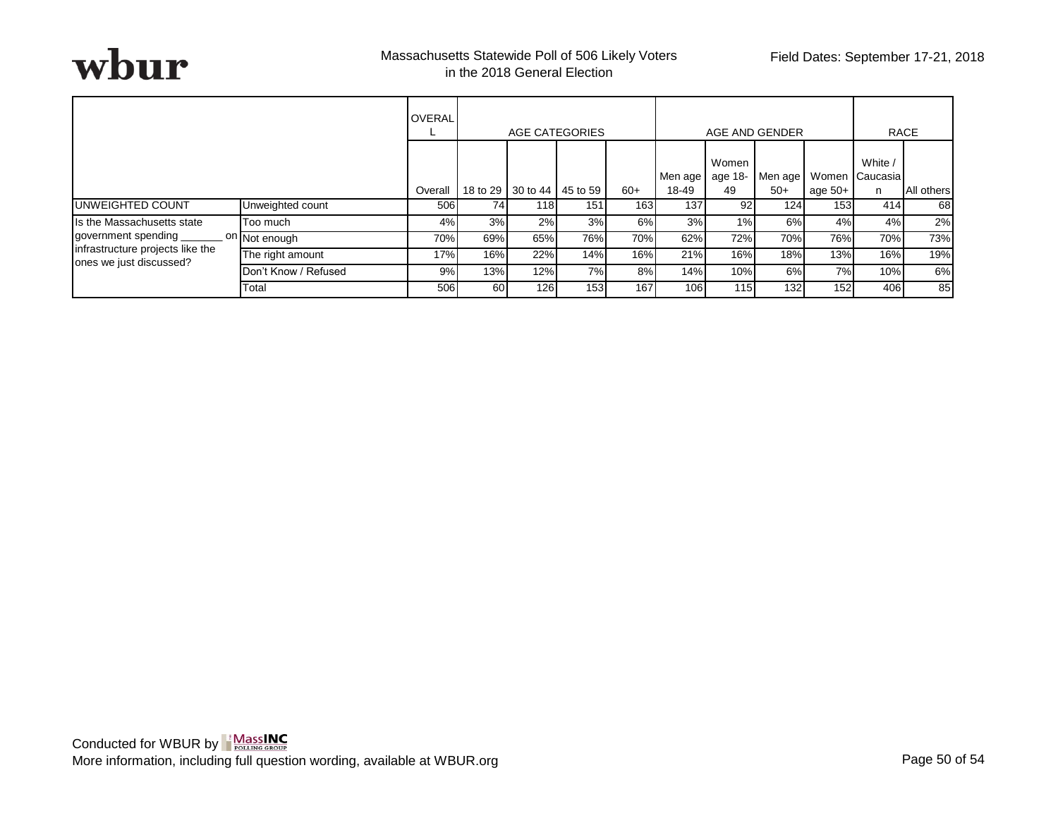wbur

Massachusetts Statewide Poll of 506 Likely Voters in the 2018 General Election

Field Dates: September 17-21, 2018

| | | OVERALL | AGE CATEGORIES | | | | AGE AND GENDER | | | | RACE | |
|---|---|---|---|---|---|---|---|---|---|---|---|---|
| | | Overall | 18 to 29 | 30 to 44 | 45 to 59 | 60+ | Men age 18-49 | Women age 18-49 | Men age 50+ | Women age 50+ | White / Caucasian | All others |
| UNWEIGHTED COUNT | Unweighted count | 506 | 74 | 118 | 151 | 163 | 137 | 92 | 124 | 153 | 414 | 68 |
| Is the Massachusetts state government spending _______ on infrastructure projects like the ones we just discussed? | Too much | 4% | 3% | 2% | 3% | 6% | 3% | 1% | 6% | 4% | 4% | 2% |
| | Not enough | 70% | 69% | 65% | 76% | 70% | 62% | 72% | 70% | 76% | 70% | 73% |
| | The right amount | 17% | 16% | 22% | 14% | 16% | 21% | 16% | 18% | 13% | 16% | 19% |
| | Don't Know / Refused | 9% | 13% | 12% | 7% | 8% | 14% | 10% | 6% | 7% | 10% | 6% |
| | Total | 506 | 60 | 126 | 153 | 167 | 106 | 115 | 132 | 152 | 406 | 85 |

Conducted for WBUR by MassINC Polling Group

More information, including full question wording, available at WBUR.org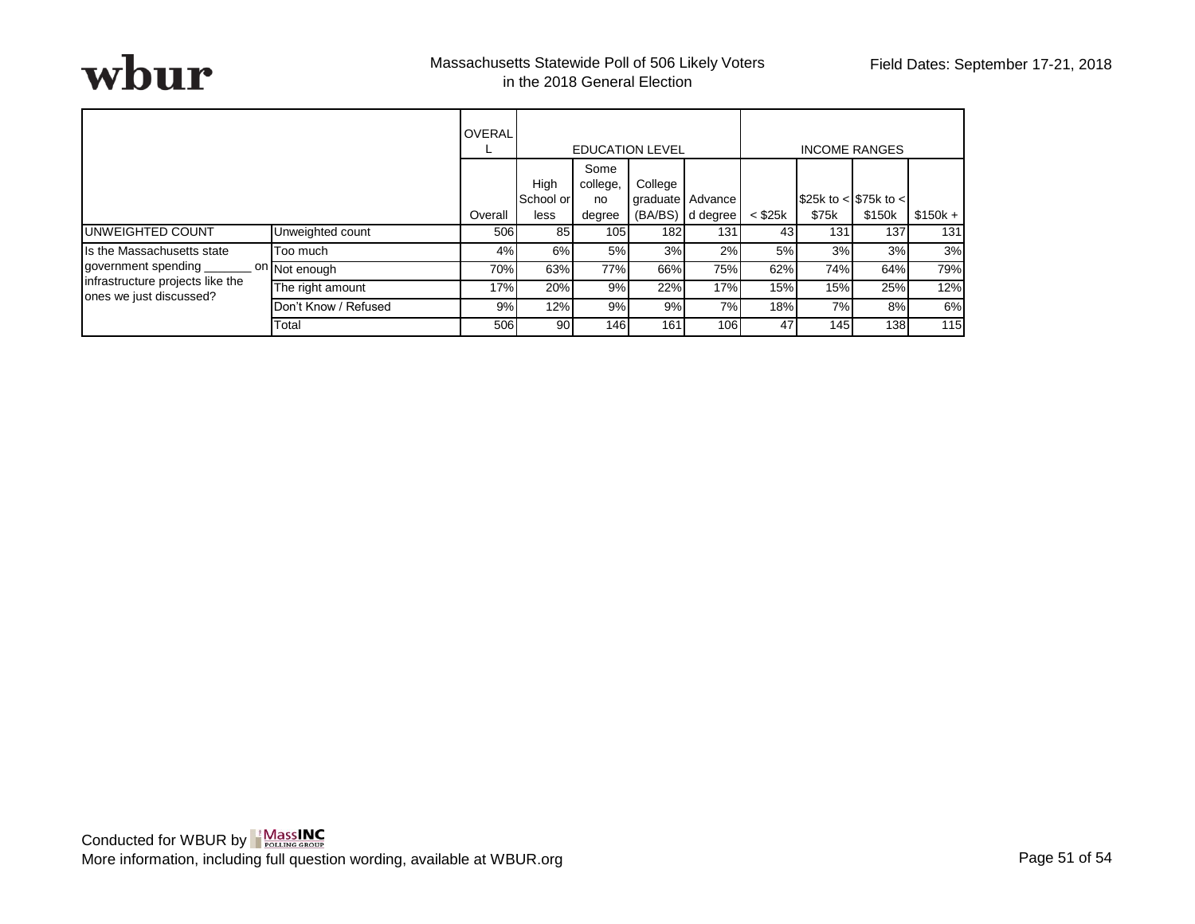| | | OVERALL | EDUCATION LEVEL | | | | INCOME RANGES | | | |
|---|---|---|---|---|---|---|---|---|---|---|
| | | Overall | High School or less | Some college, no degree | College graduate (BA/BS) | Advanced degree | < $25k | $25k to < $75k | $75k to < $150k | $150k + |
| UNWEIGHTED COUNT | Unweighted count | 506 | 85 | 105 | 182 | 131 | 43 | 131 | 137 | 131 |
| Is the Massachusetts state government spending _______ on infrastructure projects like the ones we just discussed? | Too much | 4% | 6% | 5% | 3% | 2% | 5% | 3% | 3% | 3% |
| | Not enough | 70% | 63% | 77% | 66% | 75% | 62% | 74% | 64% | 79% |
| | The right amount | 17% | 20% | 9% | 22% | 17% | 15% | 15% | 25% | 12% |
| | Don't Know / Refused | 9% | 12% | 9% | 9% | 7% | 18% | 7% | 8% | 6% |
| | Total | 506 | 90 | 146 | 161 | 106 | 47 | 145 | 138 | 115 |

Conducted for WBUR by MassINC Polling Group

More information, including full question wording, available at WBUR.org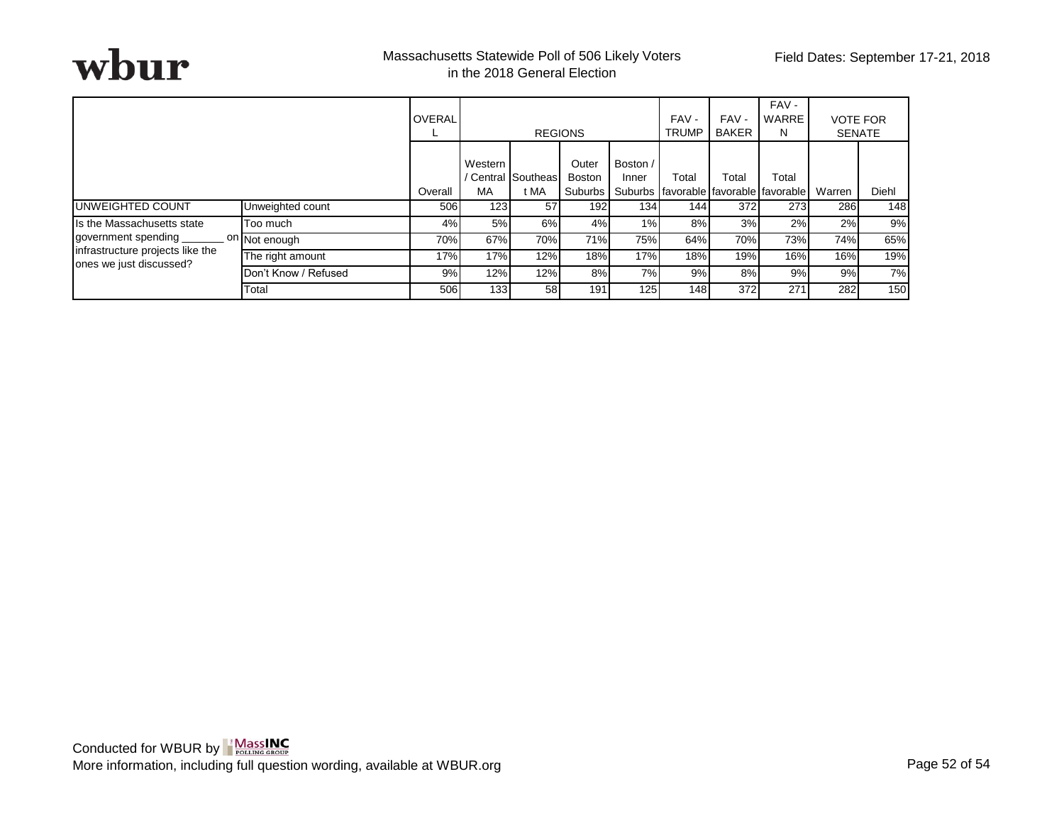Massachusetts Statewide Poll of 506 Likely Voters in the 2018 General Election

Field Dates: September 17-21, 2018

| | | OVERALL | REGIONS | | | | FAV - TRUMP | FAV - BAKER | FAV - WARREN | VOTE FOR SENATE | |
|---|---|---|---|---|---|---|---|---|---|---|---|
| | | Overall | Western / Central MA | Southeast MA | Outer Boston Suburbs | Boston / Inner Suburbs | Total favorable | Total favorable | Total favorable | Warren | Diehl |
| UNWEIGHTED COUNT | Unweighted count | 506 | 123 | 57 | 192 | 134 | 144 | 372 | 273 | 286 | 148 |
| Is the Massachusetts state government spending _______ on infrastructure projects like the ones we just discussed? | Too much | 4% | 5% | 6% | 4% | 1% | 8% | 3% | 2% | 2% | 9% |
| | Not enough | 70% | 67% | 70% | 71% | 75% | 64% | 70% | 73% | 74% | 65% |
| | The right amount | 17% | 17% | 12% | 18% | 17% | 18% | 19% | 16% | 16% | 19% |
| | Don't Know / Refused | 9% | 12% | 12% | 8% | 7% | 9% | 8% | 9% | 9% | 7% |
| | Total | 506 | 133 | 58 | 191 | 125 | 148 | 372 | 271 | 282 | 150 |

Conducted for WBUR by MassINC Polling Group
More information, including full question wording, available at WBUR.org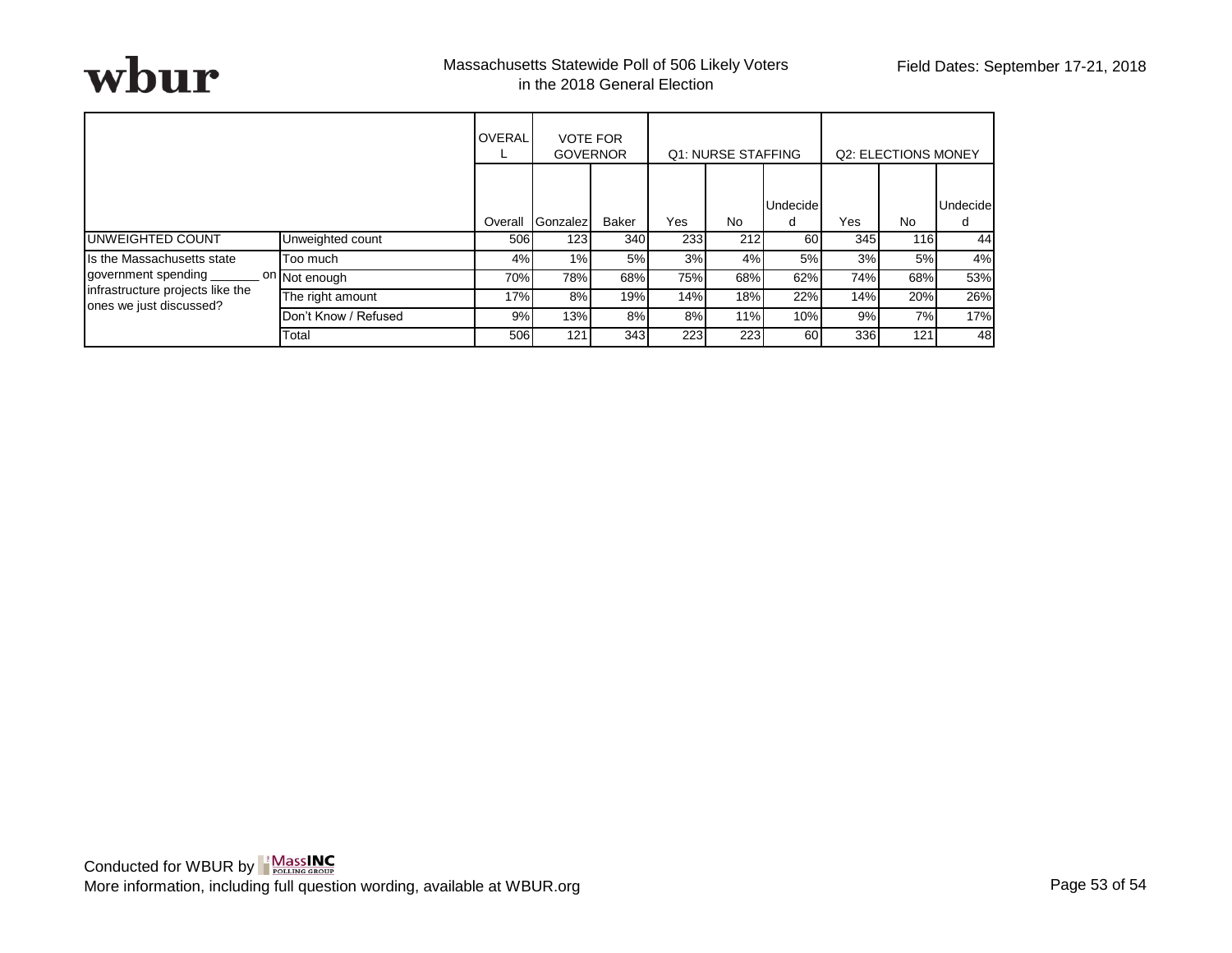# wbur

Massachusetts Statewide Poll of 506 Likely Voters in the 2018 General Election

Field Dates: September 17-21, 2018

| | | OVERALL | VOTE FOR GOVERNOR | | Q1: NURSE STAFFING | | | Q2: ELECTIONS MONEY | | |
|---|---|---|---|---|---|---|---|---|---|---|
| | | Overall | Gonzalez | Baker | Yes | No | Undecided | Yes | No | Undecided |
| UNWEIGHTED COUNT | Unweighted count | 506 | 123 | 340 | 233 | 212 | 60 | 345 | 116 | 44 |
| Is the Massachusetts state government spending _______ on infrastructure projects like the ones we just discussed? | Too much | 4% | 1% | 5% | 3% | 4% | 5% | 3% | 5% | 4% |
| | Not enough | 70% | 78% | 68% | 75% | 68% | 62% | 74% | 68% | 53% |
| | The right amount | 17% | 8% | 19% | 14% | 18% | 22% | 14% | 20% | 26% |
| | Don't Know / Refused | 9% | 13% | 8% | 8% | 11% | 10% | 9% | 7% | 17% |
| | Total | 506 | 121 | 343 | 223 | 223 | 60 | 336 | 121 | 48 |

Conducted for WBUR by MassINC Polling Group

More information, including full question wording, available at WBUR.org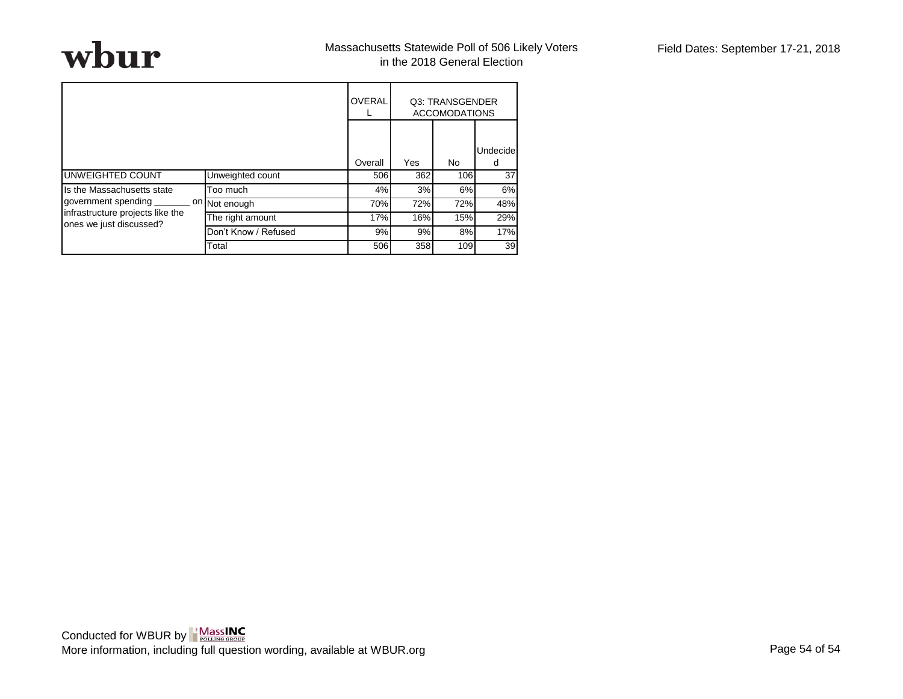wbur

Massachusetts Statewide Poll of 506 Likely Voters in the 2018 General Election

Field Dates: September 17-21, 2018

| | | OVERALL | Q3: TRANSGENDER ACCOMODATIONS | | |
|---|---|---|---|---|---|
| | | Overall | Yes | No | Undecided |
| UNWEIGHTED COUNT | Unweighted count | 506 | 362 | 106 | 37 |
| Is the Massachusetts state government spending _______ on infrastructure projects like the ones we just discussed? | Too much | 4% | 3% | 6% | 6% |
| | Not enough | 70% | 72% | 72% | 48% |
| | The right amount | 17% | 16% | 15% | 29% |
| | Don't Know / Refused | 9% | 9% | 8% | 17% |
| | Total | 506 | 358 | 109 | 39 |

Conducted for WBUR by MassINC Polling Group

More information, including full question wording, available at WBUR.org